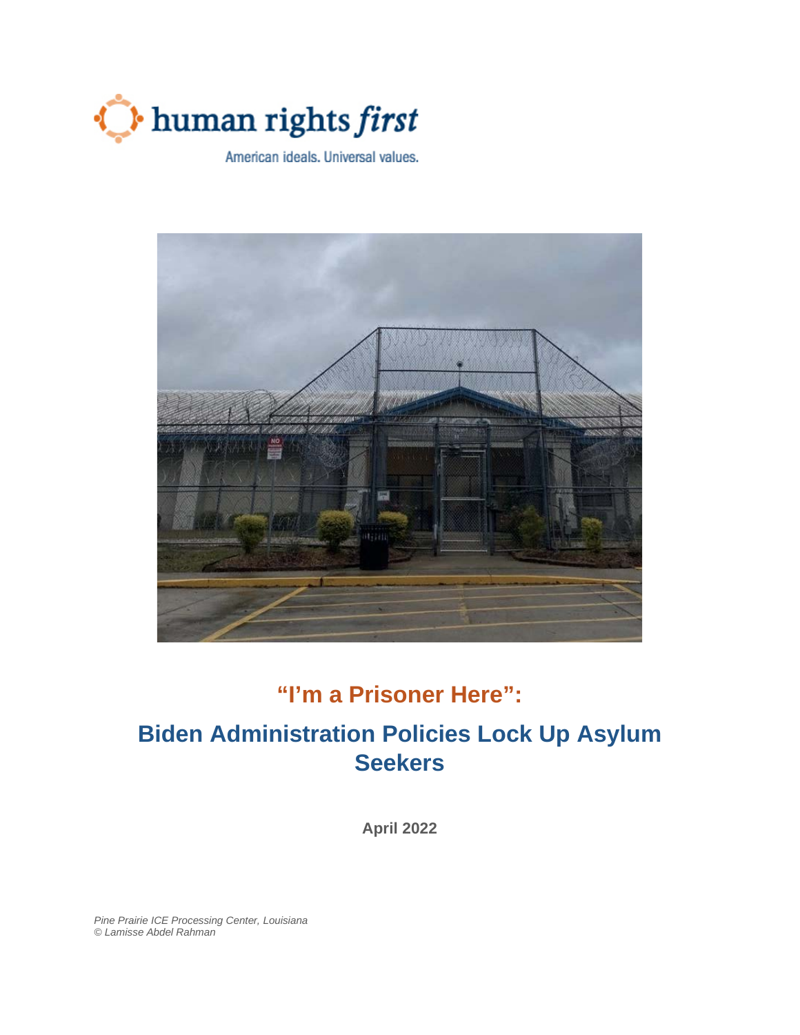human rights *first*

American ideals. Universal values.

# "I'm a Prisoner Here":

# Biden Administration Policies Lock Up Asylum Seekers

**April 2022**

*Pine Prairie ICE Processing Center, Louisiana*
*© Lamisse Abdel Rahman*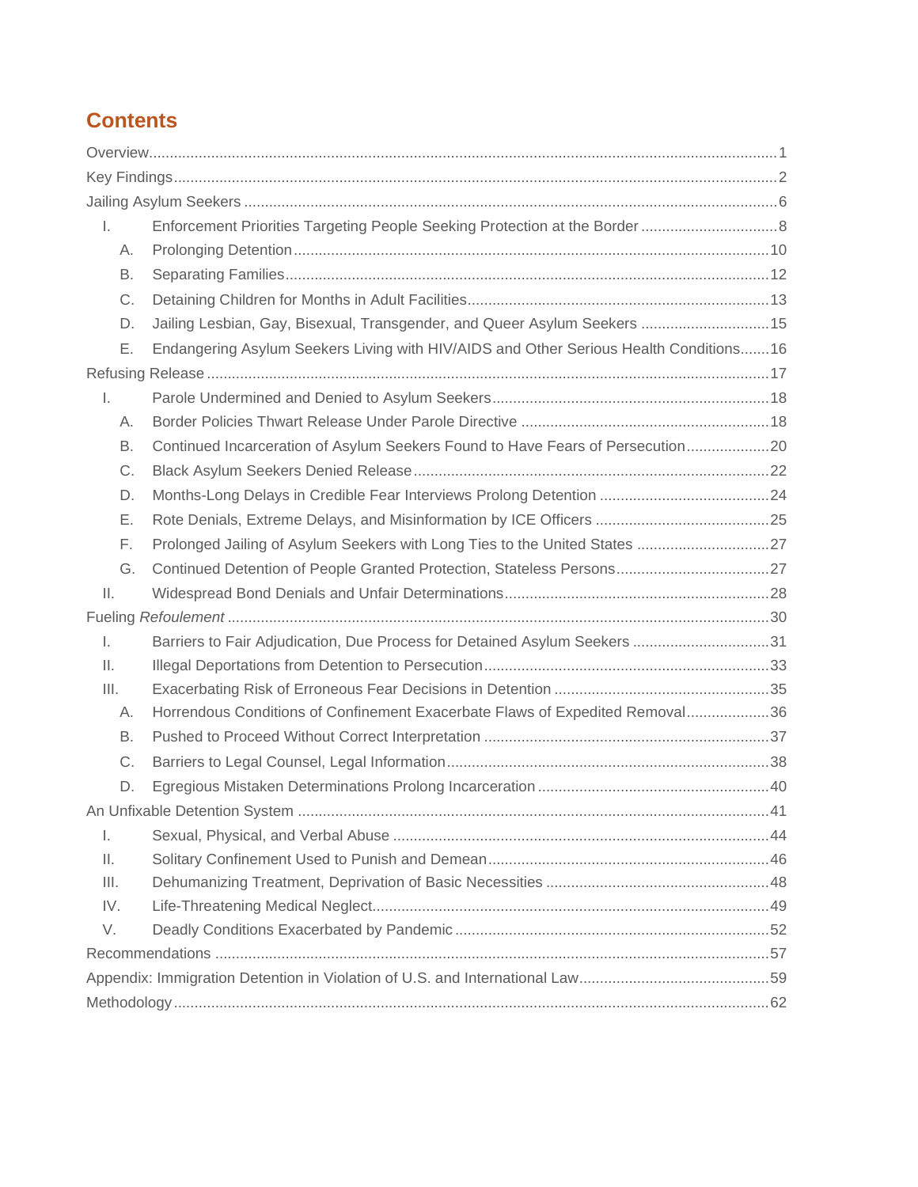## Contents

Overview ........................................................................................................................................ 1

Key Findings ................................................................................................................................. 2

Jailing Asylum Seekers ................................................................................................................ 6

- I. Enforcement Priorities Targeting People Seeking Protection at the Border ................................. 8
  - A. Prolonging Detention ........................................................................................................ 10
  - B. Separating Families .......................................................................................................... 12
  - C. Detaining Children for Months in Adult Facilities ............................................................ 13
  - D. Jailing Lesbian, Gay, Bisexual, Transgender, and Queer Asylum Seekers ............................... 15
  - E. Endangering Asylum Seekers Living with HIV/AIDS and Other Serious Health Conditions ....... 16

Refusing Release ........................................................................................................................ 17

- I. Parole Undermined and Denied to Asylum Seekers ................................................................ 18
  - A. Border Policies Thwart Release Under Parole Directive ........................................................ 18
  - B. Continued Incarceration of Asylum Seekers Found to Have Fears of Persecution .................... 20
  - C. Black Asylum Seekers Denied Release ................................................................................ 22
  - D. Months-Long Delays in Credible Fear Interviews Prolong Detention ..................................... 24
  - E. Rote Denials, Extreme Delays, and Misinformation by ICE Officers ....................................... 25
  - F. Prolonged Jailing of Asylum Seekers with Long Ties to the United States ................................ 27
  - G. Continued Detention of People Granted Protection, Stateless Persons .................................... 27
- II. Widespread Bond Denials and Unfair Determinations ............................................................ 28

Fueling *Refoulement* .................................................................................................................. 30

- I. Barriers to Fair Adjudication, Due Process for Detained Asylum Seekers ................................. 31
- II. Illegal Deportations from Detention to Persecution ................................................................ 33
- III. Exacerbating Risk of Erroneous Fear Decisions in Detention .................................................. 35
  - A. Horrendous Conditions of Confinement Exacerbate Flaws of Expedited Removal .................... 36
  - B. Pushed to Proceed Without Correct Interpretation ............................................................... 37
  - C. Barriers to Legal Counsel, Legal Information ...................................................................... 38
  - D. Egregious Mistaken Determinations Prolong Incarceration ................................................... 40

An Unfixable Detention System ................................................................................................... 41

- I. Sexual, Physical, and Verbal Abuse ........................................................................................ 44
- II. Solitary Confinement Used to Punish and Demean ................................................................ 46
- III. Dehumanizing Treatment, Deprivation of Basic Necessities .................................................. 48
- IV. Life-Threatening Medical Neglect .......................................................................................... 49
- V. Deadly Conditions Exacerbated by Pandemic ......................................................................... 52

Recommendations ...................................................................................................................... 57

Appendix: Immigration Detention in Violation of U.S. and International Law .................................. 59

Methodology ............................................................................................................................... 62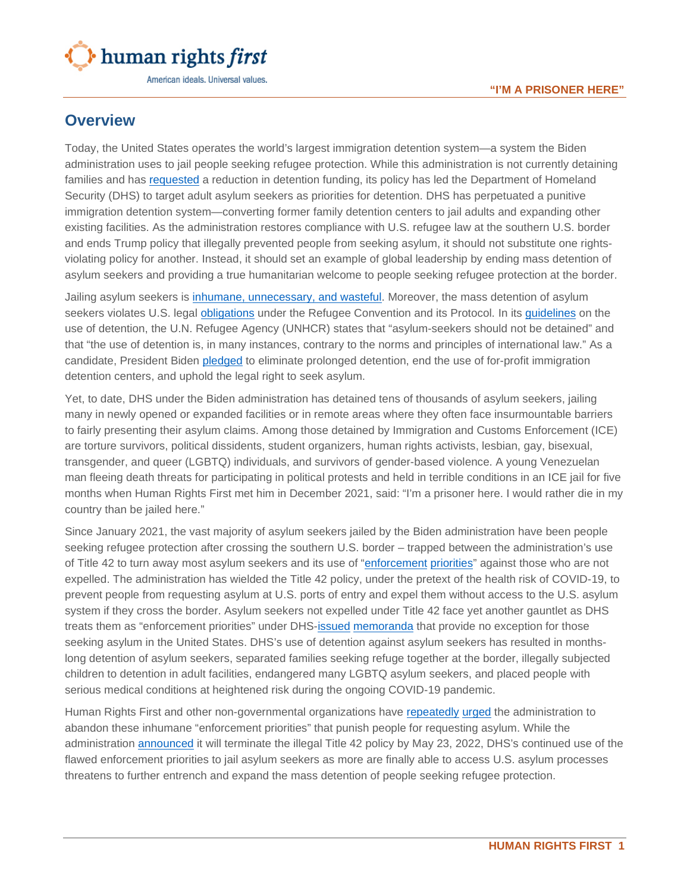## Overview

Today, the United States operates the world's largest immigration detention system—a system the Biden administration uses to jail people seeking refugee protection. While this administration is not currently detaining families and has requested a reduction in detention funding, its policy has led the Department of Homeland Security (DHS) to target adult asylum seekers as priorities for detention. DHS has perpetuated a punitive immigration detention system—converting former family detention centers to jail adults and expanding other existing facilities. As the administration restores compliance with U.S. refugee law at the southern U.S. border and ends Trump policy that illegally prevented people from seeking asylum, it should not substitute one rights-violating policy for another. Instead, it should set an example of global leadership by ending mass detention of asylum seekers and providing a true humanitarian welcome to people seeking refugee protection at the border.

Jailing asylum seekers is inhumane, unnecessary, and wasteful. Moreover, the mass detention of asylum seekers violates U.S. legal obligations under the Refugee Convention and its Protocol. In its guidelines on the use of detention, the U.N. Refugee Agency (UNHCR) states that "asylum-seekers should not be detained" and that "the use of detention is, in many instances, contrary to the norms and principles of international law." As a candidate, President Biden pledged to eliminate prolonged detention, end the use of for-profit immigration detention centers, and uphold the legal right to seek asylum.

Yet, to date, DHS under the Biden administration has detained tens of thousands of asylum seekers, jailing many in newly opened or expanded facilities or in remote areas where they often face insurmountable barriers to fairly presenting their asylum claims. Among those detained by Immigration and Customs Enforcement (ICE) are torture survivors, political dissidents, student organizers, human rights activists, lesbian, gay, bisexual, transgender, and queer (LGBTQ) individuals, and survivors of gender-based violence. A young Venezuelan man fleeing death threats for participating in political protests and held in terrible conditions in an ICE jail for five months when Human Rights First met him in December 2021, said: "I'm a prisoner here. I would rather die in my country than be jailed here."

Since January 2021, the vast majority of asylum seekers jailed by the Biden administration have been people seeking refugee protection after crossing the southern U.S. border – trapped between the administration's use of Title 42 to turn away most asylum seekers and its use of "enforcement priorities" against those who are not expelled. The administration has wielded the Title 42 policy, under the pretext of the health risk of COVID-19, to prevent people from requesting asylum at U.S. ports of entry and expel them without access to the U.S. asylum system if they cross the border. Asylum seekers not expelled under Title 42 face yet another gauntlet as DHS treats them as "enforcement priorities" under DHS-issued memoranda that provide no exception for those seeking asylum in the United States. DHS's use of detention against asylum seekers has resulted in months-long detention of asylum seekers, separated families seeking refuge together at the border, illegally subjected children to detention in adult facilities, endangered many LGBTQ asylum seekers, and placed people with serious medical conditions at heightened risk during the ongoing COVID-19 pandemic.

Human Rights First and other non-governmental organizations have repeatedly urged the administration to abandon these inhumane "enforcement priorities" that punish people for requesting asylum. While the administration announced it will terminate the illegal Title 42 policy by May 23, 2022, DHS's continued use of the flawed enforcement priorities to jail asylum seekers as more are finally able to access U.S. asylum processes threatens to further entrench and expand the mass detention of people seeking refugee protection.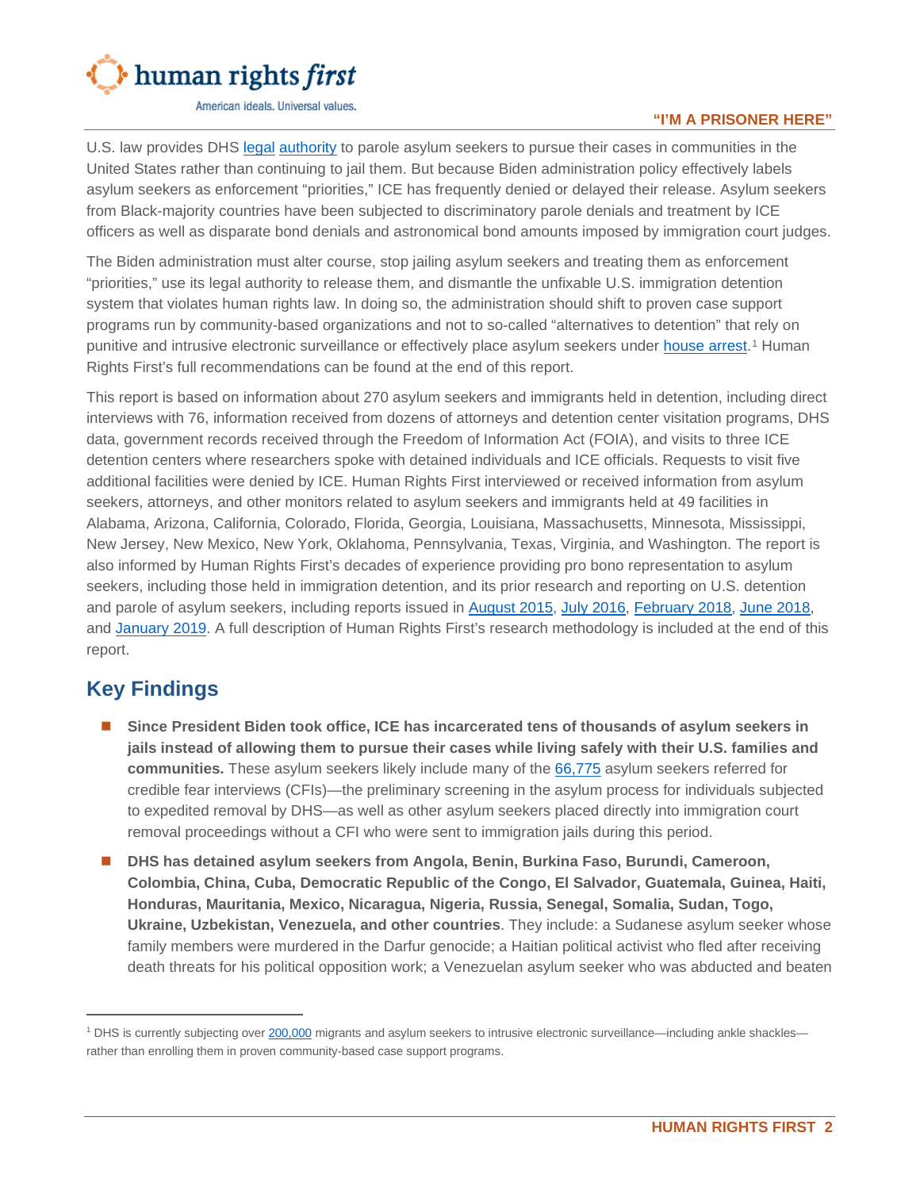U.S. law provides DHS legal authority to parole asylum seekers to pursue their cases in communities in the United States rather than continuing to jail them. But because Biden administration policy effectively labels asylum seekers as enforcement "priorities," ICE has frequently denied or delayed their release. Asylum seekers from Black-majority countries have been subjected to discriminatory parole denials and treatment by ICE officers as well as disparate bond denials and astronomical bond amounts imposed by immigration court judges.

The Biden administration must alter course, stop jailing asylum seekers and treating them as enforcement "priorities," use its legal authority to release them, and dismantle the unfixable U.S. immigration detention system that violates human rights law. In doing so, the administration should shift to proven case support programs run by community-based organizations and not to so-called "alternatives to detention" that rely on punitive and intrusive electronic surveillance or effectively place asylum seekers under house arrest.[1] Human Rights First's full recommendations can be found at the end of this report.

This report is based on information about 270 asylum seekers and immigrants held in detention, including direct interviews with 76, information received from dozens of attorneys and detention center visitation programs, DHS data, government records received through the Freedom of Information Act (FOIA), and visits to three ICE detention centers where researchers spoke with detained individuals and ICE officials. Requests to visit five additional facilities were denied by ICE. Human Rights First interviewed or received information from asylum seekers, attorneys, and other monitors related to asylum seekers and immigrants held at 49 facilities in Alabama, Arizona, California, Colorado, Florida, Georgia, Louisiana, Massachusetts, Minnesota, Mississippi, New Jersey, New Mexico, New York, Oklahoma, Pennsylvania, Texas, Virginia, and Washington. The report is also informed by Human Rights First's decades of experience providing pro bono representation to asylum seekers, including those held in immigration detention, and its prior research and reporting on U.S. detention and parole of asylum seekers, including reports issued in August 2015, July 2016, February 2018, June 2018, and January 2019. A full description of Human Rights First's research methodology is included at the end of this report.

## Key Findings

- **Since President Biden took office, ICE has incarcerated tens of thousands of asylum seekers in jails instead of allowing them to pursue their cases while living safely with their U.S. families and communities.** These asylum seekers likely include many of the 66,775 asylum seekers referred for credible fear interviews (CFIs)—the preliminary screening in the asylum process for individuals subjected to expedited removal by DHS—as well as other asylum seekers placed directly into immigration court removal proceedings without a CFI who were sent to immigration jails during this period.
- **DHS has detained asylum seekers from Angola, Benin, Burkina Faso, Burundi, Cameroon, Colombia, China, Cuba, Democratic Republic of the Congo, El Salvador, Guatemala, Guinea, Haiti, Honduras, Mauritania, Mexico, Nicaragua, Nigeria, Russia, Senegal, Somalia, Sudan, Togo, Ukraine, Uzbekistan, Venezuela, and other countries**. They include: a Sudanese asylum seeker whose family members were murdered in the Darfur genocide; a Haitian political activist who fled after receiving death threats for his political opposition work; a Venezuelan asylum seeker who was abducted and beaten

[1] DHS is currently subjecting over 200,000 migrants and asylum seekers to intrusive electronic surveillance—including ankle shackles—rather than enrolling them in proven community-based case support programs.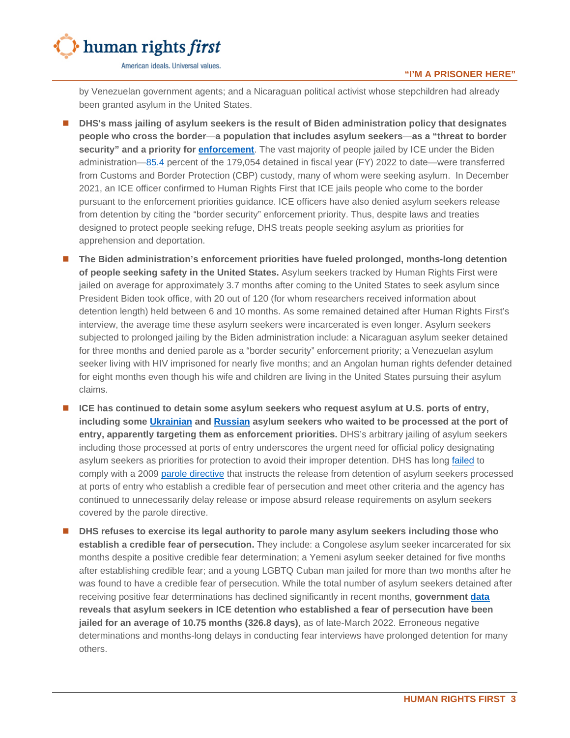by Venezuelan government agents; and a Nicaraguan political activist whose stepchildren had already been granted asylum in the United States.

- **DHS's mass jailing of asylum seekers is the result of Biden administration policy that designates people who cross the border—a population that includes asylum seekers—as a "threat to border security" and a priority for enforcement.** The vast majority of people jailed by ICE under the Biden administration—85.4 percent of the 179,054 detained in fiscal year (FY) 2022 to date—were transferred from Customs and Border Protection (CBP) custody, many of whom were seeking asylum. In December 2021, an ICE officer confirmed to Human Rights First that ICE jails people who come to the border pursuant to the enforcement priorities guidance. ICE officers have also denied asylum seekers release from detention by citing the "border security" enforcement priority. Thus, despite laws and treaties designed to protect people seeking refuge, DHS treats people seeking asylum as priorities for apprehension and deportation.

- **The Biden administration's enforcement priorities have fueled prolonged, months-long detention of people seeking safety in the United States.** Asylum seekers tracked by Human Rights First were jailed on average for approximately 3.7 months after coming to the United States to seek asylum since President Biden took office, with 20 out of 120 (for whom researchers received information about detention length) held between 6 and 10 months. As some remained detained after Human Rights First's interview, the average time these asylum seekers were incarcerated is even longer. Asylum seekers subjected to prolonged jailing by the Biden administration include: a Nicaraguan asylum seeker detained for three months and denied parole as a "border security" enforcement priority; a Venezuelan asylum seeker living with HIV imprisoned for nearly five months; and an Angolan human rights defender detained for eight months even though his wife and children are living in the United States pursuing their asylum claims.

- **ICE has continued to detain some asylum seekers who request asylum at U.S. ports of entry, including some Ukrainian and Russian asylum seekers who waited to be processed at the port of entry, apparently targeting them as enforcement priorities.** DHS's arbitrary jailing of asylum seekers including those processed at ports of entry underscores the urgent need for official policy designating asylum seekers as priorities for protection to avoid their improper detention. DHS has long failed to comply with a 2009 parole directive that instructs the release from detention of asylum seekers processed at ports of entry who establish a credible fear of persecution and meet other criteria and the agency has continued to unnecessarily delay release or impose absurd release requirements on asylum seekers covered by the parole directive.

- **DHS refuses to exercise its legal authority to parole many asylum seekers including those who establish a credible fear of persecution.** They include: a Congolese asylum seeker incarcerated for six months despite a positive credible fear determination; a Yemeni asylum seeker detained for five months after establishing credible fear; and a young LGBTQ Cuban man jailed for more than two months after he was found to have a credible fear of persecution. While the total number of asylum seekers detained after receiving positive fear determinations has declined significantly in recent months, **government data reveals that asylum seekers in ICE detention who established a fear of persecution have been jailed for an average of 10.75 months (326.8 days)**, as of late-March 2022. Erroneous negative determinations and months-long delays in conducting fear interviews have prolonged detention for many others.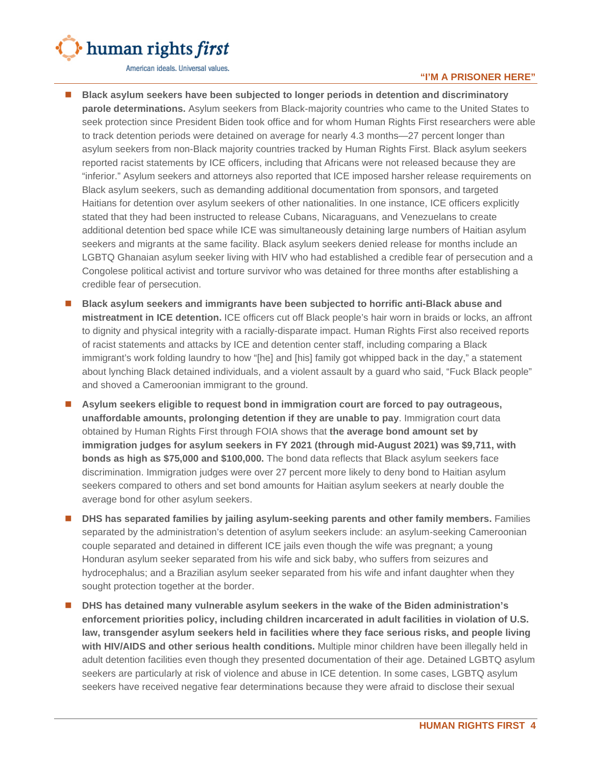- **Black asylum seekers have been subjected to longer periods in detention and discriminatory parole determinations.** Asylum seekers from Black-majority countries who came to the United States to seek protection since President Biden took office and for whom Human Rights First researchers were able to track detention periods were detained on average for nearly 4.3 months—27 percent longer than asylum seekers from non-Black majority countries tracked by Human Rights First. Black asylum seekers reported racist statements by ICE officers, including that Africans were not released because they are "inferior." Asylum seekers and attorneys also reported that ICE imposed harsher release requirements on Black asylum seekers, such as demanding additional documentation from sponsors, and targeted Haitians for detention over asylum seekers of other nationalities. In one instance, ICE officers explicitly stated that they had been instructed to release Cubans, Nicaraguans, and Venezuelans to create additional detention bed space while ICE was simultaneously detaining large numbers of Haitian asylum seekers and migrants at the same facility. Black asylum seekers denied release for months include an LGBTQ Ghanaian asylum seeker living with HIV who had established a credible fear of persecution and a Congolese political activist and torture survivor who was detained for three months after establishing a credible fear of persecution.

- **Black asylum seekers and immigrants have been subjected to horrific anti-Black abuse and mistreatment in ICE detention.** ICE officers cut off Black people's hair worn in braids or locks, an affront to dignity and physical integrity with a racially-disparate impact. Human Rights First also received reports of racist statements and attacks by ICE and detention center staff, including comparing a Black immigrant's work folding laundry to how "[he] and [his] family got whipped back in the day," a statement about lynching Black detained individuals, and a violent assault by a guard who said, "Fuck Black people" and shoved a Cameroonian immigrant to the ground.

- **Asylum seekers eligible to request bond in immigration court are forced to pay outrageous, unaffordable amounts, prolonging detention if they are unable to pay**. Immigration court data obtained by Human Rights First through FOIA shows that **the average bond amount set by immigration judges for asylum seekers in FY 2021 (through mid-August 2021) was $9,711, with bonds as high as $75,000 and $100,000.** The bond data reflects that Black asylum seekers face discrimination. Immigration judges were over 27 percent more likely to deny bond to Haitian asylum seekers compared to others and set bond amounts for Haitian asylum seekers at nearly double the average bond for other asylum seekers.

- **DHS has separated families by jailing asylum-seeking parents and other family members.** Families separated by the administration's detention of asylum seekers include: an asylum-seeking Cameroonian couple separated and detained in different ICE jails even though the wife was pregnant; a young Honduran asylum seeker separated from his wife and sick baby, who suffers from seizures and hydrocephalus; and a Brazilian asylum seeker separated from his wife and infant daughter when they sought protection together at the border.

- **DHS has detained many vulnerable asylum seekers in the wake of the Biden administration's enforcement priorities policy, including children incarcerated in adult facilities in violation of U.S. law, transgender asylum seekers held in facilities where they face serious risks, and people living with HIV/AIDS and other serious health conditions.** Multiple minor children have been illegally held in adult detention facilities even though they presented documentation of their age. Detained LGBTQ asylum seekers are particularly at risk of violence and abuse in ICE detention. In some cases, LGBTQ asylum seekers have received negative fear determinations because they were afraid to disclose their sexual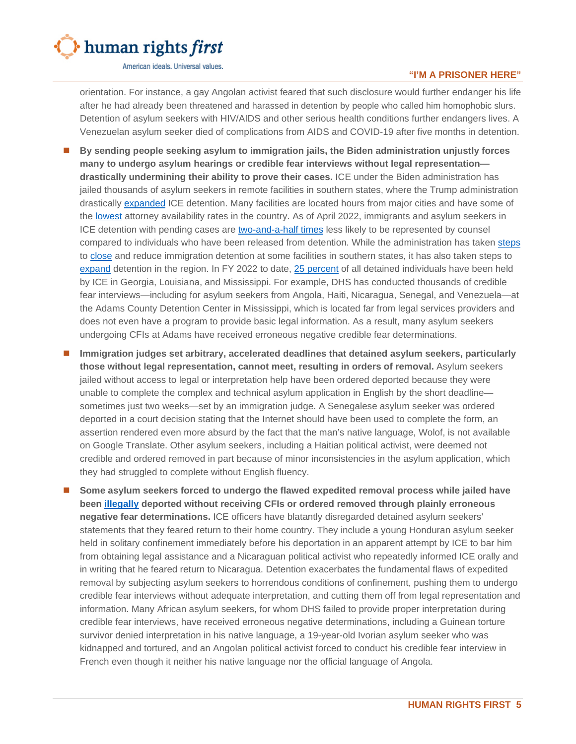orientation. For instance, a gay Angolan activist feared that such disclosure would further endanger his life after he had already been threatened and harassed in detention by people who called him homophobic slurs. Detention of asylum seekers with HIV/AIDS and other serious health conditions further endangers lives. A Venezuelan asylum seeker died of complications from AIDS and COVID-19 after five months in detention.

- **By sending people seeking asylum to immigration jails, the Biden administration unjustly forces many to undergo asylum hearings or credible fear interviews without legal representation—drastically undermining their ability to prove their cases.** ICE under the Biden administration has jailed thousands of asylum seekers in remote facilities in southern states, where the Trump administration drastically expanded ICE detention. Many facilities are located hours from major cities and have some of the lowest attorney availability rates in the country. As of April 2022, immigrants and asylum seekers in ICE detention with pending cases are two-and-a-half times less likely to be represented by counsel compared to individuals who have been released from detention. While the administration has taken steps to close and reduce immigration detention at some facilities in southern states, it has also taken steps to expand detention in the region. In FY 2022 to date, 25 percent of all detained individuals have been held by ICE in Georgia, Louisiana, and Mississippi. For example, DHS has conducted thousands of credible fear interviews—including for asylum seekers from Angola, Haiti, Nicaragua, Senegal, and Venezuela—at the Adams County Detention Center in Mississippi, which is located far from legal services providers and does not even have a program to provide basic legal information. As a result, many asylum seekers undergoing CFIs at Adams have received erroneous negative credible fear determinations.

- **Immigration judges set arbitrary, accelerated deadlines that detained asylum seekers, particularly those without legal representation, cannot meet, resulting in orders of removal.** Asylum seekers jailed without access to legal or interpretation help have been ordered deported because they were unable to complete the complex and technical asylum application in English by the short deadline—sometimes just two weeks—set by an immigration judge. A Senegalese asylum seeker was ordered deported in a court decision stating that the Internet should have been used to complete the form, an assertion rendered even more absurd by the fact that the man's native language, Wolof, is not available on Google Translate. Other asylum seekers, including a Haitian political activist, were deemed not credible and ordered removed in part because of minor inconsistencies in the asylum application, which they had struggled to complete without English fluency.

- **Some asylum seekers forced to undergo the flawed expedited removal process while jailed have been illegally deported without receiving CFIs or ordered removed through plainly erroneous negative fear determinations.** ICE officers have blatantly disregarded detained asylum seekers' statements that they feared return to their home country. They include a young Honduran asylum seeker held in solitary confinement immediately before his deportation in an apparent attempt by ICE to bar him from obtaining legal assistance and a Nicaraguan political activist who repeatedly informed ICE orally and in writing that he feared return to Nicaragua. Detention exacerbates the fundamental flaws of expedited removal by subjecting asylum seekers to horrendous conditions of confinement, pushing them to undergo credible fear interviews without adequate interpretation, and cutting them off from legal representation and information. Many African asylum seekers, for whom DHS failed to provide proper interpretation during credible fear interviews, have received erroneous negative determinations, including a Guinean torture survivor denied interpretation in his native language, a 19-year-old Ivorian asylum seeker who was kidnapped and tortured, and an Angolan political activist forced to conduct his credible fear interview in French even though it neither his native language nor the official language of Angola.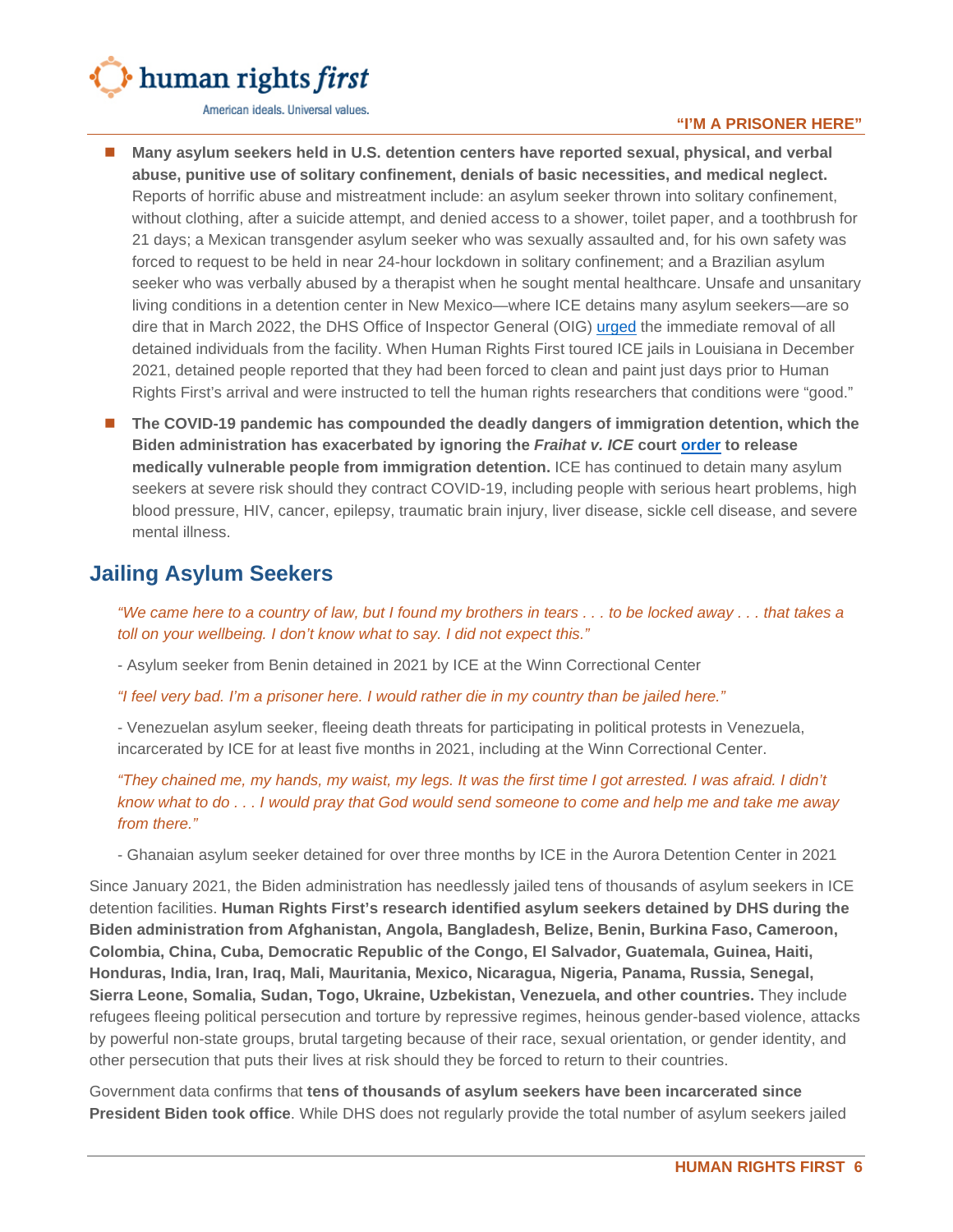- **Many asylum seekers held in U.S. detention centers have reported sexual, physical, and verbal abuse, punitive use of solitary confinement, denials of basic necessities, and medical neglect.** Reports of horrific abuse and mistreatment include: an asylum seeker thrown into solitary confinement, without clothing, after a suicide attempt, and denied access to a shower, toilet paper, and a toothbrush for 21 days; a Mexican transgender asylum seeker who was sexually assaulted and, for his own safety was forced to request to be held in near 24-hour lockdown in solitary confinement; and a Brazilian asylum seeker who was verbally abused by a therapist when he sought mental healthcare. Unsafe and unsanitary living conditions in a detention center in New Mexico—where ICE detains many asylum seekers—are so dire that in March 2022, the DHS Office of Inspector General (OIG) urged the immediate removal of all detained individuals from the facility. When Human Rights First toured ICE jails in Louisiana in December 2021, detained people reported that they had been forced to clean and paint just days prior to Human Rights First's arrival and were instructed to tell the human rights researchers that conditions were "good."
- **The COVID-19 pandemic has compounded the deadly dangers of immigration detention, which the Biden administration has exacerbated by ignoring the *Fraihat v. ICE* court order to release medically vulnerable people from immigration detention.** ICE has continued to detain many asylum seekers at severe risk should they contract COVID-19, including people with serious heart problems, high blood pressure, HIV, cancer, epilepsy, traumatic brain injury, liver disease, sickle cell disease, and severe mental illness.

## Jailing Asylum Seekers

*"We came here to a country of law, but I found my brothers in tears . . . to be locked away . . . that takes a toll on your wellbeing. I don't know what to say. I did not expect this."*

\- Asylum seeker from Benin detained in 2021 by ICE at the Winn Correctional Center

*"I feel very bad. I'm a prisoner here. I would rather die in my country than be jailed here."*

\- Venezuelan asylum seeker, fleeing death threats for participating in political protests in Venezuela, incarcerated by ICE for at least five months in 2021, including at the Winn Correctional Center.

*"They chained me, my hands, my waist, my legs. It was the first time I got arrested. I was afraid. I didn't know what to do . . . I would pray that God would send someone to come and help me and take me away from there."*

\- Ghanaian asylum seeker detained for over three months by ICE in the Aurora Detention Center in 2021

Since January 2021, the Biden administration has needlessly jailed tens of thousands of asylum seekers in ICE detention facilities. **Human Rights First's research identified asylum seekers detained by DHS during the Biden administration from Afghanistan, Angola, Bangladesh, Belize, Benin, Burkina Faso, Cameroon, Colombia, China, Cuba, Democratic Republic of the Congo, El Salvador, Guatemala, Guinea, Haiti, Honduras, India, Iran, Iraq, Mali, Mauritania, Mexico, Nicaragua, Nigeria, Panama, Russia, Senegal, Sierra Leone, Somalia, Sudan, Togo, Ukraine, Uzbekistan, Venezuela, and other countries.** They include refugees fleeing political persecution and torture by repressive regimes, heinous gender-based violence, attacks by powerful non-state groups, brutal targeting because of their race, sexual orientation, or gender identity, and other persecution that puts their lives at risk should they be forced to return to their countries.

Government data confirms that **tens of thousands of asylum seekers have been incarcerated since President Biden took office**. While DHS does not regularly provide the total number of asylum seekers jailed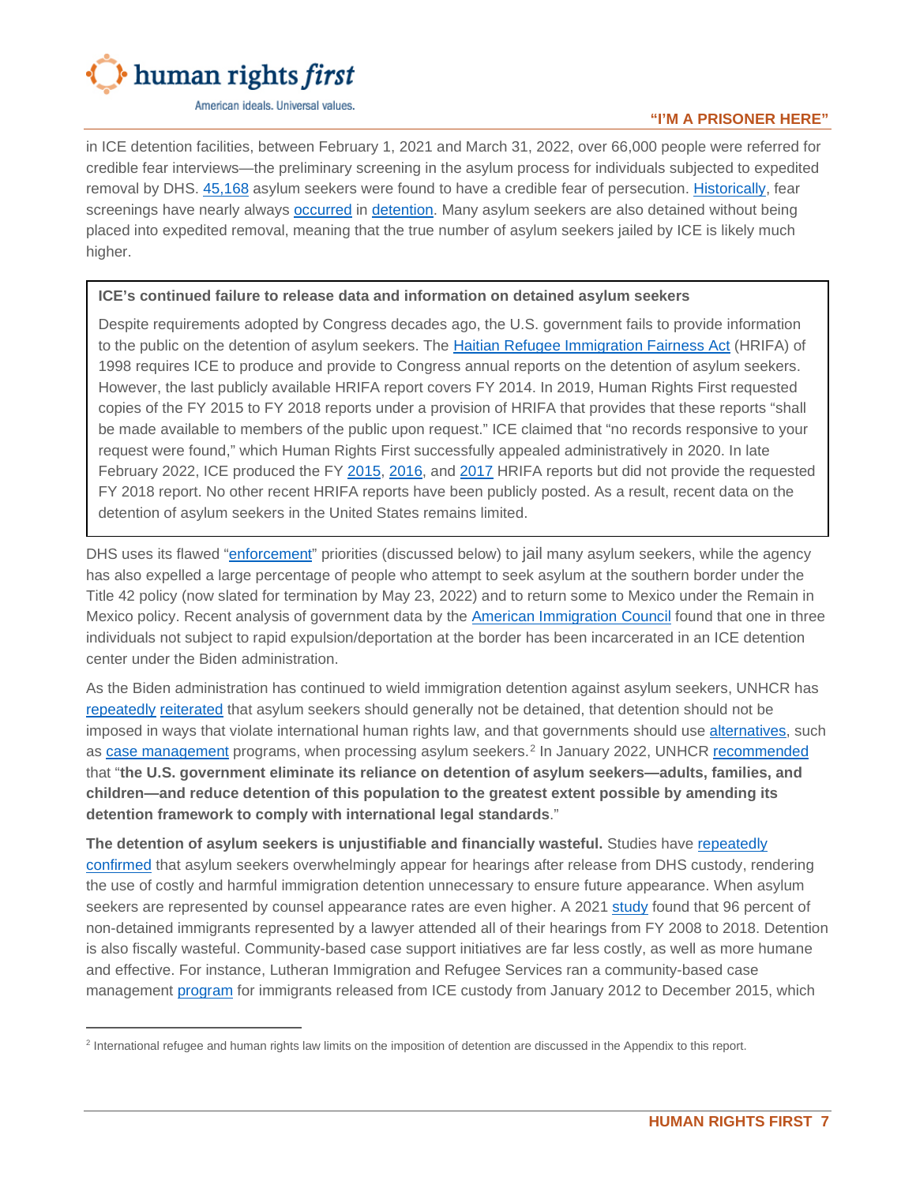in ICE detention facilities, between February 1, 2021 and March 31, 2022, over 66,000 people were referred for credible fear interviews—the preliminary screening in the asylum process for individuals subjected to expedited removal by DHS. 45,168 asylum seekers were found to have a credible fear of persecution. Historically, fear screenings have nearly always occurred in detention. Many asylum seekers are also detained without being placed into expedited removal, meaning that the true number of asylum seekers jailed by ICE is likely much higher.

**ICE's continued failure to release data and information on detained asylum seekers**

Despite requirements adopted by Congress decades ago, the U.S. government fails to provide information to the public on the detention of asylum seekers. The Haitian Refugee Immigration Fairness Act (HRIFA) of 1998 requires ICE to produce and provide to Congress annual reports on the detention of asylum seekers. However, the last publicly available HRIFA report covers FY 2014. In 2019, Human Rights First requested copies of the FY 2015 to FY 2018 reports under a provision of HRIFA that provides that these reports "shall be made available to members of the public upon request." ICE claimed that "no records responsive to your request were found," which Human Rights First successfully appealed administratively in 2020. In late February 2022, ICE produced the FY 2015, 2016, and 2017 HRIFA reports but did not provide the requested FY 2018 report. No other recent HRIFA reports have been publicly posted. As a result, recent data on the detention of asylum seekers in the United States remains limited.

DHS uses its flawed "enforcement" priorities (discussed below) to jail many asylum seekers, while the agency has also expelled a large percentage of people who attempt to seek asylum at the southern border under the Title 42 policy (now slated for termination by May 23, 2022) and to return some to Mexico under the Remain in Mexico policy. Recent analysis of government data by the American Immigration Council found that one in three individuals not subject to rapid expulsion/deportation at the border has been incarcerated in an ICE detention center under the Biden administration.

As the Biden administration has continued to wield immigration detention against asylum seekers, UNHCR has repeatedly reiterated that asylum seekers should generally not be detained, that detention should not be imposed in ways that violate international human rights law, and that governments should use alternatives, such as case management programs, when processing asylum seekers.[2] In January 2022, UNHCR recommended that "**the U.S. government eliminate its reliance on detention of asylum seekers—adults, families, and children—and reduce detention of this population to the greatest extent possible by amending its detention framework to comply with international legal standards**."

**The detention of asylum seekers is unjustifiable and financially wasteful.** Studies have repeatedly confirmed that asylum seekers overwhelmingly appear for hearings after release from DHS custody, rendering the use of costly and harmful immigration detention unnecessary to ensure future appearance. When asylum seekers are represented by counsel appearance rates are even higher. A 2021 study found that 96 percent of non-detained immigrants represented by a lawyer attended all of their hearings from FY 2008 to 2018. Detention is also fiscally wasteful. Community-based case support initiatives are far less costly, as well as more humane and effective. For instance, Lutheran Immigration and Refugee Services ran a community-based case management program for immigrants released from ICE custody from January 2012 to December 2015, which

[2] International refugee and human rights law limits on the imposition of detention are discussed in the Appendix to this report.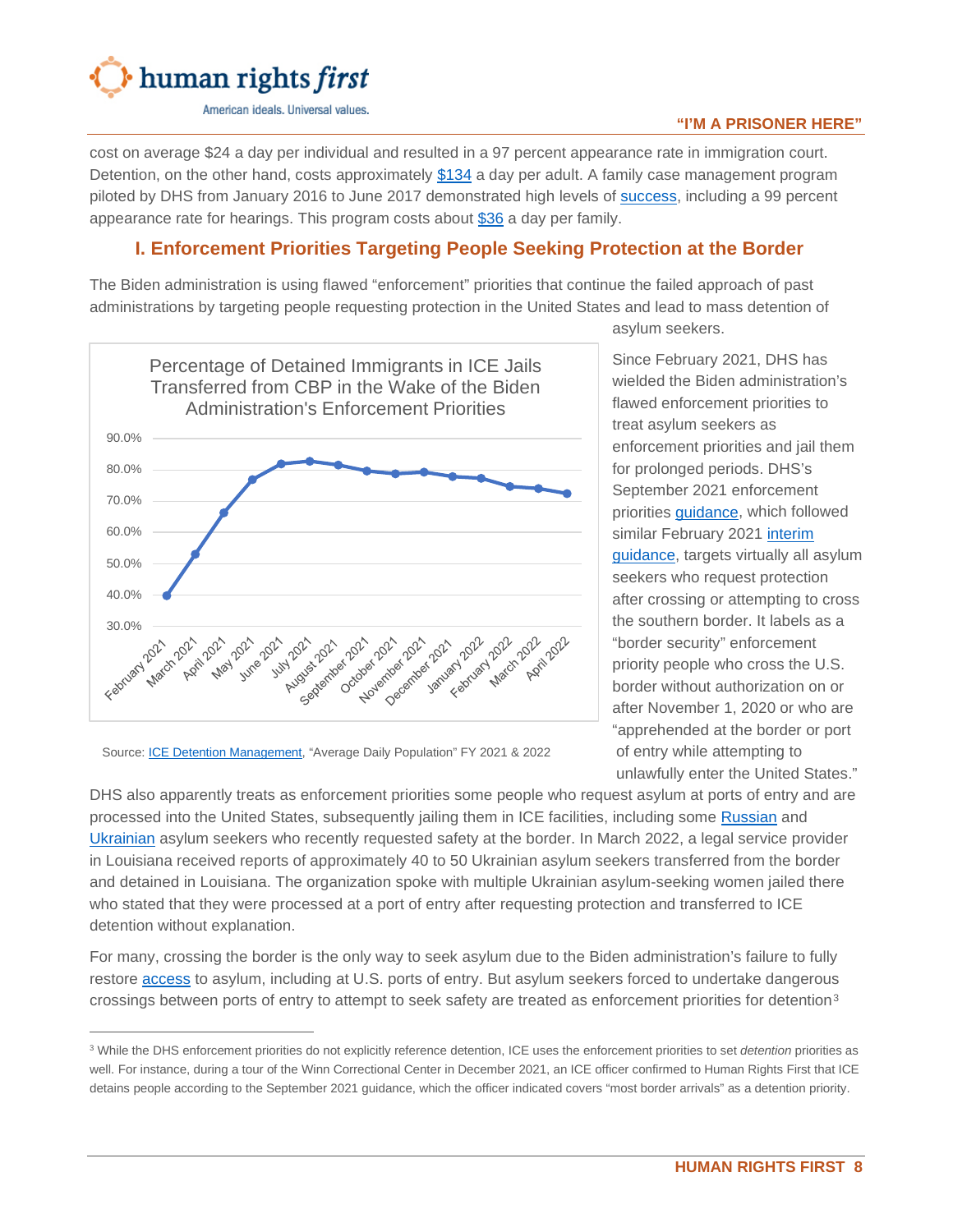cost on average $24 a day per individual and resulted in a 97 percent appearance rate in immigration court. Detention, on the other hand, costs approximately $134 a day per adult. A family case management program piloted by DHS from January 2016 to June 2017 demonstrated high levels of success, including a 99 percent appearance rate for hearings. This program costs about $36 a day per family.

## I. Enforcement Priorities Targeting People Seeking Protection at the Border

The Biden administration is using flawed "enforcement" priorities that continue the failed approach of past administrations by targeting people requesting protection in the United States and lead to mass detention of asylum seekers.

Percentage of Detained Immigrants in ICE Jails Transferred from CBP in the Wake of the Biden Administration's Enforcement Priorities

Source: ICE Detention Management, "Average Daily Population" FY 2021 & 2022

Since February 2021, DHS has wielded the Biden administration's flawed enforcement priorities to treat asylum seekers as enforcement priorities and jail them for prolonged periods. DHS's September 2021 enforcement priorities guidance, which followed similar February 2021 interim guidance, targets virtually all asylum seekers who request protection after crossing or attempting to cross the southern border. It labels as a "border security" enforcement priority people who cross the U.S. border without authorization on or after November 1, 2020 or who are "apprehended at the border or port of entry while attempting to unlawfully enter the United States."

DHS also apparently treats as enforcement priorities some people who request asylum at ports of entry and are processed into the United States, subsequently jailing them in ICE facilities, including some Russian and Ukrainian asylum seekers who recently requested safety at the border. In March 2022, a legal service provider in Louisiana received reports of approximately 40 to 50 Ukrainian asylum seekers transferred from the border and detained in Louisiana. The organization spoke with multiple Ukrainian asylum-seeking women jailed there who stated that they were processed at a port of entry after requesting protection and transferred to ICE detention without explanation.

For many, crossing the border is the only way to seek asylum due to the Biden administration's failure to fully restore access to asylum, including at U.S. ports of entry. But asylum seekers forced to undertake dangerous crossings between ports of entry to attempt to seek safety are treated as enforcement priorities for detention[3]

[3] While the DHS enforcement priorities do not explicitly reference detention, ICE uses the enforcement priorities to set *detention* priorities as well. For instance, during a tour of the Winn Correctional Center in December 2021, an ICE officer confirmed to Human Rights First that ICE detains people according to the September 2021 guidance, which the officer indicated covers "most border arrivals" as a detention priority.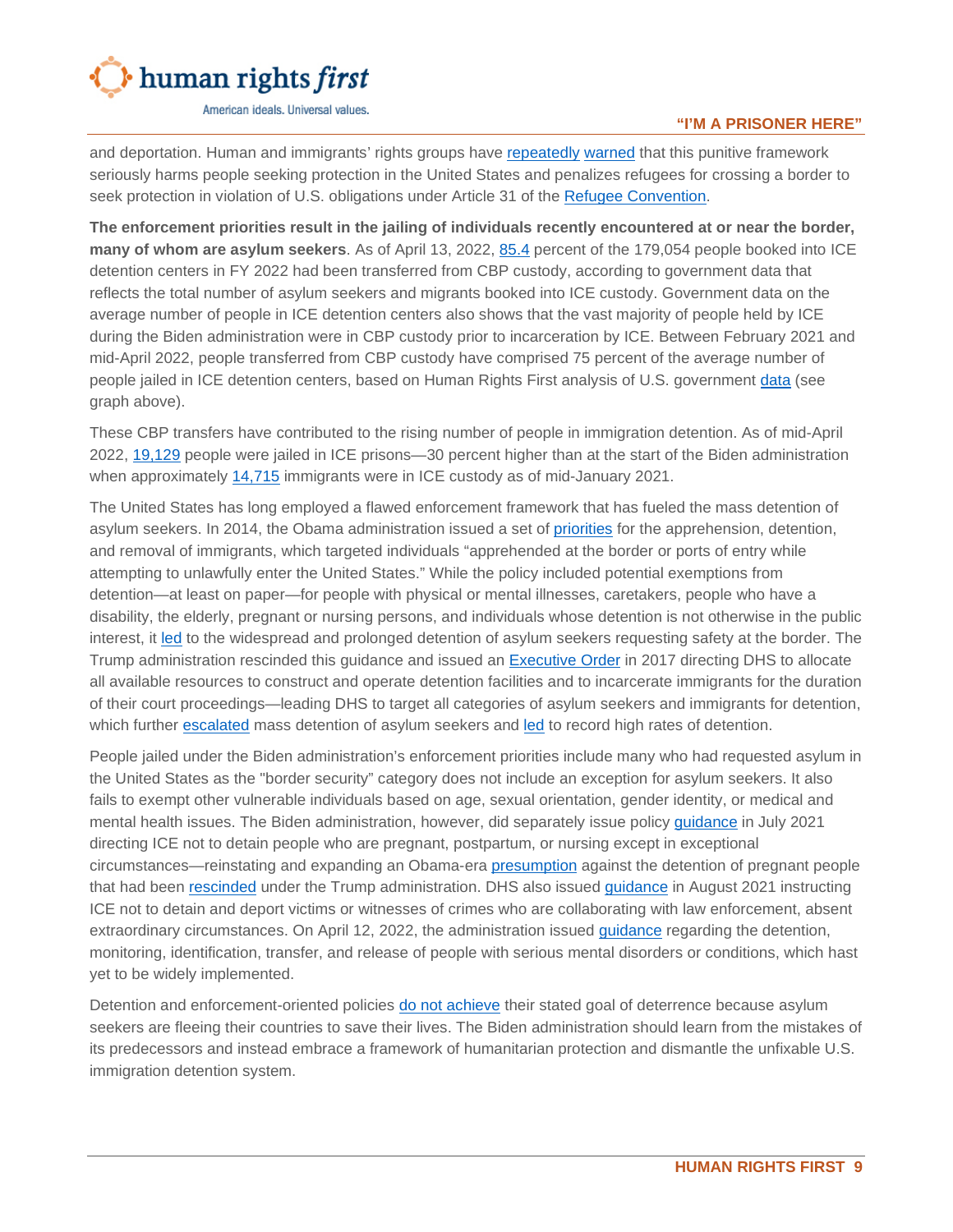and deportation. Human and immigrants' rights groups have repeatedly warned that this punitive framework seriously harms people seeking protection in the United States and penalizes refugees for crossing a border to seek protection in violation of U.S. obligations under Article 31 of the Refugee Convention.

**The enforcement priorities result in the jailing of individuals recently encountered at or near the border, many of whom are asylum seekers**. As of April 13, 2022, 85.4 percent of the 179,054 people booked into ICE detention centers in FY 2022 had been transferred from CBP custody, according to government data that reflects the total number of asylum seekers and migrants booked into ICE custody. Government data on the average number of people in ICE detention centers also shows that the vast majority of people held by ICE during the Biden administration were in CBP custody prior to incarceration by ICE. Between February 2021 and mid-April 2022, people transferred from CBP custody have comprised 75 percent of the average number of people jailed in ICE detention centers, based on Human Rights First analysis of U.S. government data (see graph above).

These CBP transfers have contributed to the rising number of people in immigration detention. As of mid-April 2022, 19,129 people were jailed in ICE prisons—30 percent higher than at the start of the Biden administration when approximately 14,715 immigrants were in ICE custody as of mid-January 2021.

The United States has long employed a flawed enforcement framework that has fueled the mass detention of asylum seekers. In 2014, the Obama administration issued a set of priorities for the apprehension, detention, and removal of immigrants, which targeted individuals "apprehended at the border or ports of entry while attempting to unlawfully enter the United States." While the policy included potential exemptions from detention—at least on paper—for people with physical or mental illnesses, caretakers, people who have a disability, the elderly, pregnant or nursing persons, and individuals whose detention is not otherwise in the public interest, it led to the widespread and prolonged detention of asylum seekers requesting safety at the border. The Trump administration rescinded this guidance and issued an Executive Order in 2017 directing DHS to allocate all available resources to construct and operate detention facilities and to incarcerate immigrants for the duration of their court proceedings—leading DHS to target all categories of asylum seekers and immigrants for detention, which further escalated mass detention of asylum seekers and led to record high rates of detention.

People jailed under the Biden administration's enforcement priorities include many who had requested asylum in the United States as the "border security" category does not include an exception for asylum seekers. It also fails to exempt other vulnerable individuals based on age, sexual orientation, gender identity, or medical and mental health issues. The Biden administration, however, did separately issue policy guidance in July 2021 directing ICE not to detain people who are pregnant, postpartum, or nursing except in exceptional circumstances—reinstating and expanding an Obama-era presumption against the detention of pregnant people that had been rescinded under the Trump administration. DHS also issued guidance in August 2021 instructing ICE not to detain and deport victims or witnesses of crimes who are collaborating with law enforcement, absent extraordinary circumstances. On April 12, 2022, the administration issued guidance regarding the detention, monitoring, identification, transfer, and release of people with serious mental disorders or conditions, which hast yet to be widely implemented.

Detention and enforcement-oriented policies do not achieve their stated goal of deterrence because asylum seekers are fleeing their countries to save their lives. The Biden administration should learn from the mistakes of its predecessors and instead embrace a framework of humanitarian protection and dismantle the unfixable U.S. immigration detention system.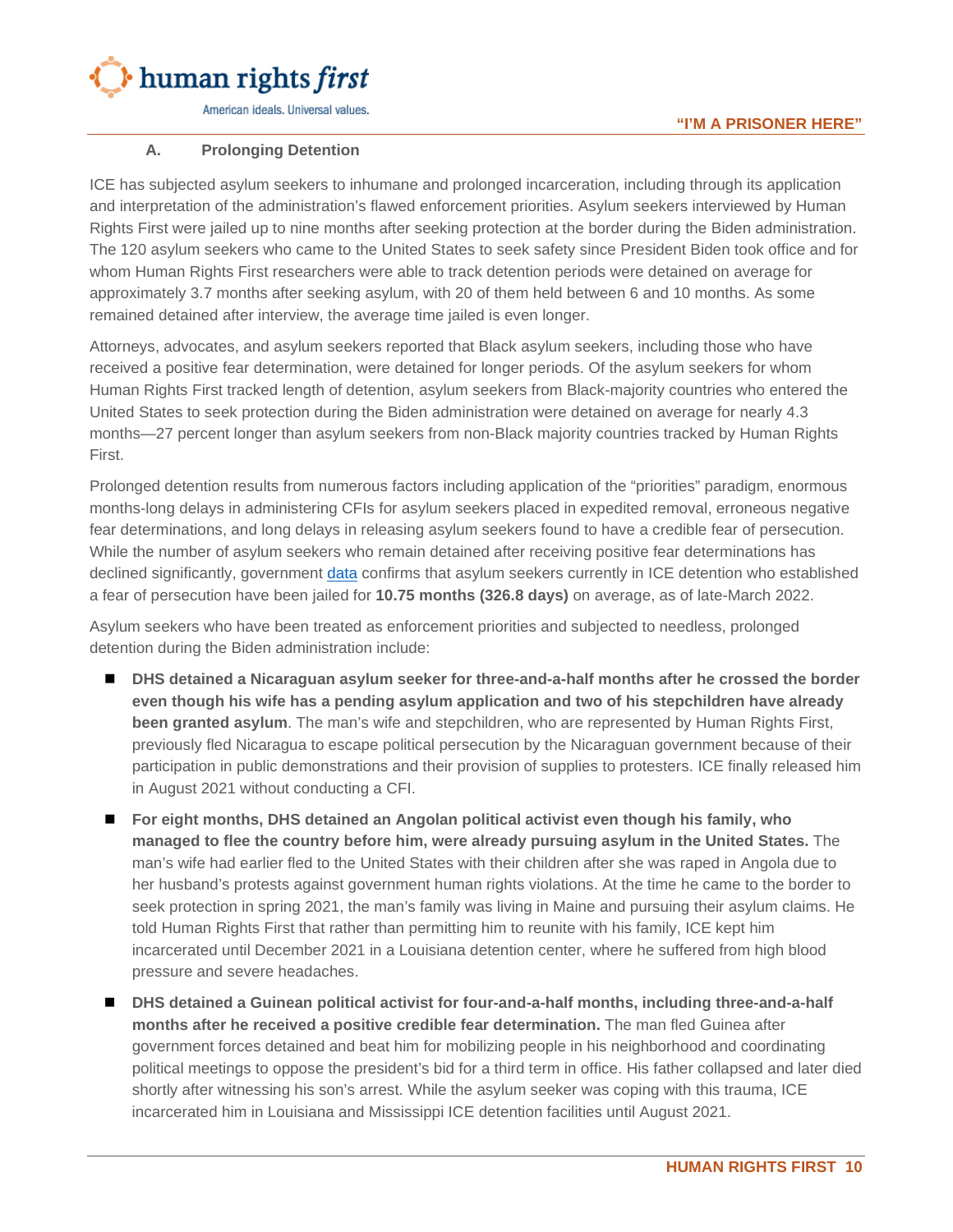### A. Prolonging Detention

ICE has subjected asylum seekers to inhumane and prolonged incarceration, including through its application and interpretation of the administration's flawed enforcement priorities. Asylum seekers interviewed by Human Rights First were jailed up to nine months after seeking protection at the border during the Biden administration. The 120 asylum seekers who came to the United States to seek safety since President Biden took office and for whom Human Rights First researchers were able to track detention periods were detained on average for approximately 3.7 months after seeking asylum, with 20 of them held between 6 and 10 months. As some remained detained after interview, the average time jailed is even longer.

Attorneys, advocates, and asylum seekers reported that Black asylum seekers, including those who have received a positive fear determination, were detained for longer periods. Of the asylum seekers for whom Human Rights First tracked length of detention, asylum seekers from Black-majority countries who entered the United States to seek protection during the Biden administration were detained on average for nearly 4.3 months—27 percent longer than asylum seekers from non-Black majority countries tracked by Human Rights First.

Prolonged detention results from numerous factors including application of the "priorities" paradigm, enormous months-long delays in administering CFIs for asylum seekers placed in expedited removal, erroneous negative fear determinations, and long delays in releasing asylum seekers found to have a credible fear of persecution. While the number of asylum seekers who remain detained after receiving positive fear determinations has declined significantly, government data confirms that asylum seekers currently in ICE detention who established a fear of persecution have been jailed for **10.75 months (326.8 days)** on average, as of late-March 2022.

Asylum seekers who have been treated as enforcement priorities and subjected to needless, prolonged detention during the Biden administration include:

- **DHS detained a Nicaraguan asylum seeker for three-and-a-half months after he crossed the border even though his wife has a pending asylum application and two of his stepchildren have already been granted asylum**. The man's wife and stepchildren, who are represented by Human Rights First, previously fled Nicaragua to escape political persecution by the Nicaraguan government because of their participation in public demonstrations and their provision of supplies to protesters. ICE finally released him in August 2021 without conducting a CFI.
- **For eight months, DHS detained an Angolan political activist even though his family, who managed to flee the country before him, were already pursuing asylum in the United States.** The man's wife had earlier fled to the United States with their children after she was raped in Angola due to her husband's protests against government human rights violations. At the time he came to the border to seek protection in spring 2021, the man's family was living in Maine and pursuing their asylum claims. He told Human Rights First that rather than permitting him to reunite with his family, ICE kept him incarcerated until December 2021 in a Louisiana detention center, where he suffered from high blood pressure and severe headaches.
- **DHS detained a Guinean political activist for four-and-a-half months, including three-and-a-half months after he received a positive credible fear determination.** The man fled Guinea after government forces detained and beat him for mobilizing people in his neighborhood and coordinating political meetings to oppose the president's bid for a third term in office. His father collapsed and later died shortly after witnessing his son's arrest. While the asylum seeker was coping with this trauma, ICE incarcerated him in Louisiana and Mississippi ICE detention facilities until August 2021.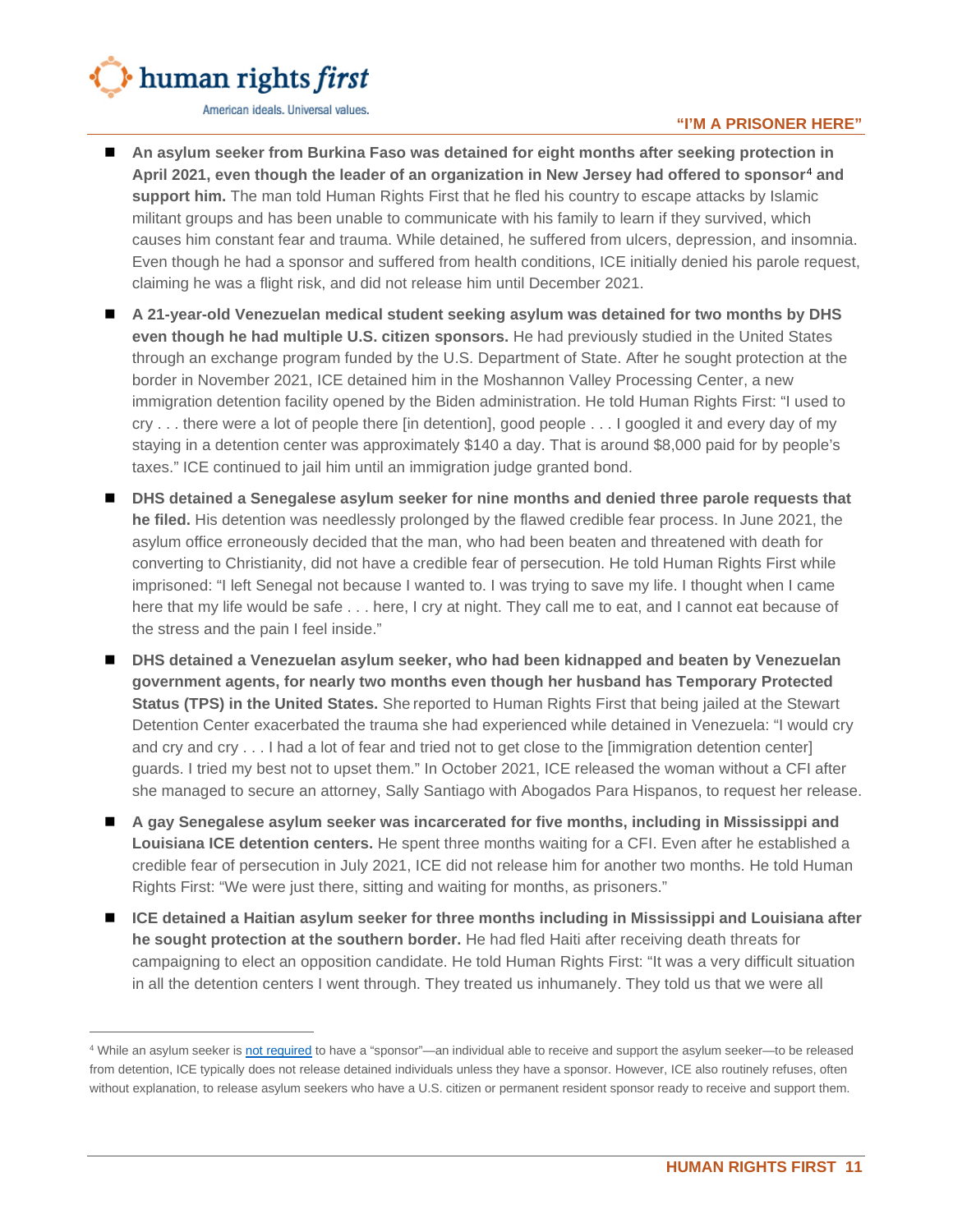- **An asylum seeker from Burkina Faso was detained for eight months after seeking protection in April 2021, even though the leader of an organization in New Jersey had offered to sponsor[4] and support him.** The man told Human Rights First that he fled his country to escape attacks by Islamic militant groups and has been unable to communicate with his family to learn if they survived, which causes him constant fear and trauma. While detained, he suffered from ulcers, depression, and insomnia. Even though he had a sponsor and suffered from health conditions, ICE initially denied his parole request, claiming he was a flight risk, and did not release him until December 2021.

- **A 21-year-old Venezuelan medical student seeking asylum was detained for two months by DHS even though he had multiple U.S. citizen sponsors.** He had previously studied in the United States through an exchange program funded by the U.S. Department of State. After he sought protection at the border in November 2021, ICE detained him in the Moshannon Valley Processing Center, a new immigration detention facility opened by the Biden administration. He told Human Rights First: "I used to cry . . . there were a lot of people there [in detention], good people . . . I googled it and every day of my staying in a detention center was approximately $140 a day. That is around $8,000 paid for by people's taxes." ICE continued to jail him until an immigration judge granted bond.

- **DHS detained a Senegalese asylum seeker for nine months and denied three parole requests that he filed.** His detention was needlessly prolonged by the flawed credible fear process. In June 2021, the asylum office erroneously decided that the man, who had been beaten and threatened with death for converting to Christianity, did not have a credible fear of persecution. He told Human Rights First while imprisoned: "I left Senegal not because I wanted to. I was trying to save my life. I thought when I came here that my life would be safe . . . here, I cry at night. They call me to eat, and I cannot eat because of the stress and the pain I feel inside."

- **DHS detained a Venezuelan asylum seeker, who had been kidnapped and beaten by Venezuelan government agents, for nearly two months even though her husband has Temporary Protected Status (TPS) in the United States.** She reported to Human Rights First that being jailed at the Stewart Detention Center exacerbated the trauma she had experienced while detained in Venezuela: "I would cry and cry and cry . . . I had a lot of fear and tried not to get close to the [immigration detention center] guards. I tried my best not to upset them." In October 2021, ICE released the woman without a CFI after she managed to secure an attorney, Sally Santiago with Abogados Para Hispanos, to request her release.

- **A gay Senegalese asylum seeker was incarcerated for five months, including in Mississippi and Louisiana ICE detention centers.** He spent three months waiting for a CFI. Even after he established a credible fear of persecution in July 2021, ICE did not release him for another two months. He told Human Rights First: "We were just there, sitting and waiting for months, as prisoners."

- **ICE detained a Haitian asylum seeker for three months including in Mississippi and Louisiana after he sought protection at the southern border.** He had fled Haiti after receiving death threats for campaigning to elect an opposition candidate. He told Human Rights First: "It was a very difficult situation in all the detention centers I went through. They treated us inhumanely. They told us that we were all

---

[4] While an asylum seeker is not required to have a "sponsor"—an individual able to receive and support the asylum seeker—to be released from detention, ICE typically does not release detained individuals unless they have a sponsor. However, ICE also routinely refuses, often without explanation, to release asylum seekers who have a U.S. citizen or permanent resident sponsor ready to receive and support them.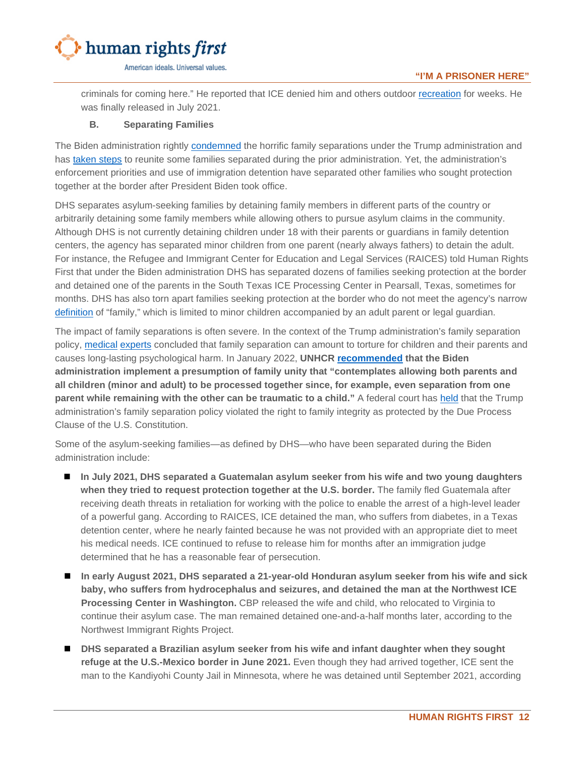criminals for coming here." He reported that ICE denied him and others outdoor recreation for weeks. He was finally released in July 2021.

### B. Separating Families

The Biden administration rightly condemned the horrific family separations under the Trump administration and has taken steps to reunite some families separated during the prior administration. Yet, the administration's enforcement priorities and use of immigration detention have separated other families who sought protection together at the border after President Biden took office.

DHS separates asylum-seeking families by detaining family members in different parts of the country or arbitrarily detaining some family members while allowing others to pursue asylum claims in the community. Although DHS is not currently detaining children under 18 with their parents or guardians in family detention centers, the agency has separated minor children from one parent (nearly always fathers) to detain the adult. For instance, the Refugee and Immigrant Center for Education and Legal Services (RAICES) told Human Rights First that under the Biden administration DHS has separated dozens of families seeking protection at the border and detained one of the parents in the South Texas ICE Processing Center in Pearsall, Texas, sometimes for months. DHS has also torn apart families seeking protection at the border who do not meet the agency's narrow definition of "family," which is limited to minor children accompanied by an adult parent or legal guardian.

The impact of family separations is often severe. In the context of the Trump administration's family separation policy, medical experts concluded that family separation can amount to torture for children and their parents and causes long-lasting psychological harm. In January 2022, **UNHCR recommended that the Biden administration implement a presumption of family unity that "contemplates allowing both parents and all children (minor and adult) to be processed together since, for example, even separation from one parent while remaining with the other can be traumatic to a child."** A federal court has held that the Trump administration's family separation policy violated the right to family integrity as protected by the Due Process Clause of the U.S. Constitution.

Some of the asylum-seeking families—as defined by DHS—who have been separated during the Biden administration include:

- **In July 2021, DHS separated a Guatemalan asylum seeker from his wife and two young daughters when they tried to request protection together at the U.S. border.** The family fled Guatemala after receiving death threats in retaliation for working with the police to enable the arrest of a high-level leader of a powerful gang. According to RAICES, ICE detained the man, who suffers from diabetes, in a Texas detention center, where he nearly fainted because he was not provided with an appropriate diet to meet his medical needs. ICE continued to refuse to release him for months after an immigration judge determined that he has a reasonable fear of persecution.
- **In early August 2021, DHS separated a 21-year-old Honduran asylum seeker from his wife and sick baby, who suffers from hydrocephalus and seizures, and detained the man at the Northwest ICE Processing Center in Washington.** CBP released the wife and child, who relocated to Virginia to continue their asylum case. The man remained detained one-and-a-half months later, according to the Northwest Immigrant Rights Project.
- **DHS separated a Brazilian asylum seeker from his wife and infant daughter when they sought refuge at the U.S.-Mexico border in June 2021.** Even though they had arrived together, ICE sent the man to the Kandiyohi County Jail in Minnesota, where he was detained until September 2021, according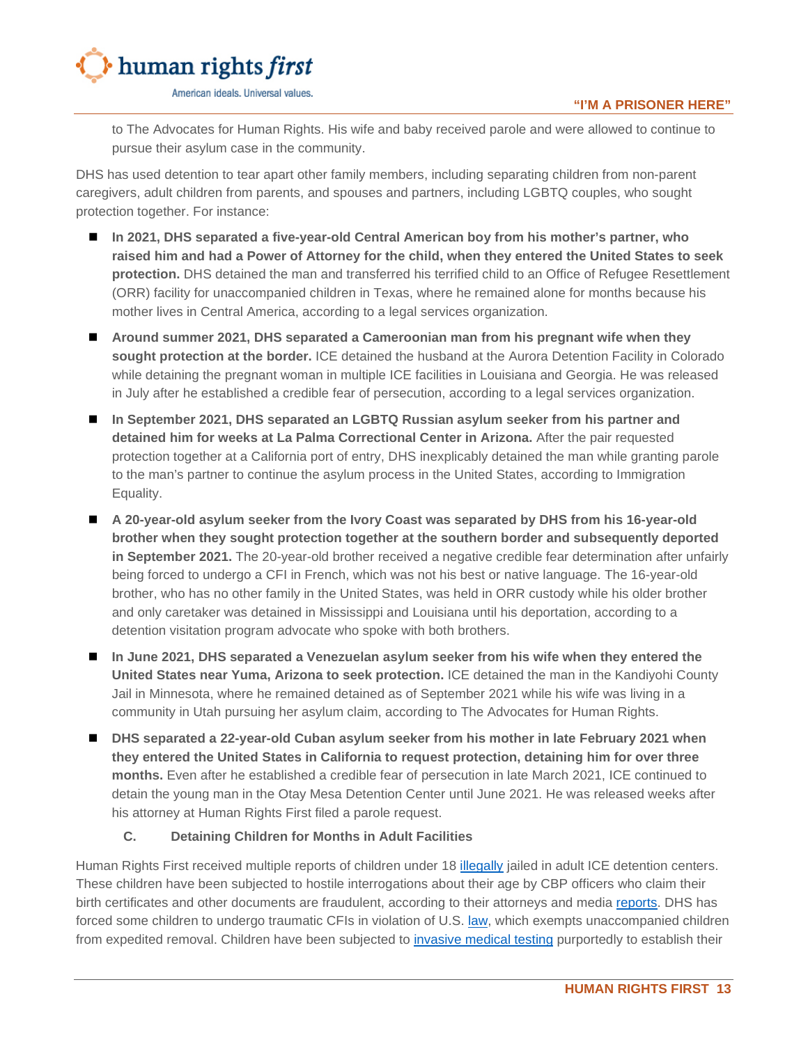to The Advocates for Human Rights. His wife and baby received parole and were allowed to continue to pursue their asylum case in the community.

DHS has used detention to tear apart other family members, including separating children from non-parent caregivers, adult children from parents, and spouses and partners, including LGBTQ couples, who sought protection together. For instance:

- **In 2021, DHS separated a five-year-old Central American boy from his mother's partner, who raised him and had a Power of Attorney for the child, when they entered the United States to seek protection.** DHS detained the man and transferred his terrified child to an Office of Refugee Resettlement (ORR) facility for unaccompanied children in Texas, where he remained alone for months because his mother lives in Central America, according to a legal services organization.
- **Around summer 2021, DHS separated a Cameroonian man from his pregnant wife when they sought protection at the border.** ICE detained the husband at the Aurora Detention Facility in Colorado while detaining the pregnant woman in multiple ICE facilities in Louisiana and Georgia. He was released in July after he established a credible fear of persecution, according to a legal services organization.
- **In September 2021, DHS separated an LGBTQ Russian asylum seeker from his partner and detained him for weeks at La Palma Correctional Center in Arizona.** After the pair requested protection together at a California port of entry, DHS inexplicably detained the man while granting parole to the man's partner to continue the asylum process in the United States, according to Immigration Equality.
- **A 20-year-old asylum seeker from the Ivory Coast was separated by DHS from his 16-year-old brother when they sought protection together at the southern border and subsequently deported in September 2021.** The 20-year-old brother received a negative credible fear determination after unfairly being forced to undergo a CFI in French, which was not his best or native language. The 16-year-old brother, who has no other family in the United States, was held in ORR custody while his older brother and only caretaker was detained in Mississippi and Louisiana until his deportation, according to a detention visitation program advocate who spoke with both brothers.
- **In June 2021, DHS separated a Venezuelan asylum seeker from his wife when they entered the United States near Yuma, Arizona to seek protection.** ICE detained the man in the Kandiyohi County Jail in Minnesota, where he remained detained as of September 2021 while his wife was living in a community in Utah pursuing her asylum claim, according to The Advocates for Human Rights.
- **DHS separated a 22-year-old Cuban asylum seeker from his mother in late February 2021 when they entered the United States in California to request protection, detaining him for over three months.** Even after he established a credible fear of persecution in late March 2021, ICE continued to detain the young man in the Otay Mesa Detention Center until June 2021. He was released weeks after his attorney at Human Rights First filed a parole request.

### C. Detaining Children for Months in Adult Facilities

Human Rights First received multiple reports of children under 18 illegally jailed in adult ICE detention centers. These children have been subjected to hostile interrogations about their age by CBP officers who claim their birth certificates and other documents are fraudulent, according to their attorneys and media reports. DHS has forced some children to undergo traumatic CFIs in violation of U.S. law, which exempts unaccompanied children from expedited removal. Children have been subjected to invasive medical testing purportedly to establish their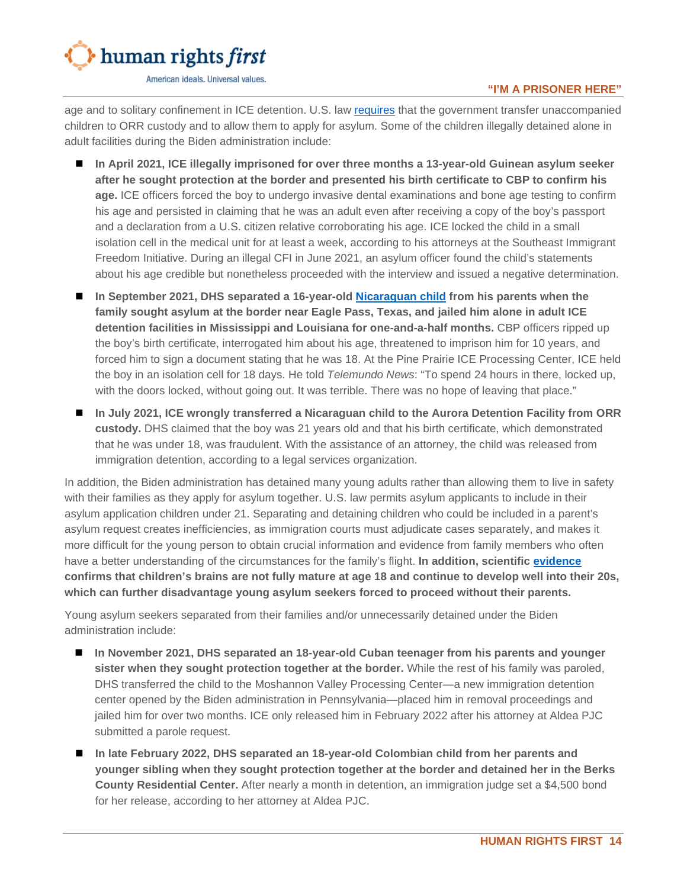age and to solitary confinement in ICE detention. U.S. law requires that the government transfer unaccompanied children to ORR custody and to allow them to apply for asylum. Some of the children illegally detained alone in adult facilities during the Biden administration include:

- **In April 2021, ICE illegally imprisoned for over three months a 13-year-old Guinean asylum seeker after he sought protection at the border and presented his birth certificate to CBP to confirm his age.** ICE officers forced the boy to undergo invasive dental examinations and bone age testing to confirm his age and persisted in claiming that he was an adult even after receiving a copy of the boy's passport and a declaration from a U.S. citizen relative corroborating his age. ICE locked the child in a small isolation cell in the medical unit for at least a week, according to his attorneys at the Southeast Immigrant Freedom Initiative. During an illegal CFI in June 2021, an asylum officer found the child's statements about his age credible but nonetheless proceeded with the interview and issued a negative determination.
- **In September 2021, DHS separated a 16-year-old Nicaraguan child from his parents when the family sought asylum at the border near Eagle Pass, Texas, and jailed him alone in adult ICE detention facilities in Mississippi and Louisiana for one-and-a-half months.** CBP officers ripped up the boy's birth certificate, interrogated him about his age, threatened to imprison him for 10 years, and forced him to sign a document stating that he was 18. At the Pine Prairie ICE Processing Center, ICE held the boy in an isolation cell for 18 days. He told *Telemundo News*: "To spend 24 hours in there, locked up, with the doors locked, without going out. It was terrible. There was no hope of leaving that place."
- **In July 2021, ICE wrongly transferred a Nicaraguan child to the Aurora Detention Facility from ORR custody.** DHS claimed that the boy was 21 years old and that his birth certificate, which demonstrated that he was under 18, was fraudulent. With the assistance of an attorney, the child was released from immigration detention, according to a legal services organization.

In addition, the Biden administration has detained many young adults rather than allowing them to live in safety with their families as they apply for asylum together. U.S. law permits asylum applicants to include in their asylum application children under 21. Separating and detaining children who could be included in a parent's asylum request creates inefficiencies, as immigration courts must adjudicate cases separately, and makes it more difficult for the young person to obtain crucial information and evidence from family members who often have a better understanding of the circumstances for the family's flight. **In addition, scientific evidence confirms that children's brains are not fully mature at age 18 and continue to develop well into their 20s, which can further disadvantage young asylum seekers forced to proceed without their parents.**

Young asylum seekers separated from their families and/or unnecessarily detained under the Biden administration include:

- **In November 2021, DHS separated an 18-year-old Cuban teenager from his parents and younger sister when they sought protection together at the border.** While the rest of his family was paroled, DHS transferred the child to the Moshannon Valley Processing Center—a new immigration detention center opened by the Biden administration in Pennsylvania—placed him in removal proceedings and jailed him for over two months. ICE only released him in February 2022 after his attorney at Aldea PJC submitted a parole request.
- **In late February 2022, DHS separated an 18-year-old Colombian child from her parents and younger sibling when they sought protection together at the border and detained her in the Berks County Residential Center.** After nearly a month in detention, an immigration judge set a $4,500 bond for her release, according to her attorney at Aldea PJC.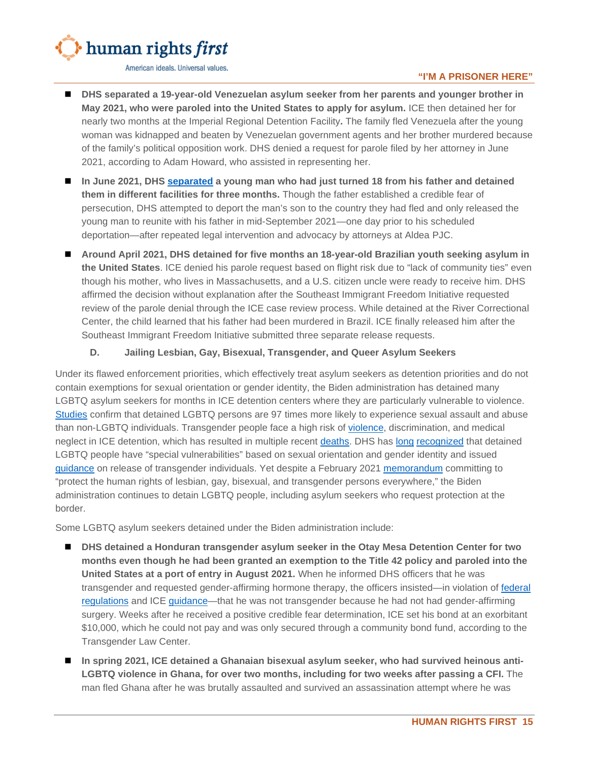- **DHS separated a 19-year-old Venezuelan asylum seeker from her parents and younger brother in May 2021, who were paroled into the United States to apply for asylum.** ICE then detained her for nearly two months at the Imperial Regional Detention Facility**.** The family fled Venezuela after the young woman was kidnapped and beaten by Venezuelan government agents and her brother murdered because of the family's political opposition work. DHS denied a request for parole filed by her attorney in June 2021, according to Adam Howard, who assisted in representing her.

- **In June 2021, DHS separated a young man who had just turned 18 from his father and detained them in different facilities for three months.** Though the father established a credible fear of persecution, DHS attempted to deport the man's son to the country they had fled and only released the young man to reunite with his father in mid-September 2021—one day prior to his scheduled deportation—after repeated legal intervention and advocacy by attorneys at Aldea PJC.

- **Around April 2021, DHS detained for five months an 18-year-old Brazilian youth seeking asylum in the United States**. ICE denied his parole request based on flight risk due to "lack of community ties" even though his mother, who lives in Massachusetts, and a U.S. citizen uncle were ready to receive him. DHS affirmed the decision without explanation after the Southeast Immigrant Freedom Initiative requested review of the parole denial through the ICE case review process. While detained at the River Correctional Center, the child learned that his father had been murdered in Brazil. ICE finally released him after the Southeast Immigrant Freedom Initiative submitted three separate release requests.

### D. Jailing Lesbian, Gay, Bisexual, Transgender, and Queer Asylum Seekers

Under its flawed enforcement priorities, which effectively treat asylum seekers as detention priorities and do not contain exemptions for sexual orientation or gender identity, the Biden administration has detained many LGBTQ asylum seekers for months in ICE detention centers where they are particularly vulnerable to violence. Studies confirm that detained LGBTQ persons are 97 times more likely to experience sexual assault and abuse than non-LGBTQ individuals. Transgender people face a high risk of violence, discrimination, and medical neglect in ICE detention, which has resulted in multiple recent deaths. DHS has long recognized that detained LGBTQ people have "special vulnerabilities" based on sexual orientation and gender identity and issued guidance on release of transgender individuals. Yet despite a February 2021 memorandum committing to "protect the human rights of lesbian, gay, bisexual, and transgender persons everywhere," the Biden administration continues to detain LGBTQ people, including asylum seekers who request protection at the border.

Some LGBTQ asylum seekers detained under the Biden administration include:

- **DHS detained a Honduran transgender asylum seeker in the Otay Mesa Detention Center for two months even though he had been granted an exemption to the Title 42 policy and paroled into the United States at a port of entry in August 2021.** When he informed DHS officers that he was transgender and requested gender-affirming hormone therapy, the officers insisted—in violation of federal regulations and ICE guidance—that he was not transgender because he had not had gender-affirming surgery. Weeks after he received a positive credible fear determination, ICE set his bond at an exorbitant $10,000, which he could not pay and was only secured through a community bond fund, according to the Transgender Law Center.

- **In spring 2021, ICE detained a Ghanaian bisexual asylum seeker, who had survived heinous anti-LGBTQ violence in Ghana, for over two months, including for two weeks after passing a CFI.** The man fled Ghana after he was brutally assaulted and survived an assassination attempt where he was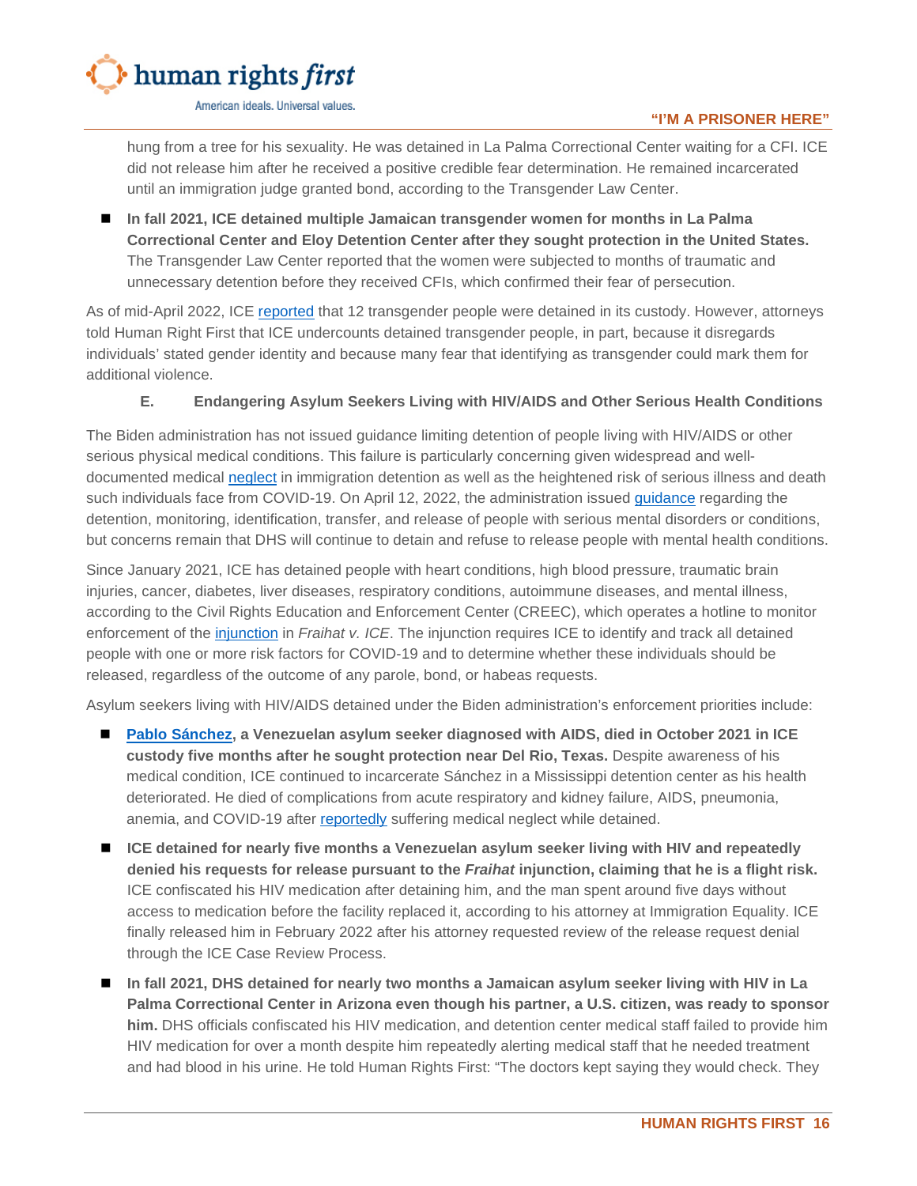hung from a tree for his sexuality. He was detained in La Palma Correctional Center waiting for a CFI. ICE did not release him after he received a positive credible fear determination. He remained incarcerated until an immigration judge granted bond, according to the Transgender Law Center.

- **In fall 2021, ICE detained multiple Jamaican transgender women for months in La Palma Correctional Center and Eloy Detention Center after they sought protection in the United States.** The Transgender Law Center reported that the women were subjected to months of traumatic and unnecessary detention before they received CFIs, which confirmed their fear of persecution.

As of mid-April 2022, ICE reported that 12 transgender people were detained in its custody. However, attorneys told Human Right First that ICE undercounts detained transgender people, in part, because it disregards individuals' stated gender identity and because many fear that identifying as transgender could mark them for additional violence.

### E. Endangering Asylum Seekers Living with HIV/AIDS and Other Serious Health Conditions

The Biden administration has not issued guidance limiting detention of people living with HIV/AIDS or other serious physical medical conditions. This failure is particularly concerning given widespread and well-documented medical neglect in immigration detention as well as the heightened risk of serious illness and death such individuals face from COVID-19. On April 12, 2022, the administration issued guidance regarding the detention, monitoring, identification, transfer, and release of people with serious mental disorders or conditions, but concerns remain that DHS will continue to detain and refuse to release people with mental health conditions.

Since January 2021, ICE has detained people with heart conditions, high blood pressure, traumatic brain injuries, cancer, diabetes, liver diseases, respiratory conditions, autoimmune diseases, and mental illness, according to the Civil Rights Education and Enforcement Center (CREEC), which operates a hotline to monitor enforcement of the injunction in *Fraihat v. ICE*. The injunction requires ICE to identify and track all detained people with one or more risk factors for COVID-19 and to determine whether these individuals should be released, regardless of the outcome of any parole, bond, or habeas requests.

Asylum seekers living with HIV/AIDS detained under the Biden administration's enforcement priorities include:

- **Pablo Sánchez, a Venezuelan asylum seeker diagnosed with AIDS, died in October 2021 in ICE custody five months after he sought protection near Del Rio, Texas.** Despite awareness of his medical condition, ICE continued to incarcerate Sánchez in a Mississippi detention center as his health deteriorated. He died of complications from acute respiratory and kidney failure, AIDS, pneumonia, anemia, and COVID-19 after reportedly suffering medical neglect while detained.
- **ICE detained for nearly five months a Venezuelan asylum seeker living with HIV and repeatedly denied his requests for release pursuant to the *Fraihat* injunction, claiming that he is a flight risk.** ICE confiscated his HIV medication after detaining him, and the man spent around five days without access to medication before the facility replaced it, according to his attorney at Immigration Equality. ICE finally released him in February 2022 after his attorney requested review of the release request denial through the ICE Case Review Process.
- **In fall 2021, DHS detained for nearly two months a Jamaican asylum seeker living with HIV in La Palma Correctional Center in Arizona even though his partner, a U.S. citizen, was ready to sponsor him.** DHS officials confiscated his HIV medication, and detention center medical staff failed to provide him HIV medication for over a month despite him repeatedly alerting medical staff that he needed treatment and had blood in his urine. He told Human Rights First: "The doctors kept saying they would check. They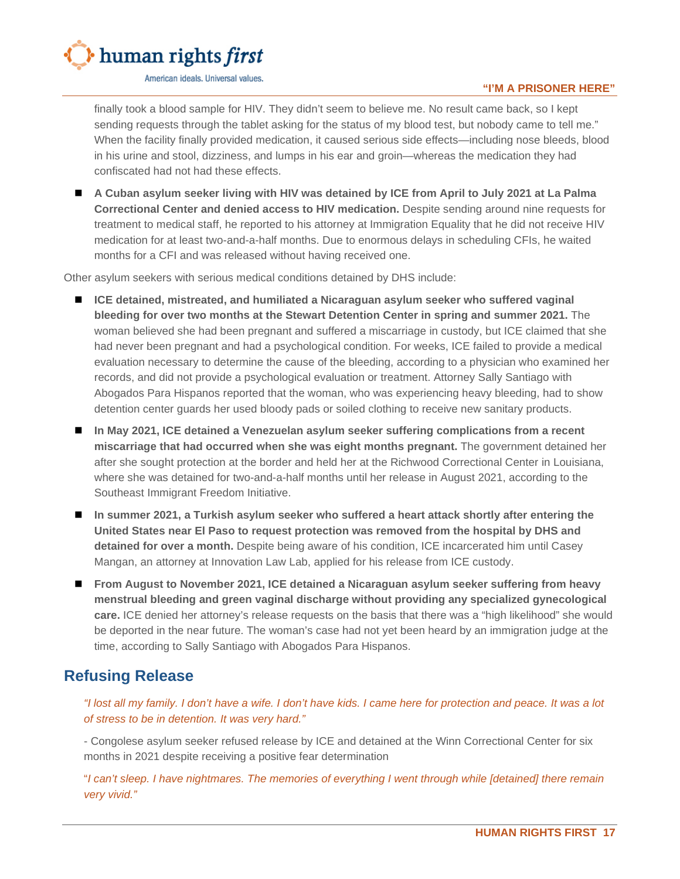finally took a blood sample for HIV. They didn't seem to believe me. No result came back, so I kept sending requests through the tablet asking for the status of my blood test, but nobody came to tell me." When the facility finally provided medication, it caused serious side effects—including nose bleeds, blood in his urine and stool, dizziness, and lumps in his ear and groin—whereas the medication they had confiscated had not had these effects.

- **A Cuban asylum seeker living with HIV was detained by ICE from April to July 2021 at La Palma Correctional Center and denied access to HIV medication.** Despite sending around nine requests for treatment to medical staff, he reported to his attorney at Immigration Equality that he did not receive HIV medication for at least two-and-a-half months. Due to enormous delays in scheduling CFIs, he waited months for a CFI and was released without having received one.

Other asylum seekers with serious medical conditions detained by DHS include:

- **ICE detained, mistreated, and humiliated a Nicaraguan asylum seeker who suffered vaginal bleeding for over two months at the Stewart Detention Center in spring and summer 2021.** The woman believed she had been pregnant and suffered a miscarriage in custody, but ICE claimed that she had never been pregnant and had a psychological condition. For weeks, ICE failed to provide a medical evaluation necessary to determine the cause of the bleeding, according to a physician who examined her records, and did not provide a psychological evaluation or treatment. Attorney Sally Santiago with Abogados Para Hispanos reported that the woman, who was experiencing heavy bleeding, had to show detention center guards her used bloody pads or soiled clothing to receive new sanitary products.
- **In May 2021, ICE detained a Venezuelan asylum seeker suffering complications from a recent miscarriage that had occurred when she was eight months pregnant.** The government detained her after she sought protection at the border and held her at the Richwood Correctional Center in Louisiana, where she was detained for two-and-a-half months until her release in August 2021, according to the Southeast Immigrant Freedom Initiative.
- **In summer 2021, a Turkish asylum seeker who suffered a heart attack shortly after entering the United States near El Paso to request protection was removed from the hospital by DHS and detained for over a month.** Despite being aware of his condition, ICE incarcerated him until Casey Mangan, an attorney at Innovation Law Lab, applied for his release from ICE custody.
- **From August to November 2021, ICE detained a Nicaraguan asylum seeker suffering from heavy menstrual bleeding and green vaginal discharge without providing any specialized gynecological care.** ICE denied her attorney's release requests on the basis that there was a "high likelihood" she would be deported in the near future. The woman's case had not yet been heard by an immigration judge at the time, according to Sally Santiago with Abogados Para Hispanos.

## Refusing Release

*"I lost all my family. I don't have a wife. I don't have kids. I came here for protection and peace. It was a lot of stress to be in detention. It was very hard."*

- Congolese asylum seeker refused release by ICE and detained at the Winn Correctional Center for six months in 2021 despite receiving a positive fear determination

*"I can't sleep. I have nightmares. The memories of everything I went through while [detained] there remain very vivid."*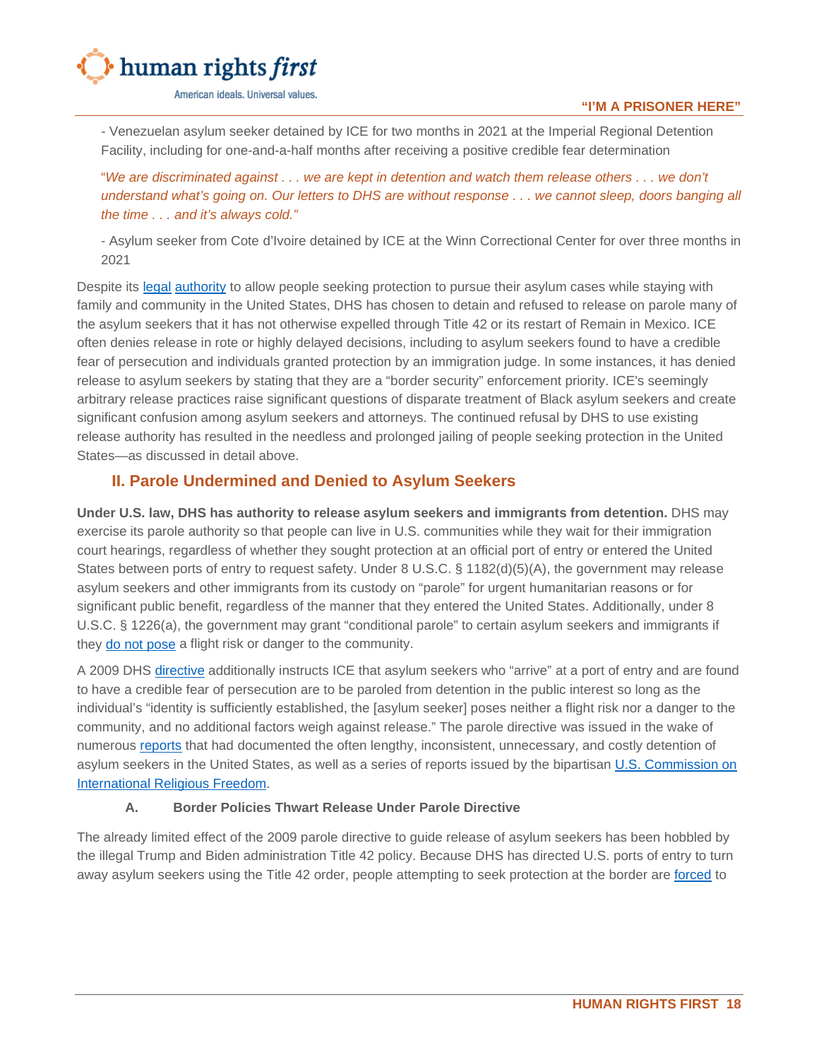- Venezuelan asylum seeker detained by ICE for two months in 2021 at the Imperial Regional Detention Facility, including for one-and-a-half months after receiving a positive credible fear determination

"*We are discriminated against . . . we are kept in detention and watch them release others . . . we don't understand what's going on. Our letters to DHS are without response . . . we cannot sleep, doors banging all the time . . . and it's always cold.*"

- Asylum seeker from Cote d'Ivoire detained by ICE at the Winn Correctional Center for over three months in 2021

Despite its legal authority to allow people seeking protection to pursue their asylum cases while staying with family and community in the United States, DHS has chosen to detain and refused to release on parole many of the asylum seekers that it has not otherwise expelled through Title 42 or its restart of Remain in Mexico. ICE often denies release in rote or highly delayed decisions, including to asylum seekers found to have a credible fear of persecution and individuals granted protection by an immigration judge. In some instances, it has denied release to asylum seekers by stating that they are a "border security" enforcement priority. ICE's seemingly arbitrary release practices raise significant questions of disparate treatment of Black asylum seekers and create significant confusion among asylum seekers and attorneys. The continued refusal by DHS to use existing release authority has resulted in the needless and prolonged jailing of people seeking protection in the United States—as discussed in detail above.

## II. Parole Undermined and Denied to Asylum Seekers

**Under U.S. law, DHS has authority to release asylum seekers and immigrants from detention.** DHS may exercise its parole authority so that people can live in U.S. communities while they wait for their immigration court hearings, regardless of whether they sought protection at an official port of entry or entered the United States between ports of entry to request safety. Under 8 U.S.C. § 1182(d)(5)(A), the government may release asylum seekers and other immigrants from its custody on "parole" for urgent humanitarian reasons or for significant public benefit, regardless of the manner that they entered the United States. Additionally, under 8 U.S.C. § 1226(a), the government may grant "conditional parole" to certain asylum seekers and immigrants if they do not pose a flight risk or danger to the community.

A 2009 DHS directive additionally instructs ICE that asylum seekers who "arrive" at a port of entry and are found to have a credible fear of persecution are to be paroled from detention in the public interest so long as the individual's "identity is sufficiently established, the [asylum seeker] poses neither a flight risk nor a danger to the community, and no additional factors weigh against release." The parole directive was issued in the wake of numerous reports that had documented the often lengthy, inconsistent, unnecessary, and costly detention of asylum seekers in the United States, as well as a series of reports issued by the bipartisan U.S. Commission on International Religious Freedom.

### A. Border Policies Thwart Release Under Parole Directive

The already limited effect of the 2009 parole directive to guide release of asylum seekers has been hobbled by the illegal Trump and Biden administration Title 42 policy. Because DHS has directed U.S. ports of entry to turn away asylum seekers using the Title 42 order, people attempting to seek protection at the border are forced to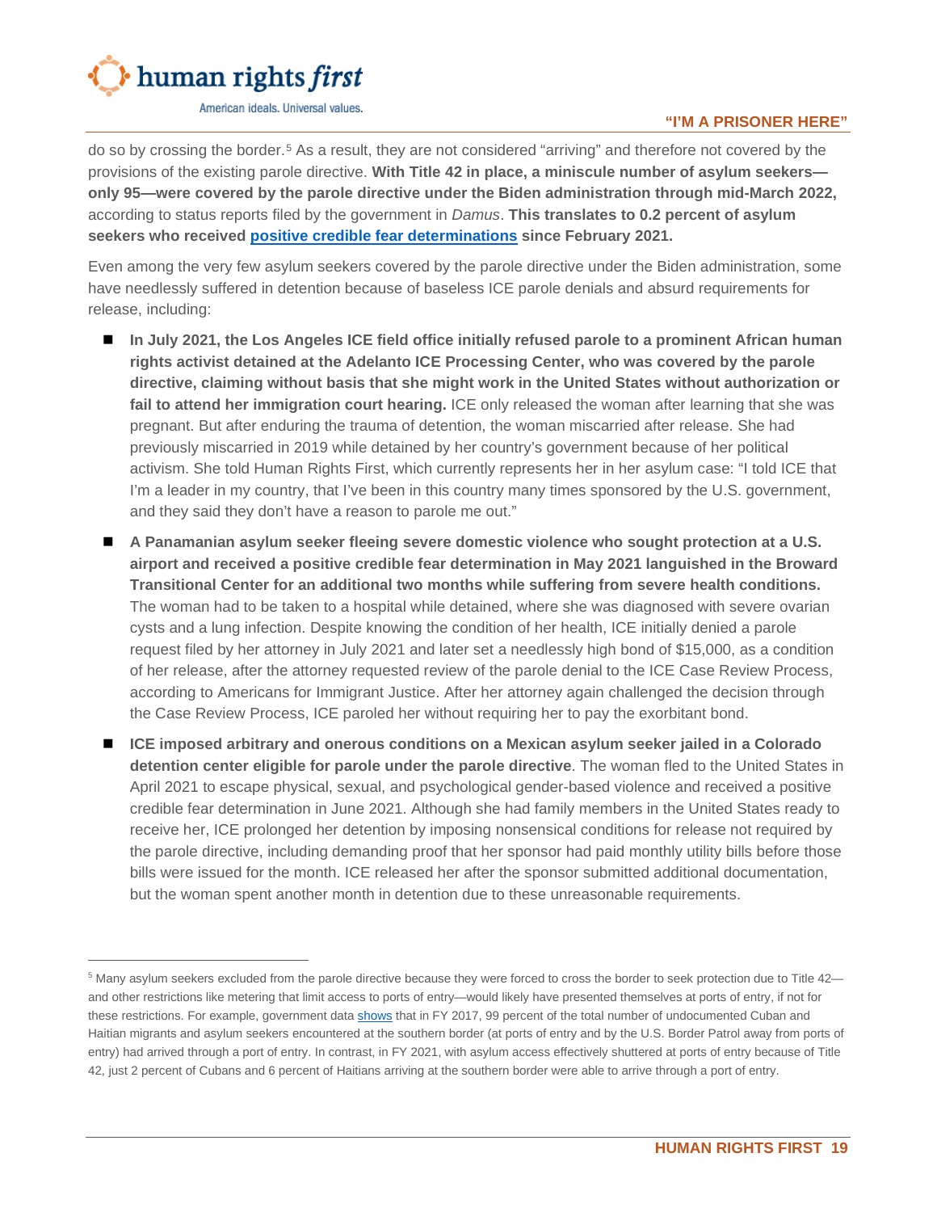do so by crossing the border.[5] As a result, they are not considered "arriving" and therefore not covered by the provisions of the existing parole directive. **With Title 42 in place, a miniscule number of asylum seekers—only 95—were covered by the parole directive under the Biden administration through mid-March 2022,** according to status reports filed by the government in *Damus*. **This translates to 0.2 percent of asylum seekers who received positive credible fear determinations since February 2021.**

Even among the very few asylum seekers covered by the parole directive under the Biden administration, some have needlessly suffered in detention because of baseless ICE parole denials and absurd requirements for release, including:

- **In July 2021, the Los Angeles ICE field office initially refused parole to a prominent African human rights activist detained at the Adelanto ICE Processing Center, who was covered by the parole directive, claiming without basis that she might work in the United States without authorization or fail to attend her immigration court hearing.** ICE only released the woman after learning that she was pregnant. But after enduring the trauma of detention, the woman miscarried after release. She had previously miscarried in 2019 while detained by her country's government because of her political activism. She told Human Rights First, which currently represents her in her asylum case: "I told ICE that I'm a leader in my country, that I've been in this country many times sponsored by the U.S. government, and they said they don't have a reason to parole me out."
- **A Panamanian asylum seeker fleeing severe domestic violence who sought protection at a U.S. airport and received a positive credible fear determination in May 2021 languished in the Broward Transitional Center for an additional two months while suffering from severe health conditions.** The woman had to be taken to a hospital while detained, where she was diagnosed with severe ovarian cysts and a lung infection. Despite knowing the condition of her health, ICE initially denied a parole request filed by her attorney in July 2021 and later set a needlessly high bond of $15,000, as a condition of her release, after the attorney requested review of the parole denial to the ICE Case Review Process, according to Americans for Immigrant Justice. After her attorney again challenged the decision through the Case Review Process, ICE paroled her without requiring her to pay the exorbitant bond.
- **ICE imposed arbitrary and onerous conditions on a Mexican asylum seeker jailed in a Colorado detention center eligible for parole under the parole directive**. The woman fled to the United States in April 2021 to escape physical, sexual, and psychological gender-based violence and received a positive credible fear determination in June 2021. Although she had family members in the United States ready to receive her, ICE prolonged her detention by imposing nonsensical conditions for release not required by the parole directive, including demanding proof that her sponsor had paid monthly utility bills before those bills were issued for the month. ICE released her after the sponsor submitted additional documentation, but the woman spent another month in detention due to these unreasonable requirements.

---

[5] Many asylum seekers excluded from the parole directive because they were forced to cross the border to seek protection due to Title 42—and other restrictions like metering that limit access to ports of entry—would likely have presented themselves at ports of entry, if not for these restrictions. For example, government data shows that in FY 2017, 99 percent of the total number of undocumented Cuban and Haitian migrants and asylum seekers encountered at the southern border (at ports of entry and by the U.S. Border Patrol away from ports of entry) had arrived through a port of entry. In contrast, in FY 2021, with asylum access effectively shuttered at ports of entry because of Title 42, just 2 percent of Cubans and 6 percent of Haitians arriving at the southern border were able to arrive through a port of entry.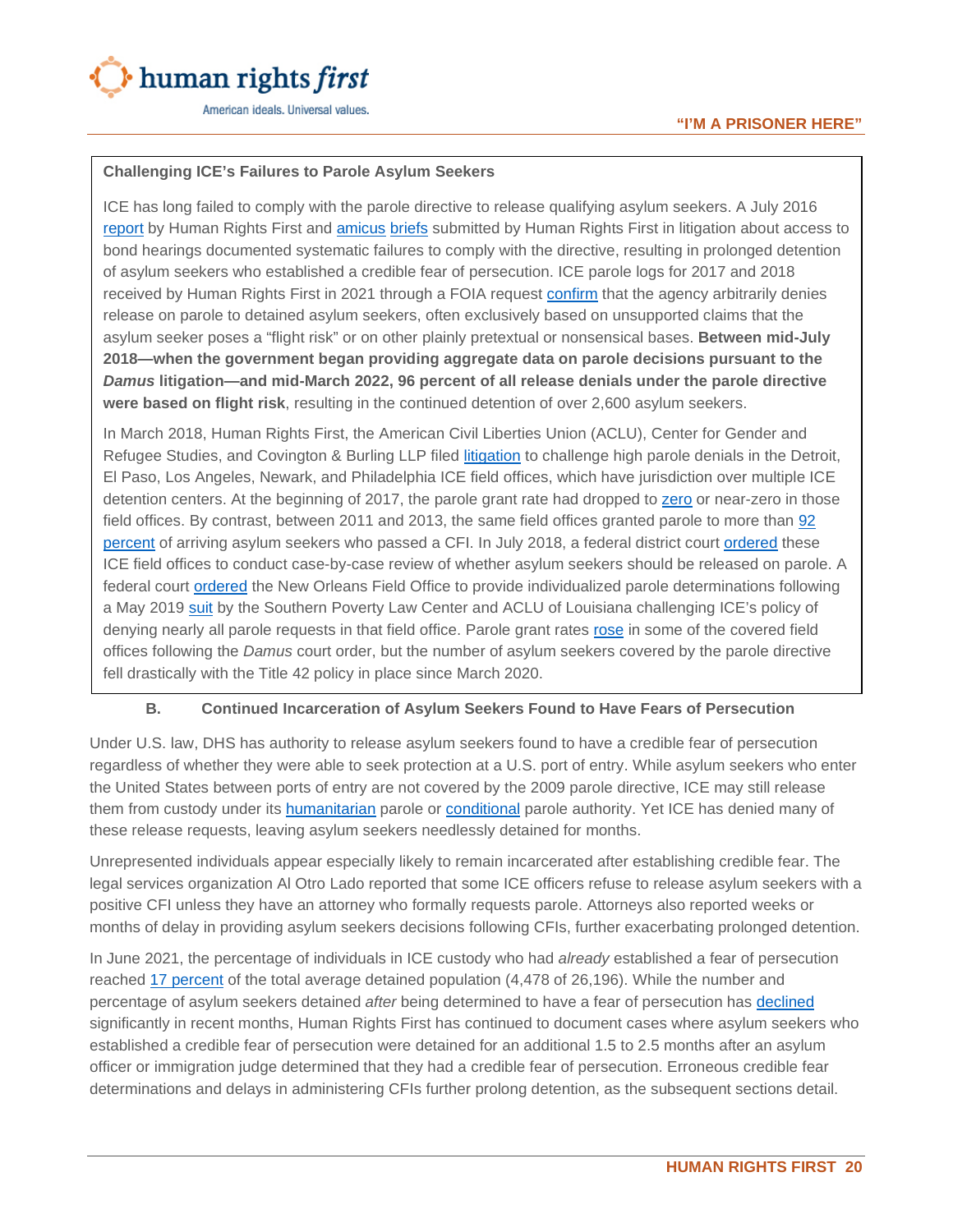### Challenging ICE's Failures to Parole Asylum Seekers

ICE has long failed to comply with the parole directive to release qualifying asylum seekers. A July 2016 report by Human Rights First and amicus briefs submitted by Human Rights First in litigation about access to bond hearings documented systematic failures to comply with the directive, resulting in prolonged detention of asylum seekers who established a credible fear of persecution. ICE parole logs for 2017 and 2018 received by Human Rights First in 2021 through a FOIA request confirm that the agency arbitrarily denies release on parole to detained asylum seekers, often exclusively based on unsupported claims that the asylum seeker poses a "flight risk" or on other plainly pretextual or nonsensical bases. **Between mid-July 2018—when the government began providing aggregate data on parole decisions pursuant to the *Damus* litigation—and mid-March 2022, 96 percent of all release denials under the parole directive were based on flight risk**, resulting in the continued detention of over 2,600 asylum seekers.

In March 2018, Human Rights First, the American Civil Liberties Union (ACLU), Center for Gender and Refugee Studies, and Covington & Burling LLP filed litigation to challenge high parole denials in the Detroit, El Paso, Los Angeles, Newark, and Philadelphia ICE field offices, which have jurisdiction over multiple ICE detention centers. At the beginning of 2017, the parole grant rate had dropped to zero or near-zero in those field offices. By contrast, between 2011 and 2013, the same field offices granted parole to more than 92 percent of arriving asylum seekers who passed a CFI. In July 2018, a federal district court ordered these ICE field offices to conduct case-by-case review of whether asylum seekers should be released on parole. A federal court ordered the New Orleans Field Office to provide individualized parole determinations following a May 2019 suit by the Southern Poverty Law Center and ACLU of Louisiana challenging ICE's policy of denying nearly all parole requests in that field office. Parole grant rates rose in some of the covered field offices following the *Damus* court order, but the number of asylum seekers covered by the parole directive fell drastically with the Title 42 policy in place since March 2020.

### B. Continued Incarceration of Asylum Seekers Found to Have Fears of Persecution

Under U.S. law, DHS has authority to release asylum seekers found to have a credible fear of persecution regardless of whether they were able to seek protection at a U.S. port of entry. While asylum seekers who enter the United States between ports of entry are not covered by the 2009 parole directive, ICE may still release them from custody under its humanitarian parole or conditional parole authority. Yet ICE has denied many of these release requests, leaving asylum seekers needlessly detained for months.

Unrepresented individuals appear especially likely to remain incarcerated after establishing credible fear. The legal services organization Al Otro Lado reported that some ICE officers refuse to release asylum seekers with a positive CFI unless they have an attorney who formally requests parole. Attorneys also reported weeks or months of delay in providing asylum seekers decisions following CFIs, further exacerbating prolonged detention.

In June 2021, the percentage of individuals in ICE custody who had *already* established a fear of persecution reached 17 percent of the total average detained population (4,478 of 26,196). While the number and percentage of asylum seekers detained *after* being determined to have a fear of persecution has declined significantly in recent months, Human Rights First has continued to document cases where asylum seekers who established a credible fear of persecution were detained for an additional 1.5 to 2.5 months after an asylum officer or immigration judge determined that they had a credible fear of persecution. Erroneous credible fear determinations and delays in administering CFIs further prolong detention, as the subsequent sections detail.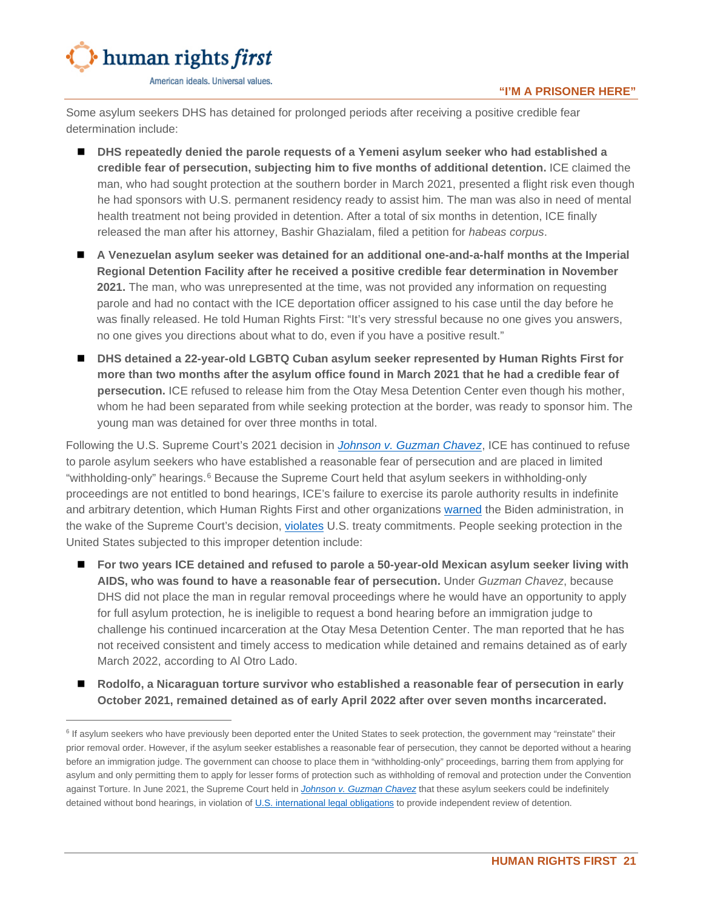Some asylum seekers DHS has detained for prolonged periods after receiving a positive credible fear determination include:

- **DHS repeatedly denied the parole requests of a Yemeni asylum seeker who had established a credible fear of persecution, subjecting him to five months of additional detention.** ICE claimed the man, who had sought protection at the southern border in March 2021, presented a flight risk even though he had sponsors with U.S. permanent residency ready to assist him. The man was also in need of mental health treatment not being provided in detention. After a total of six months in detention, ICE finally released the man after his attorney, Bashir Ghazialam, filed a petition for *habeas corpus*.
- **A Venezuelan asylum seeker was detained for an additional one-and-a-half months at the Imperial Regional Detention Facility after he received a positive credible fear determination in November 2021.** The man, who was unrepresented at the time, was not provided any information on requesting parole and had no contact with the ICE deportation officer assigned to his case until the day before he was finally released. He told Human Rights First: "It's very stressful because no one gives you answers, no one gives you directions about what to do, even if you have a positive result."
- **DHS detained a 22-year-old LGBTQ Cuban asylum seeker represented by Human Rights First for more than two months after the asylum office found in March 2021 that he had a credible fear of persecution.** ICE refused to release him from the Otay Mesa Detention Center even though his mother, whom he had been separated from while seeking protection at the border, was ready to sponsor him. The young man was detained for over three months in total.

Following the U.S. Supreme Court's 2021 decision in *Johnson v. Guzman Chavez*, ICE has continued to refuse to parole asylum seekers who have established a reasonable fear of persecution and are placed in limited "withholding-only" hearings.[6] Because the Supreme Court held that asylum seekers in withholding-only proceedings are not entitled to bond hearings, ICE's failure to exercise its parole authority results in indefinite and arbitrary detention, which Human Rights First and other organizations warned the Biden administration, in the wake of the Supreme Court's decision, violates U.S. treaty commitments. People seeking protection in the United States subjected to this improper detention include:

- **For two years ICE detained and refused to parole a 50-year-old Mexican asylum seeker living with AIDS, who was found to have a reasonable fear of persecution.** Under *Guzman Chavez*, because DHS did not place the man in regular removal proceedings where he would have an opportunity to apply for full asylum protection, he is ineligible to request a bond hearing before an immigration judge to challenge his continued incarceration at the Otay Mesa Detention Center. The man reported that he has not received consistent and timely access to medication while detained and remains detained as of early March 2022, according to Al Otro Lado.
- **Rodolfo, a Nicaraguan torture survivor who established a reasonable fear of persecution in early October 2021, remained detained as of early April 2022 after over seven months incarcerated.**

[6] If asylum seekers who have previously been deported enter the United States to seek protection, the government may "reinstate" their prior removal order. However, if the asylum seeker establishes a reasonable fear of persecution, they cannot be deported without a hearing before an immigration judge. The government can choose to place them in "withholding-only" proceedings, barring them from applying for asylum and only permitting them to apply for lesser forms of protection such as withholding of removal and protection under the Convention against Torture. In June 2021, the Supreme Court held in *Johnson v. Guzman Chavez* that these asylum seekers could be indefinitely detained without bond hearings, in violation of U.S. international legal obligations to provide independent review of detention.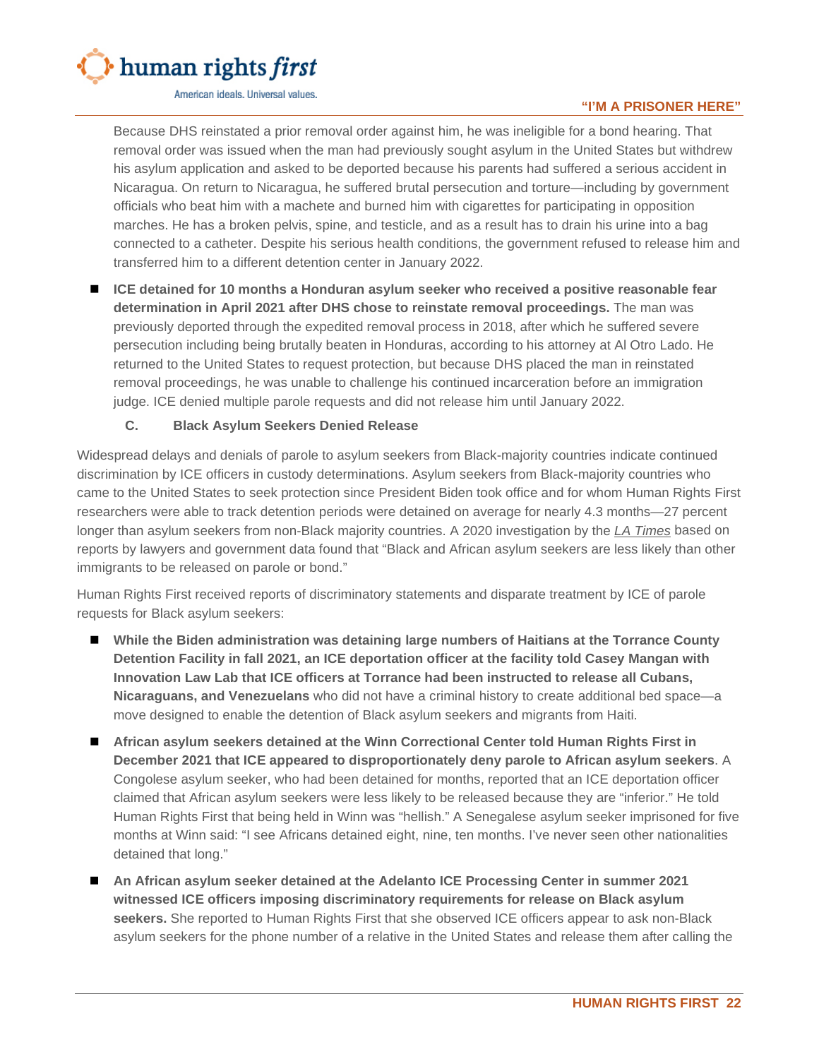Because DHS reinstated a prior removal order against him, he was ineligible for a bond hearing. That removal order was issued when the man had previously sought asylum in the United States but withdrew his asylum application and asked to be deported because his parents had suffered a serious accident in Nicaragua. On return to Nicaragua, he suffered brutal persecution and torture—including by government officials who beat him with a machete and burned him with cigarettes for participating in opposition marches. He has a broken pelvis, spine, and testicle, and as a result has to drain his urine into a bag connected to a catheter. Despite his serious health conditions, the government refused to release him and transferred him to a different detention center in January 2022.

- **ICE detained for 10 months a Honduran asylum seeker who received a positive reasonable fear determination in April 2021 after DHS chose to reinstate removal proceedings.** The man was previously deported through the expedited removal process in 2018, after which he suffered severe persecution including being brutally beaten in Honduras, according to his attorney at Al Otro Lado. He returned to the United States to request protection, but because DHS placed the man in reinstated removal proceedings, he was unable to challenge his continued incarceration before an immigration judge. ICE denied multiple parole requests and did not release him until January 2022.

### C. Black Asylum Seekers Denied Release

Widespread delays and denials of parole to asylum seekers from Black-majority countries indicate continued discrimination by ICE officers in custody determinations. Asylum seekers from Black-majority countries who came to the United States to seek protection since President Biden took office and for whom Human Rights First researchers were able to track detention periods were detained on average for nearly 4.3 months—27 percent longer than asylum seekers from non-Black majority countries. A 2020 investigation by the *LA Times* based on reports by lawyers and government data found that "Black and African asylum seekers are less likely than other immigrants to be released on parole or bond."

Human Rights First received reports of discriminatory statements and disparate treatment by ICE of parole requests for Black asylum seekers:

- **While the Biden administration was detaining large numbers of Haitians at the Torrance County Detention Facility in fall 2021, an ICE deportation officer at the facility told Casey Mangan with Innovation Law Lab that ICE officers at Torrance had been instructed to release all Cubans, Nicaraguans, and Venezuelans** who did not have a criminal history to create additional bed space—a move designed to enable the detention of Black asylum seekers and migrants from Haiti.
- **African asylum seekers detained at the Winn Correctional Center told Human Rights First in December 2021 that ICE appeared to disproportionately deny parole to African asylum seekers**. A Congolese asylum seeker, who had been detained for months, reported that an ICE deportation officer claimed that African asylum seekers were less likely to be released because they are "inferior." He told Human Rights First that being held in Winn was "hellish." A Senegalese asylum seeker imprisoned for five months at Winn said: "I see Africans detained eight, nine, ten months. I've never seen other nationalities detained that long."
- **An African asylum seeker detained at the Adelanto ICE Processing Center in summer 2021 witnessed ICE officers imposing discriminatory requirements for release on Black asylum seekers.** She reported to Human Rights First that she observed ICE officers appear to ask non-Black asylum seekers for the phone number of a relative in the United States and release them after calling the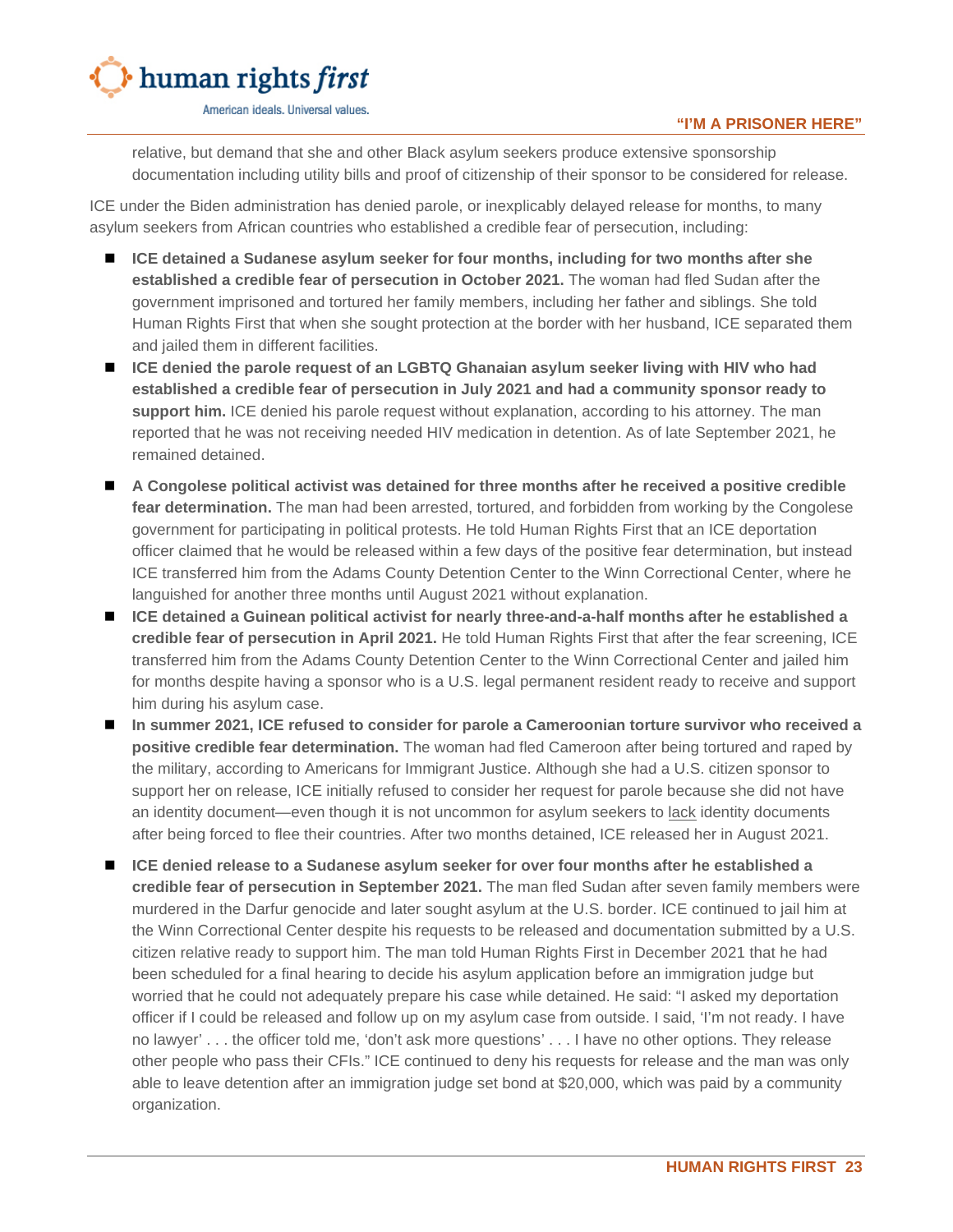relative, but demand that she and other Black asylum seekers produce extensive sponsorship documentation including utility bills and proof of citizenship of their sponsor to be considered for release.

ICE under the Biden administration has denied parole, or inexplicably delayed release for months, to many asylum seekers from African countries who established a credible fear of persecution, including:

- **ICE detained a Sudanese asylum seeker for four months, including for two months after she established a credible fear of persecution in October 2021.** The woman had fled Sudan after the government imprisoned and tortured her family members, including her father and siblings. She told Human Rights First that when she sought protection at the border with her husband, ICE separated them and jailed them in different facilities.
- **ICE denied the parole request of an LGBTQ Ghanaian asylum seeker living with HIV who had established a credible fear of persecution in July 2021 and had a community sponsor ready to support him.** ICE denied his parole request without explanation, according to his attorney. The man reported that he was not receiving needed HIV medication in detention. As of late September 2021, he remained detained.
- **A Congolese political activist was detained for three months after he received a positive credible fear determination.** The man had been arrested, tortured, and forbidden from working by the Congolese government for participating in political protests. He told Human Rights First that an ICE deportation officer claimed that he would be released within a few days of the positive fear determination, but instead ICE transferred him from the Adams County Detention Center to the Winn Correctional Center, where he languished for another three months until August 2021 without explanation.
- **ICE detained a Guinean political activist for nearly three-and-a-half months after he established a credible fear of persecution in April 2021.** He told Human Rights First that after the fear screening, ICE transferred him from the Adams County Detention Center to the Winn Correctional Center and jailed him for months despite having a sponsor who is a U.S. legal permanent resident ready to receive and support him during his asylum case.
- **In summer 2021, ICE refused to consider for parole a Cameroonian torture survivor who received a positive credible fear determination.** The woman had fled Cameroon after being tortured and raped by the military, according to Americans for Immigrant Justice. Although she had a U.S. citizen sponsor to support her on release, ICE initially refused to consider her request for parole because she did not have an identity document—even though it is not uncommon for asylum seekers to lack identity documents after being forced to flee their countries. After two months detained, ICE released her in August 2021.
- **ICE denied release to a Sudanese asylum seeker for over four months after he established a credible fear of persecution in September 2021.** The man fled Sudan after seven family members were murdered in the Darfur genocide and later sought asylum at the U.S. border. ICE continued to jail him at the Winn Correctional Center despite his requests to be released and documentation submitted by a U.S. citizen relative ready to support him. The man told Human Rights First in December 2021 that he had been scheduled for a final hearing to decide his asylum application before an immigration judge but worried that he could not adequately prepare his case while detained. He said: "I asked my deportation officer if I could be released and follow up on my asylum case from outside. I said, 'I'm not ready. I have no lawyer' . . . the officer told me, 'don't ask more questions' . . . I have no other options. They release other people who pass their CFIs." ICE continued to deny his requests for release and the man was only able to leave detention after an immigration judge set bond at $20,000, which was paid by a community organization.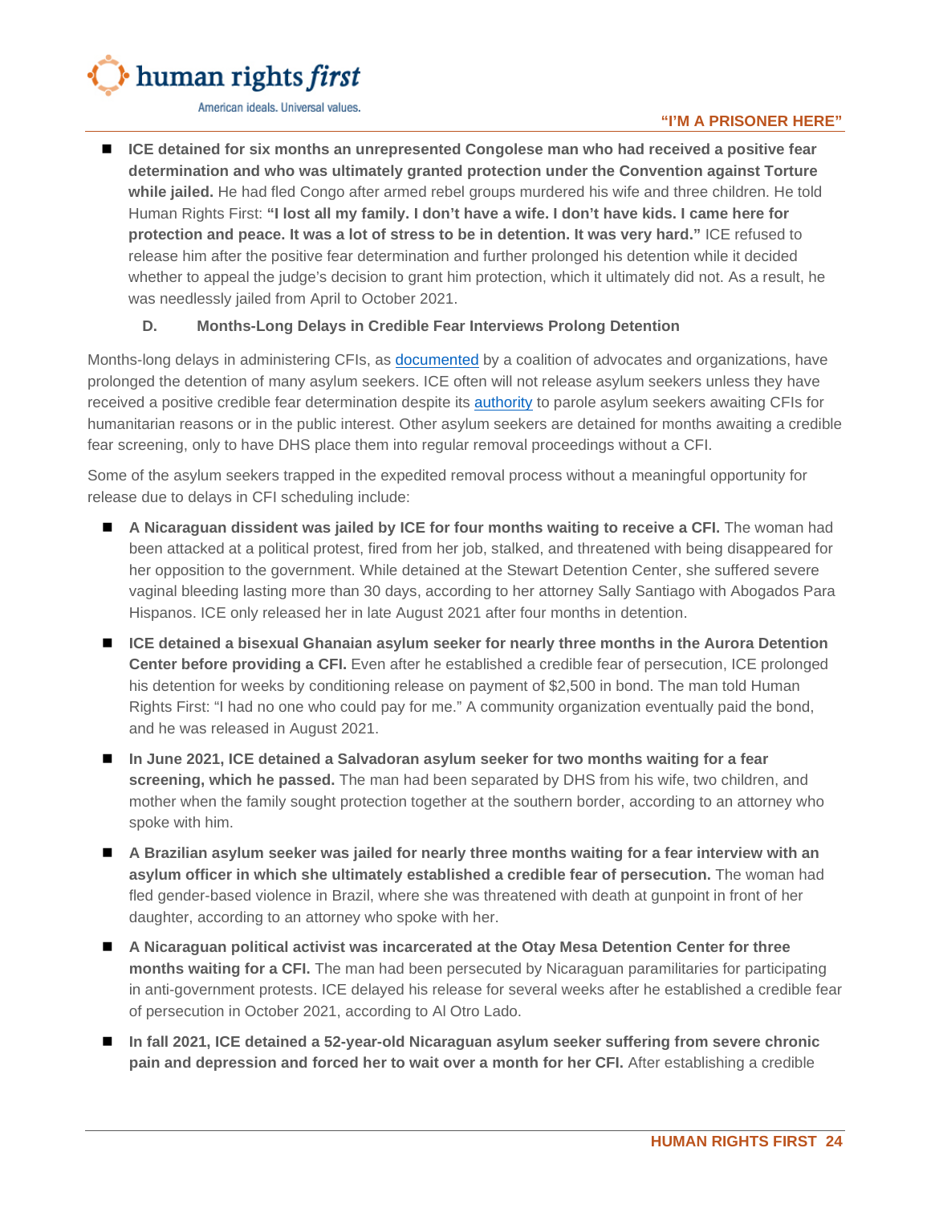- **ICE detained for six months an unrepresented Congolese man who had received a positive fear determination and who was ultimately granted protection under the Convention against Torture while jailed.** He had fled Congo after armed rebel groups murdered his wife and three children. He told Human Rights First: **"I lost all my family. I don't have a wife. I don't have kids. I came here for protection and peace. It was a lot of stress to be in detention. It was very hard."** ICE refused to release him after the positive fear determination and further prolonged his detention while it decided whether to appeal the judge's decision to grant him protection, which it ultimately did not. As a result, he was needlessly jailed from April to October 2021.

### D. Months-Long Delays in Credible Fear Interviews Prolong Detention

Months-long delays in administering CFIs, as documented by a coalition of advocates and organizations, have prolonged the detention of many asylum seekers. ICE often will not release asylum seekers unless they have received a positive credible fear determination despite its authority to parole asylum seekers awaiting CFIs for humanitarian reasons or in the public interest. Other asylum seekers are detained for months awaiting a credible fear screening, only to have DHS place them into regular removal proceedings without a CFI.

Some of the asylum seekers trapped in the expedited removal process without a meaningful opportunity for release due to delays in CFI scheduling include:

- **A Nicaraguan dissident was jailed by ICE for four months waiting to receive a CFI.** The woman had been attacked at a political protest, fired from her job, stalked, and threatened with being disappeared for her opposition to the government. While detained at the Stewart Detention Center, she suffered severe vaginal bleeding lasting more than 30 days, according to her attorney Sally Santiago with Abogados Para Hispanos. ICE only released her in late August 2021 after four months in detention.
- **ICE detained a bisexual Ghanaian asylum seeker for nearly three months in the Aurora Detention Center before providing a CFI.** Even after he established a credible fear of persecution, ICE prolonged his detention for weeks by conditioning release on payment of $2,500 in bond. The man told Human Rights First: "I had no one who could pay for me." A community organization eventually paid the bond, and he was released in August 2021.
- **In June 2021, ICE detained a Salvadoran asylum seeker for two months waiting for a fear screening, which he passed.** The man had been separated by DHS from his wife, two children, and mother when the family sought protection together at the southern border, according to an attorney who spoke with him.
- **A Brazilian asylum seeker was jailed for nearly three months waiting for a fear interview with an asylum officer in which she ultimately established a credible fear of persecution.** The woman had fled gender-based violence in Brazil, where she was threatened with death at gunpoint in front of her daughter, according to an attorney who spoke with her.
- **A Nicaraguan political activist was incarcerated at the Otay Mesa Detention Center for three months waiting for a CFI.** The man had been persecuted by Nicaraguan paramilitaries for participating in anti-government protests. ICE delayed his release for several weeks after he established a credible fear of persecution in October 2021, according to Al Otro Lado.
- **In fall 2021, ICE detained a 52-year-old Nicaraguan asylum seeker suffering from severe chronic pain and depression and forced her to wait over a month for her CFI.** After establishing a credible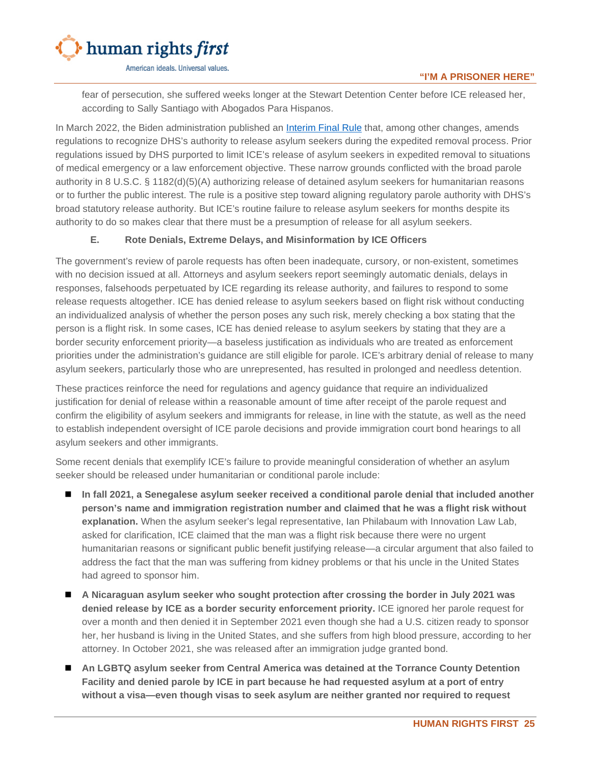fear of persecution, she suffered weeks longer at the Stewart Detention Center before ICE released her, according to Sally Santiago with Abogados Para Hispanos.

In March 2022, the Biden administration published an Interim Final Rule that, among other changes, amends regulations to recognize DHS's authority to release asylum seekers during the expedited removal process. Prior regulations issued by DHS purported to limit ICE's release of asylum seekers in expedited removal to situations of medical emergency or a law enforcement objective. These narrow grounds conflicted with the broad parole authority in 8 U.S.C. § 1182(d)(5)(A) authorizing release of detained asylum seekers for humanitarian reasons or to further the public interest. The rule is a positive step toward aligning regulatory parole authority with DHS's broad statutory release authority. But ICE's routine failure to release asylum seekers for months despite its authority to do so makes clear that there must be a presumption of release for all asylum seekers.

### E. Rote Denials, Extreme Delays, and Misinformation by ICE Officers

The government's review of parole requests has often been inadequate, cursory, or non-existent, sometimes with no decision issued at all. Attorneys and asylum seekers report seemingly automatic denials, delays in responses, falsehoods perpetuated by ICE regarding its release authority, and failures to respond to some release requests altogether. ICE has denied release to asylum seekers based on flight risk without conducting an individualized analysis of whether the person poses any such risk, merely checking a box stating that the person is a flight risk. In some cases, ICE has denied release to asylum seekers by stating that they are a border security enforcement priority—a baseless justification as individuals who are treated as enforcement priorities under the administration's guidance are still eligible for parole. ICE's arbitrary denial of release to many asylum seekers, particularly those who are unrepresented, has resulted in prolonged and needless detention.

These practices reinforce the need for regulations and agency guidance that require an individualized justification for denial of release within a reasonable amount of time after receipt of the parole request and confirm the eligibility of asylum seekers and immigrants for release, in line with the statute, as well as the need to establish independent oversight of ICE parole decisions and provide immigration court bond hearings to all asylum seekers and other immigrants.

Some recent denials that exemplify ICE's failure to provide meaningful consideration of whether an asylum seeker should be released under humanitarian or conditional parole include:

- **In fall 2021, a Senegalese asylum seeker received a conditional parole denial that included another person's name and immigration registration number and claimed that he was a flight risk without explanation.** When the asylum seeker's legal representative, Ian Philabaum with Innovation Law Lab, asked for clarification, ICE claimed that the man was a flight risk because there were no urgent humanitarian reasons or significant public benefit justifying release—a circular argument that also failed to address the fact that the man was suffering from kidney problems or that his uncle in the United States had agreed to sponsor him.
- **A Nicaraguan asylum seeker who sought protection after crossing the border in July 2021 was denied release by ICE as a border security enforcement priority.** ICE ignored her parole request for over a month and then denied it in September 2021 even though she had a U.S. citizen ready to sponsor her, her husband is living in the United States, and she suffers from high blood pressure, according to her attorney. In October 2021, she was released after an immigration judge granted bond.
- **An LGBTQ asylum seeker from Central America was detained at the Torrance County Detention Facility and denied parole by ICE in part because he had requested asylum at a port of entry without a visa—even though visas to seek asylum are neither granted nor required to request**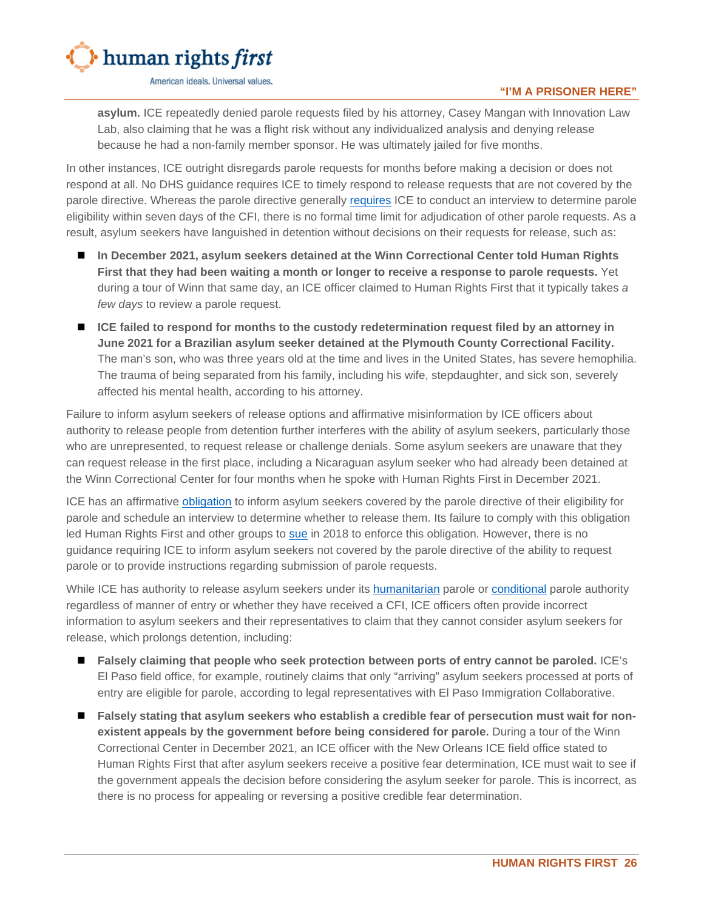**asylum.** ICE repeatedly denied parole requests filed by his attorney, Casey Mangan with Innovation Law Lab, also claiming that he was a flight risk without any individualized analysis and denying release because he had a non-family member sponsor. He was ultimately jailed for five months.

In other instances, ICE outright disregards parole requests for months before making a decision or does not respond at all. No DHS guidance requires ICE to timely respond to release requests that are not covered by the parole directive. Whereas the parole directive generally requires ICE to conduct an interview to determine parole eligibility within seven days of the CFI, there is no formal time limit for adjudication of other parole requests. As a result, asylum seekers have languished in detention without decisions on their requests for release, such as:

- **In December 2021, asylum seekers detained at the Winn Correctional Center told Human Rights First that they had been waiting a month or longer to receive a response to parole requests.** Yet during a tour of Winn that same day, an ICE officer claimed to Human Rights First that it typically takes *a few days* to review a parole request.
- **ICE failed to respond for months to the custody redetermination request filed by an attorney in June 2021 for a Brazilian asylum seeker detained at the Plymouth County Correctional Facility.** The man's son, who was three years old at the time and lives in the United States, has severe hemophilia. The trauma of being separated from his family, including his wife, stepdaughter, and sick son, severely affected his mental health, according to his attorney.

Failure to inform asylum seekers of release options and affirmative misinformation by ICE officers about authority to release people from detention further interferes with the ability of asylum seekers, particularly those who are unrepresented, to request release or challenge denials. Some asylum seekers are unaware that they can request release in the first place, including a Nicaraguan asylum seeker who had already been detained at the Winn Correctional Center for four months when he spoke with Human Rights First in December 2021.

ICE has an affirmative obligation to inform asylum seekers covered by the parole directive of their eligibility for parole and schedule an interview to determine whether to release them. Its failure to comply with this obligation led Human Rights First and other groups to sue in 2018 to enforce this obligation. However, there is no guidance requiring ICE to inform asylum seekers not covered by the parole directive of the ability to request parole or to provide instructions regarding submission of parole requests.

While ICE has authority to release asylum seekers under its humanitarian parole or conditional parole authority regardless of manner of entry or whether they have received a CFI, ICE officers often provide incorrect information to asylum seekers and their representatives to claim that they cannot consider asylum seekers for release, which prolongs detention, including:

- **Falsely claiming that people who seek protection between ports of entry cannot be paroled.** ICE's El Paso field office, for example, routinely claims that only "arriving" asylum seekers processed at ports of entry are eligible for parole, according to legal representatives with El Paso Immigration Collaborative.
- **Falsely stating that asylum seekers who establish a credible fear of persecution must wait for non-existent appeals by the government before being considered for parole.** During a tour of the Winn Correctional Center in December 2021, an ICE officer with the New Orleans ICE field office stated to Human Rights First that after asylum seekers receive a positive fear determination, ICE must wait to see if the government appeals the decision before considering the asylum seeker for parole. This is incorrect, as there is no process for appealing or reversing a positive credible fear determination.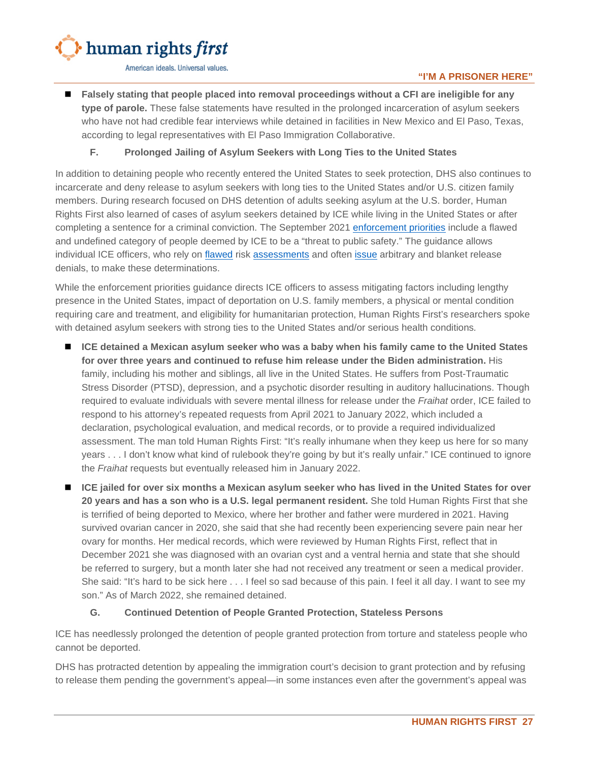- **Falsely stating that people placed into removal proceedings without a CFI are ineligible for any type of parole.** These false statements have resulted in the prolonged incarceration of asylum seekers who have not had credible fear interviews while detained in facilities in New Mexico and El Paso, Texas, according to legal representatives with El Paso Immigration Collaborative.

### F. Prolonged Jailing of Asylum Seekers with Long Ties to the United States

In addition to detaining people who recently entered the United States to seek protection, DHS also continues to incarcerate and deny release to asylum seekers with long ties to the United States and/or U.S. citizen family members. During research focused on DHS detention of adults seeking asylum at the U.S. border, Human Rights First also learned of cases of asylum seekers detained by ICE while living in the United States or after completing a sentence for a criminal conviction. The September 2021 enforcement priorities include a flawed and undefined category of people deemed by ICE to be a "threat to public safety." The guidance allows individual ICE officers, who rely on flawed risk assessments and often issue arbitrary and blanket release denials, to make these determinations.

While the enforcement priorities guidance directs ICE officers to assess mitigating factors including lengthy presence in the United States, impact of deportation on U.S. family members, a physical or mental condition requiring care and treatment, and eligibility for humanitarian protection, Human Rights First's researchers spoke with detained asylum seekers with strong ties to the United States and/or serious health conditions.

- **ICE detained a Mexican asylum seeker who was a baby when his family came to the United States for over three years and continued to refuse him release under the Biden administration.** His family, including his mother and siblings, all live in the United States. He suffers from Post-Traumatic Stress Disorder (PTSD), depression, and a psychotic disorder resulting in auditory hallucinations. Though required to evaluate individuals with severe mental illness for release under the *Fraihat* order, ICE failed to respond to his attorney's repeated requests from April 2021 to January 2022, which included a declaration, psychological evaluation, and medical records, or to provide a required individualized assessment. The man told Human Rights First: "It's really inhumane when they keep us here for so many years . . . I don't know what kind of rulebook they're going by but it's really unfair." ICE continued to ignore the *Fraihat* requests but eventually released him in January 2022.
- **ICE jailed for over six months a Mexican asylum seeker who has lived in the United States for over 20 years and has a son who is a U.S. legal permanent resident.** She told Human Rights First that she is terrified of being deported to Mexico, where her brother and father were murdered in 2021. Having survived ovarian cancer in 2020, she said that she had recently been experiencing severe pain near her ovary for months. Her medical records, which were reviewed by Human Rights First, reflect that in December 2021 she was diagnosed with an ovarian cyst and a ventral hernia and state that she should be referred to surgery, but a month later she had not received any treatment or seen a medical provider. She said: "It's hard to be sick here . . . I feel so sad because of this pain. I feel it all day. I want to see my son." As of March 2022, she remained detained.

### G. Continued Detention of People Granted Protection, Stateless Persons

ICE has needlessly prolonged the detention of people granted protection from torture and stateless people who cannot be deported.

DHS has protracted detention by appealing the immigration court's decision to grant protection and by refusing to release them pending the government's appeal—in some instances even after the government's appeal was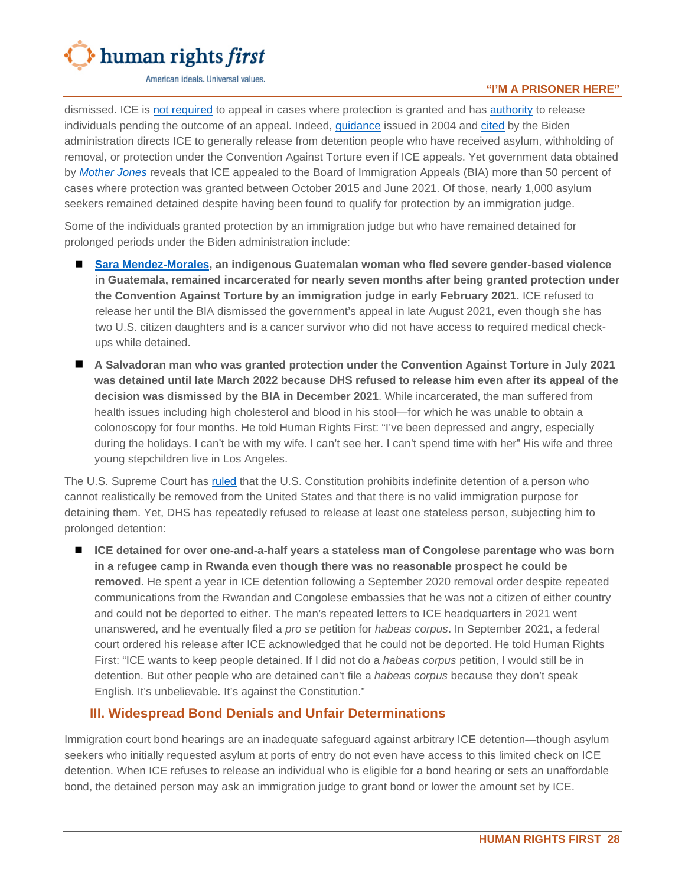dismissed. ICE is not required to appeal in cases where protection is granted and has authority to release individuals pending the outcome of an appeal. Indeed, guidance issued in 2004 and cited by the Biden administration directs ICE to generally release from detention people who have received asylum, withholding of removal, or protection under the Convention Against Torture even if ICE appeals. Yet government data obtained by *Mother Jones* reveals that ICE appealed to the Board of Immigration Appeals (BIA) more than 50 percent of cases where protection was granted between October 2015 and June 2021. Of those, nearly 1,000 asylum seekers remained detained despite having been found to qualify for protection by an immigration judge.

Some of the individuals granted protection by an immigration judge but who have remained detained for prolonged periods under the Biden administration include:

- **Sara Mendez-Morales, an indigenous Guatemalan woman who fled severe gender-based violence in Guatemala, remained incarcerated for nearly seven months after being granted protection under the Convention Against Torture by an immigration judge in early February 2021.** ICE refused to release her until the BIA dismissed the government's appeal in late August 2021, even though she has two U.S. citizen daughters and is a cancer survivor who did not have access to required medical check-ups while detained.
- **A Salvadoran man who was granted protection under the Convention Against Torture in July 2021 was detained until late March 2022 because DHS refused to release him even after its appeal of the decision was dismissed by the BIA in December 2021**. While incarcerated, the man suffered from health issues including high cholesterol and blood in his stool—for which he was unable to obtain a colonoscopy for four months. He told Human Rights First: "I've been depressed and angry, especially during the holidays. I can't be with my wife. I can't see her. I can't spend time with her" His wife and three young stepchildren live in Los Angeles.

The U.S. Supreme Court has ruled that the U.S. Constitution prohibits indefinite detention of a person who cannot realistically be removed from the United States and that there is no valid immigration purpose for detaining them. Yet, DHS has repeatedly refused to release at least one stateless person, subjecting him to prolonged detention:

- **ICE detained for over one-and-a-half years a stateless man of Congolese parentage who was born in a refugee camp in Rwanda even though there was no reasonable prospect he could be removed.** He spent a year in ICE detention following a September 2020 removal order despite repeated communications from the Rwandan and Congolese embassies that he was not a citizen of either country and could not be deported to either. The man's repeated letters to ICE headquarters in 2021 went unanswered, and he eventually filed a *pro se* petition for *habeas corpus*. In September 2021, a federal court ordered his release after ICE acknowledged that he could not be deported. He told Human Rights First: "ICE wants to keep people detained. If I did not do a *habeas corpus* petition, I would still be in detention. But other people who are detained can't file a *habeas corpus* because they don't speak English. It's unbelievable. It's against the Constitution."

## III. Widespread Bond Denials and Unfair Determinations

Immigration court bond hearings are an inadequate safeguard against arbitrary ICE detention—though asylum seekers who initially requested asylum at ports of entry do not even have access to this limited check on ICE detention. When ICE refuses to release an individual who is eligible for a bond hearing or sets an unaffordable bond, the detained person may ask an immigration judge to grant bond or lower the amount set by ICE.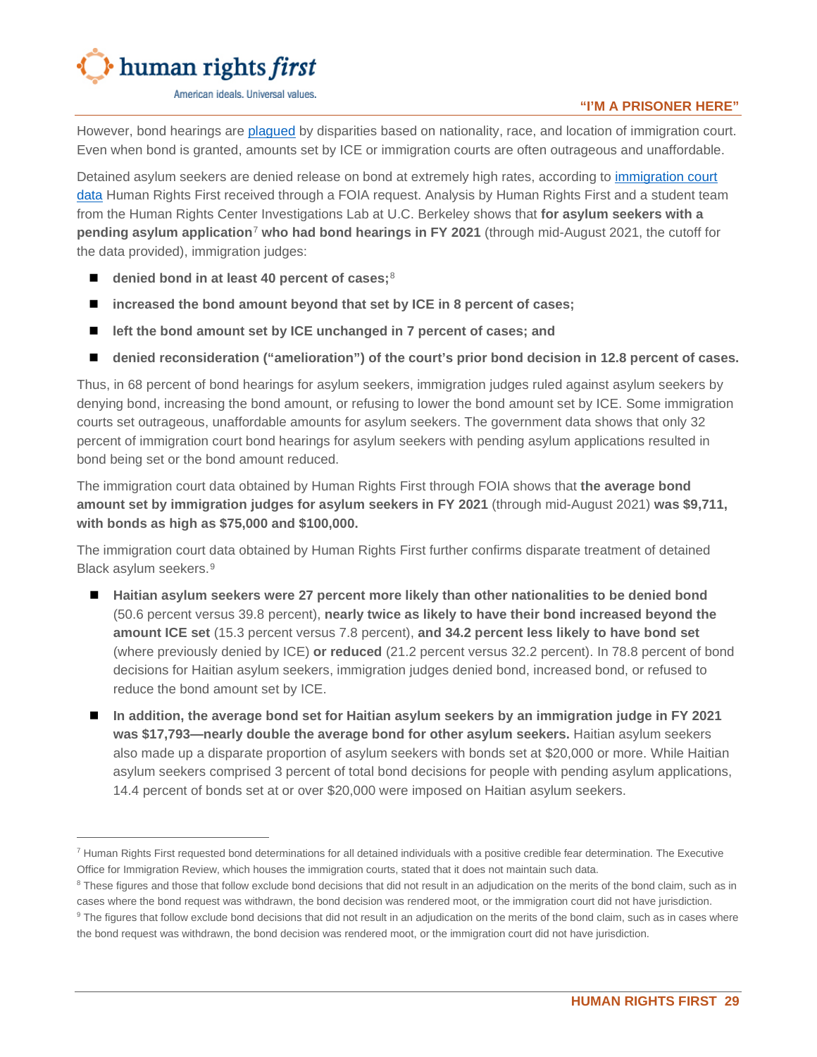However, bond hearings are plagued by disparities based on nationality, race, and location of immigration court. Even when bond is granted, amounts set by ICE or immigration courts are often outrageous and unaffordable.

Detained asylum seekers are denied release on bond at extremely high rates, according to immigration court data Human Rights First received through a FOIA request. Analysis by Human Rights First and a student team from the Human Rights Center Investigations Lab at U.C. Berkeley shows that **for asylum seekers with a pending asylum application**[7] **who had bond hearings in FY 2021** (through mid-August 2021, the cutoff for the data provided), immigration judges:

- **denied bond in at least 40 percent of cases;**[8]
- **increased the bond amount beyond that set by ICE in 8 percent of cases;**
- **left the bond amount set by ICE unchanged in 7 percent of cases; and**
- **denied reconsideration ("amelioration") of the court's prior bond decision in 12.8 percent of cases.**

Thus, in 68 percent of bond hearings for asylum seekers, immigration judges ruled against asylum seekers by denying bond, increasing the bond amount, or refusing to lower the bond amount set by ICE. Some immigration courts set outrageous, unaffordable amounts for asylum seekers. The government data shows that only 32 percent of immigration court bond hearings for asylum seekers with pending asylum applications resulted in bond being set or the bond amount reduced.

The immigration court data obtained by Human Rights First through FOIA shows that **the average bond amount set by immigration judges for asylum seekers in FY 2021** (through mid-August 2021) **was $9,711, with bonds as high as $75,000 and $100,000.**

The immigration court data obtained by Human Rights First further confirms disparate treatment of detained Black asylum seekers.[9]

- **Haitian asylum seekers were 27 percent more likely than other nationalities to be denied bond** (50.6 percent versus 39.8 percent), **nearly twice as likely to have their bond increased beyond the amount ICE set** (15.3 percent versus 7.8 percent), **and 34.2 percent less likely to have bond set** (where previously denied by ICE) **or reduced** (21.2 percent versus 32.2 percent). In 78.8 percent of bond decisions for Haitian asylum seekers, immigration judges denied bond, increased bond, or refused to reduce the bond amount set by ICE.
- **In addition, the average bond set for Haitian asylum seekers by an immigration judge in FY 2021 was $17,793—nearly double the average bond for other asylum seekers.** Haitian asylum seekers also made up a disparate proportion of asylum seekers with bonds set at $20,000 or more. While Haitian asylum seekers comprised 3 percent of total bond decisions for people with pending asylum applications, 14.4 percent of bonds set at or over $20,000 were imposed on Haitian asylum seekers.

---

[7] Human Rights First requested bond determinations for all detained individuals with a positive credible fear determination. The Executive Office for Immigration Review, which houses the immigration courts, stated that it does not maintain such data.

[8] These figures and those that follow exclude bond decisions that did not result in an adjudication on the merits of the bond claim, such as in cases where the bond request was withdrawn, the bond decision was rendered moot, or the immigration court did not have jurisdiction.

[9] The figures that follow exclude bond decisions that did not result in an adjudication on the merits of the bond claim, such as in cases where the bond request was withdrawn, the bond decision was rendered moot, or the immigration court did not have jurisdiction.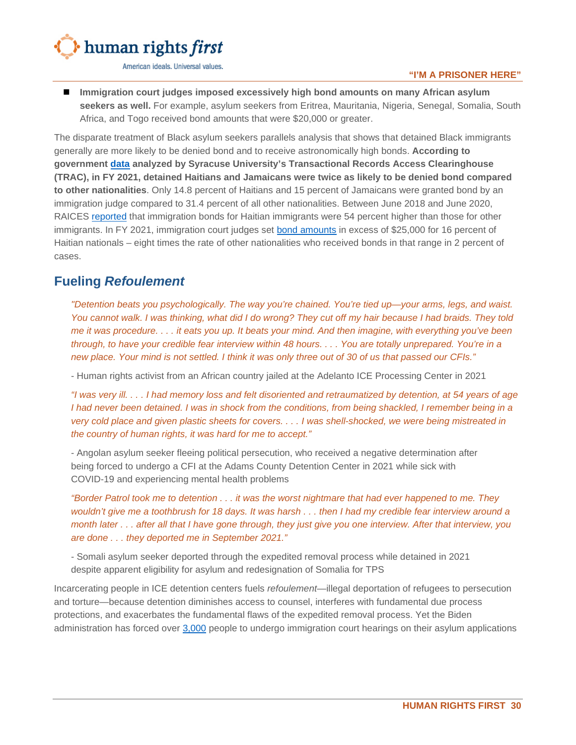- **Immigration court judges imposed excessively high bond amounts on many African asylum seekers as well.** For example, asylum seekers from Eritrea, Mauritania, Nigeria, Senegal, Somalia, South Africa, and Togo received bond amounts that were $20,000 or greater.

The disparate treatment of Black asylum seekers parallels analysis that shows that detained Black immigrants generally are more likely to be denied bond and to receive astronomically high bonds. **According to government data analyzed by Syracuse University's Transactional Records Access Clearinghouse (TRAC), in FY 2021, detained Haitians and Jamaicans were twice as likely to be denied bond compared to other nationalities**. Only 14.8 percent of Haitians and 15 percent of Jamaicans were granted bond by an immigration judge compared to 31.4 percent of all other nationalities. Between June 2018 and June 2020, RAICES reported that immigration bonds for Haitian immigrants were 54 percent higher than those for other immigrants. In FY 2021, immigration court judges set bond amounts in excess of $25,000 for 16 percent of Haitian nationals – eight times the rate of other nationalities who received bonds in that range in 2 percent of cases.

## Fueling *Refoulement*

*"Detention beats you psychologically. The way you're chained. You're tied up—your arms, legs, and waist. You cannot walk. I was thinking, what did I do wrong? They cut off my hair because I had braids. They told me it was procedure. . . . it eats you up. It beats your mind. And then imagine, with everything you've been through, to have your credible fear interview within 48 hours. . . . You are totally unprepared. You're in a new place. Your mind is not settled. I think it was only three out of 30 of us that passed our CFIs."*

- Human rights activist from an African country jailed at the Adelanto ICE Processing Center in 2021

*"I was very ill. . . . I had memory loss and felt disoriented and retraumatized by detention, at 54 years of age I had never been detained. I was in shock from the conditions, from being shackled, I remember being in a very cold place and given plastic sheets for covers. . . . I was shell-shocked, we were being mistreated in the country of human rights, it was hard for me to accept."*

- Angolan asylum seeker fleeing political persecution, who received a negative determination after being forced to undergo a CFI at the Adams County Detention Center in 2021 while sick with COVID-19 and experiencing mental health problems

*"Border Patrol took me to detention . . . it was the worst nightmare that had ever happened to me. They wouldn't give me a toothbrush for 18 days. It was harsh . . . then I had my credible fear interview around a month later . . . after all that I have gone through, they just give you one interview. After that interview, you are done . . . they deported me in September 2021."*

- Somali asylum seeker deported through the expedited removal process while detained in 2021 despite apparent eligibility for asylum and redesignation of Somalia for TPS

Incarcerating people in ICE detention centers fuels *refoulement*—illegal deportation of refugees to persecution and torture—because detention diminishes access to counsel, interferes with fundamental due process protections, and exacerbates the fundamental flaws of the expedited removal process. Yet the Biden administration has forced over 3,000 people to undergo immigration court hearings on their asylum applications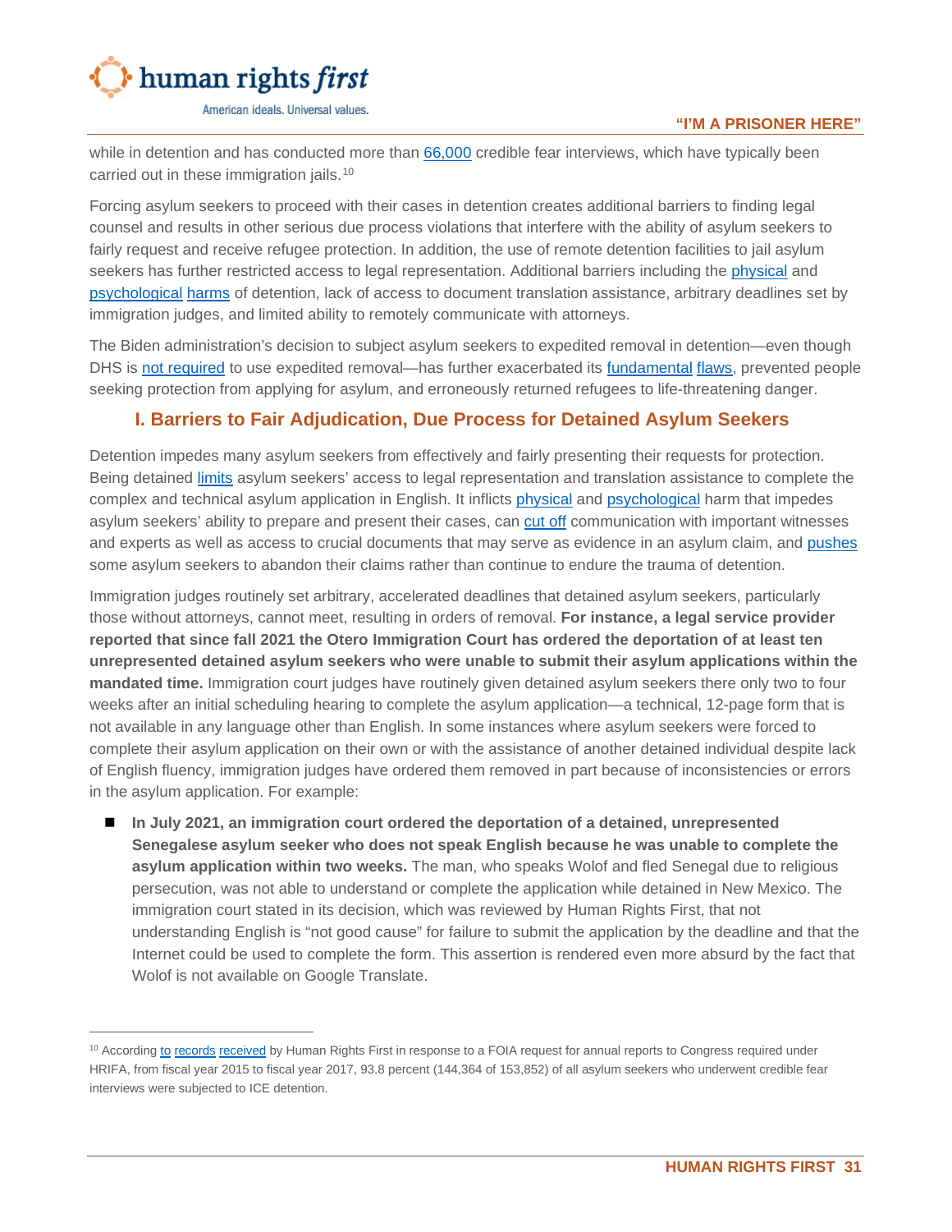while in detention and has conducted more than 66,000 credible fear interviews, which have typically been carried out in these immigration jails.[10]

Forcing asylum seekers to proceed with their cases in detention creates additional barriers to finding legal counsel and results in other serious due process violations that interfere with the ability of asylum seekers to fairly request and receive refugee protection. In addition, the use of remote detention facilities to jail asylum seekers has further restricted access to legal representation. Additional barriers including the physical and psychological harms of detention, lack of access to document translation assistance, arbitrary deadlines set by immigration judges, and limited ability to remotely communicate with attorneys.

The Biden administration's decision to subject asylum seekers to expedited removal in detention—even though DHS is not required to use expedited removal—has further exacerbated its fundamental flaws, prevented people seeking protection from applying for asylum, and erroneously returned refugees to life-threatening danger.

## I. Barriers to Fair Adjudication, Due Process for Detained Asylum Seekers

Detention impedes many asylum seekers from effectively and fairly presenting their requests for protection. Being detained limits asylum seekers' access to legal representation and translation assistance to complete the complex and technical asylum application in English. It inflicts physical and psychological harm that impedes asylum seekers' ability to prepare and present their cases, can cut off communication with important witnesses and experts as well as access to crucial documents that may serve as evidence in an asylum claim, and pushes some asylum seekers to abandon their claims rather than continue to endure the trauma of detention.

Immigration judges routinely set arbitrary, accelerated deadlines that detained asylum seekers, particularly those without attorneys, cannot meet, resulting in orders of removal. **For instance, a legal service provider reported that since fall 2021 the Otero Immigration Court has ordered the deportation of at least ten unrepresented detained asylum seekers who were unable to submit their asylum applications within the mandated time.** Immigration court judges have routinely given detained asylum seekers there only two to four weeks after an initial scheduling hearing to complete the asylum application—a technical, 12-page form that is not available in any language other than English. In some instances where asylum seekers were forced to complete their asylum application on their own or with the assistance of another detained individual despite lack of English fluency, immigration judges have ordered them removed in part because of inconsistencies or errors in the asylum application. For example:

- **In July 2021, an immigration court ordered the deportation of a detained, unrepresented Senegalese asylum seeker who does not speak English because he was unable to complete the asylum application within two weeks.** The man, who speaks Wolof and fled Senegal due to religious persecution, was not able to understand or complete the application while detained in New Mexico. The immigration court stated in its decision, which was reviewed by Human Rights First, that not understanding English is "not good cause" for failure to submit the application by the deadline and that the Internet could be used to complete the form. This assertion is rendered even more absurd by the fact that Wolof is not available on Google Translate.

[10] According to records received by Human Rights First in response to a FOIA request for annual reports to Congress required under HRIFA, from fiscal year 2015 to fiscal year 2017, 93.8 percent (144,364 of 153,852) of all asylum seekers who underwent credible fear interviews were subjected to ICE detention.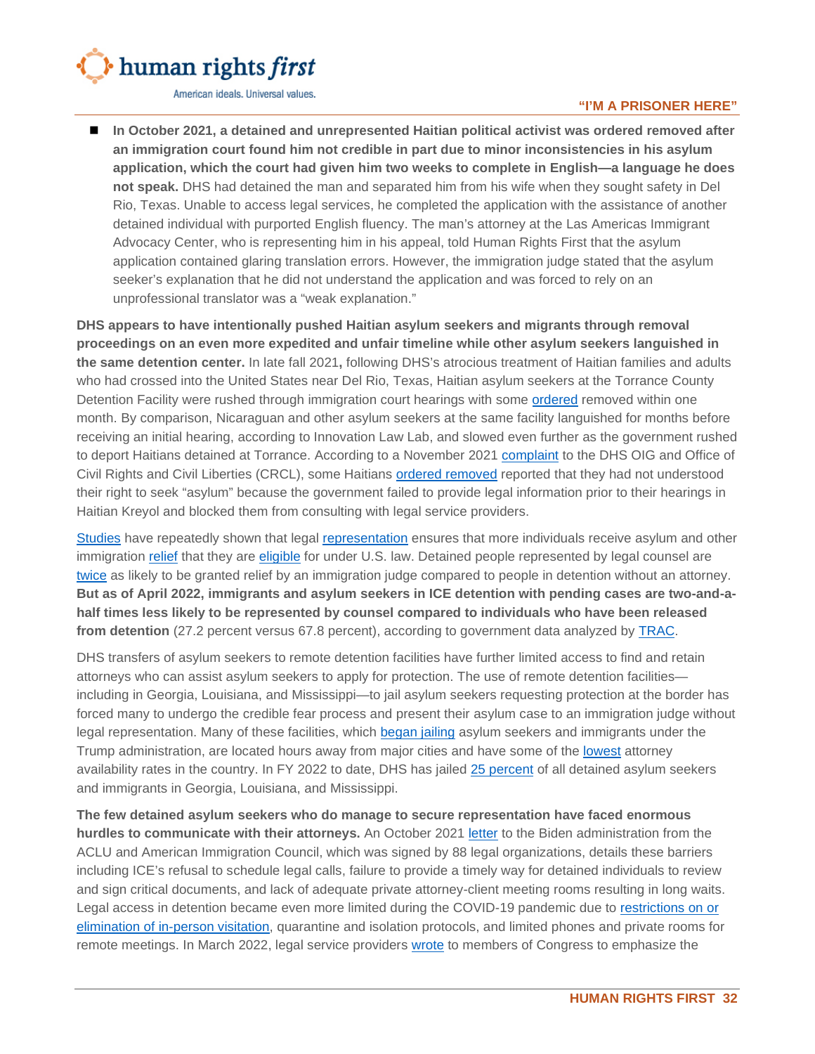- **In October 2021, a detained and unrepresented Haitian political activist was ordered removed after an immigration court found him not credible in part due to minor inconsistencies in his asylum application, which the court had given him two weeks to complete in English—a language he does not speak.** DHS had detained the man and separated him from his wife when they sought safety in Del Rio, Texas. Unable to access legal services, he completed the application with the assistance of another detained individual with purported English fluency. The man's attorney at the Las Americas Immigrant Advocacy Center, who is representing him in his appeal, told Human Rights First that the asylum application contained glaring translation errors. However, the immigration judge stated that the asylum seeker's explanation that he did not understand the application and was forced to rely on an unprofessional translator was a "weak explanation."

**DHS appears to have intentionally pushed Haitian asylum seekers and migrants through removal proceedings on an even more expedited and unfair timeline while other asylum seekers languished in the same detention center.** In late fall 2021**,** following DHS's atrocious treatment of Haitian families and adults who had crossed into the United States near Del Rio, Texas, Haitian asylum seekers at the Torrance County Detention Facility were rushed through immigration court hearings with some ordered removed within one month. By comparison, Nicaraguan and other asylum seekers at the same facility languished for months before receiving an initial hearing, according to Innovation Law Lab, and slowed even further as the government rushed to deport Haitians detained at Torrance. According to a November 2021 complaint to the DHS OIG and Office of Civil Rights and Civil Liberties (CRCL), some Haitians ordered removed reported that they had not understood their right to seek "asylum" because the government failed to provide legal information prior to their hearings in Haitian Kreyol and blocked them from consulting with legal service providers.

Studies have repeatedly shown that legal representation ensures that more individuals receive asylum and other immigration relief that they are eligible for under U.S. law. Detained people represented by legal counsel are twice as likely to be granted relief by an immigration judge compared to people in detention without an attorney. **But as of April 2022, immigrants and asylum seekers in ICE detention with pending cases are two-and-a-half times less likely to be represented by counsel compared to individuals who have been released from detention** (27.2 percent versus 67.8 percent), according to government data analyzed by TRAC.

DHS transfers of asylum seekers to remote detention facilities have further limited access to find and retain attorneys who can assist asylum seekers to apply for protection. The use of remote detention facilities—including in Georgia, Louisiana, and Mississippi—to jail asylum seekers requesting protection at the border has forced many to undergo the credible fear process and present their asylum case to an immigration judge without legal representation. Many of these facilities, which began jailing asylum seekers and immigrants under the Trump administration, are located hours away from major cities and have some of the lowest attorney availability rates in the country. In FY 2022 to date, DHS has jailed 25 percent of all detained asylum seekers and immigrants in Georgia, Louisiana, and Mississippi.

**The few detained asylum seekers who do manage to secure representation have faced enormous hurdles to communicate with their attorneys.** An October 2021 letter to the Biden administration from the ACLU and American Immigration Council, which was signed by 88 legal organizations, details these barriers including ICE's refusal to schedule legal calls, failure to provide a timely way for detained individuals to review and sign critical documents, and lack of adequate private attorney-client meeting rooms resulting in long waits. Legal access in detention became even more limited during the COVID-19 pandemic due to restrictions on or elimination of in-person visitation, quarantine and isolation protocols, and limited phones and private rooms for remote meetings. In March 2022, legal service providers wrote to members of Congress to emphasize the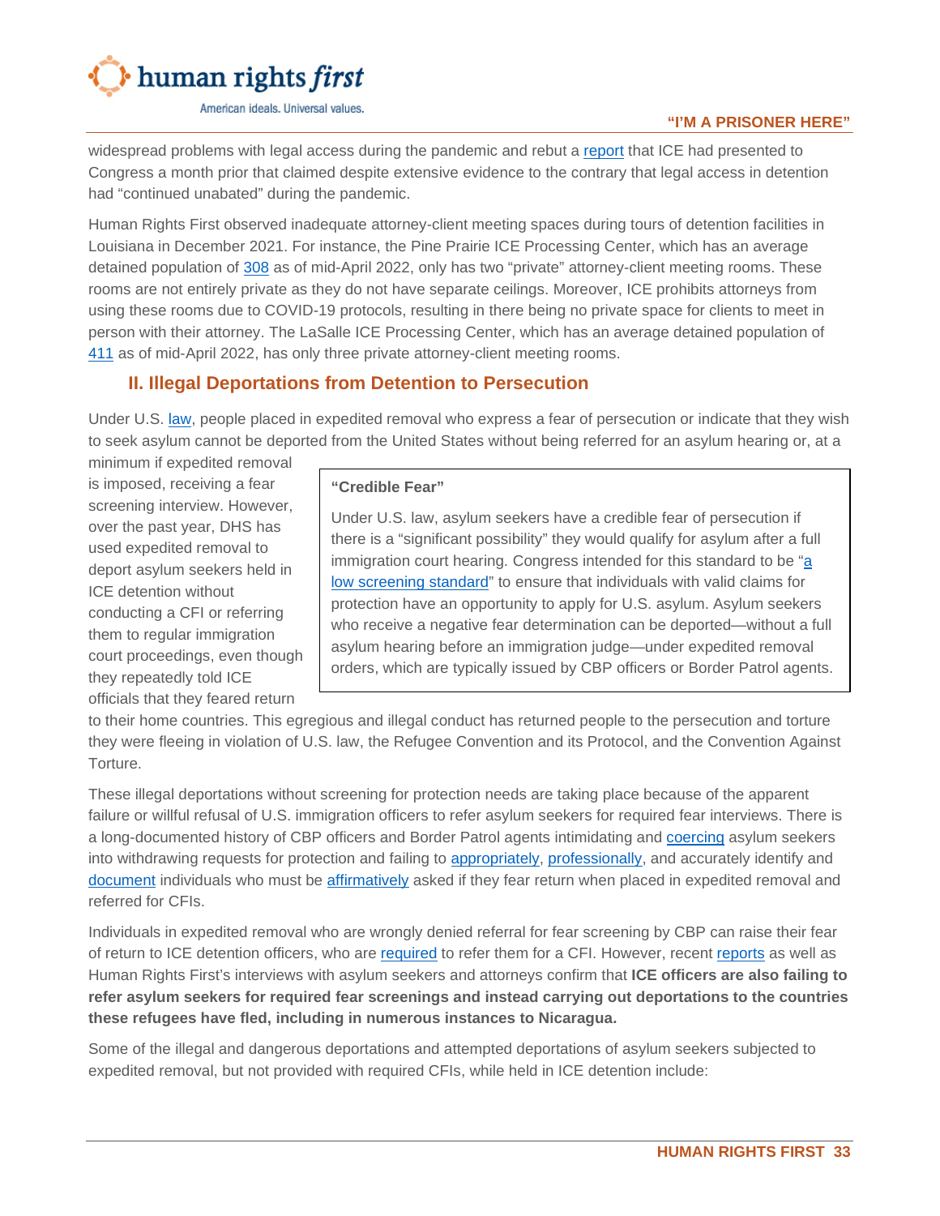widespread problems with legal access during the pandemic and rebut a report that ICE had presented to Congress a month prior that claimed despite extensive evidence to the contrary that legal access in detention had "continued unabated" during the pandemic.

Human Rights First observed inadequate attorney-client meeting spaces during tours of detention facilities in Louisiana in December 2021. For instance, the Pine Prairie ICE Processing Center, which has an average detained population of 308 as of mid-April 2022, only has two "private" attorney-client meeting rooms. These rooms are not entirely private as they do not have separate ceilings. Moreover, ICE prohibits attorneys from using these rooms due to COVID-19 protocols, resulting in there being no private space for clients to meet in person with their attorney. The LaSalle ICE Processing Center, which has an average detained population of 411 as of mid-April 2022, has only three private attorney-client meeting rooms.

## II. Illegal Deportations from Detention to Persecution

Under U.S. law, people placed in expedited removal who express a fear of persecution or indicate that they wish to seek asylum cannot be deported from the United States without being referred for an asylum hearing or, at a minimum if expedited removal is imposed, receiving a fear screening interview. However, over the past year, DHS has used expedited removal to deport asylum seekers held in ICE detention without conducting a CFI or referring them to regular immigration court proceedings, even though they repeatedly told ICE officials that they feared return to their home countries. This egregious and illegal conduct has returned people to the persecution and torture they were fleeing in violation of U.S. law, the Refugee Convention and its Protocol, and the Convention Against Torture.

> **"Credible Fear"**
>
> Under U.S. law, asylum seekers have a credible fear of persecution if there is a "significant possibility" they would qualify for asylum after a full immigration court hearing. Congress intended for this standard to be "a low screening standard" to ensure that individuals with valid claims for protection have an opportunity to apply for U.S. asylum. Asylum seekers who receive a negative fear determination can be deported—without a full asylum hearing before an immigration judge—under expedited removal orders, which are typically issued by CBP officers or Border Patrol agents.

These illegal deportations without screening for protection needs are taking place because of the apparent failure or willful refusal of U.S. immigration officers to refer asylum seekers for required fear interviews. There is a long-documented history of CBP officers and Border Patrol agents intimidating and coercing asylum seekers into withdrawing requests for protection and failing to appropriately, professionally, and accurately identify and document individuals who must be affirmatively asked if they fear return when placed in expedited removal and referred for CFIs.

Individuals in expedited removal who are wrongly denied referral for fear screening by CBP can raise their fear of return to ICE detention officers, who are required to refer them for a CFI. However, recent reports as well as Human Rights First's interviews with asylum seekers and attorneys confirm that **ICE officers are also failing to refer asylum seekers for required fear screenings and instead carrying out deportations to the countries these refugees have fled, including in numerous instances to Nicaragua.**

Some of the illegal and dangerous deportations and attempted deportations of asylum seekers subjected to expedited removal, but not provided with required CFIs, while held in ICE detention include: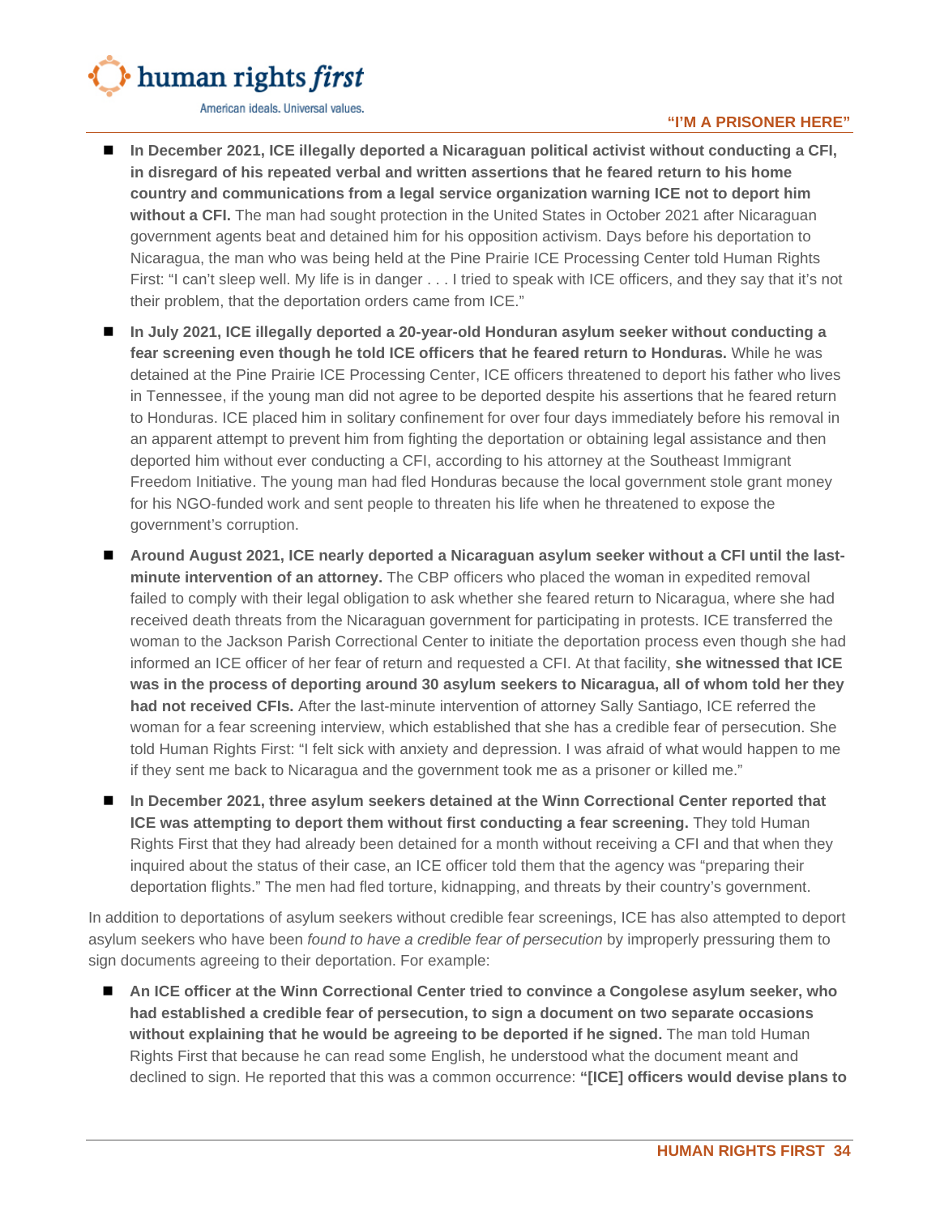- **In December 2021, ICE illegally deported a Nicaraguan political activist without conducting a CFI, in disregard of his repeated verbal and written assertions that he feared return to his home country and communications from a legal service organization warning ICE not to deport him without a CFI.** The man had sought protection in the United States in October 2021 after Nicaraguan government agents beat and detained him for his opposition activism. Days before his deportation to Nicaragua, the man who was being held at the Pine Prairie ICE Processing Center told Human Rights First: "I can't sleep well. My life is in danger . . . I tried to speak with ICE officers, and they say that it's not their problem, that the deportation orders came from ICE."

- **In July 2021, ICE illegally deported a 20-year-old Honduran asylum seeker without conducting a fear screening even though he told ICE officers that he feared return to Honduras.** While he was detained at the Pine Prairie ICE Processing Center, ICE officers threatened to deport his father who lives in Tennessee, if the young man did not agree to be deported despite his assertions that he feared return to Honduras. ICE placed him in solitary confinement for over four days immediately before his removal in an apparent attempt to prevent him from fighting the deportation or obtaining legal assistance and then deported him without ever conducting a CFI, according to his attorney at the Southeast Immigrant Freedom Initiative. The young man had fled Honduras because the local government stole grant money for his NGO-funded work and sent people to threaten his life when he threatened to expose the government's corruption.

- **Around August 2021, ICE nearly deported a Nicaraguan asylum seeker without a CFI until the last-minute intervention of an attorney.** The CBP officers who placed the woman in expedited removal failed to comply with their legal obligation to ask whether she feared return to Nicaragua, where she had received death threats from the Nicaraguan government for participating in protests. ICE transferred the woman to the Jackson Parish Correctional Center to initiate the deportation process even though she had informed an ICE officer of her fear of return and requested a CFI. At that facility, **she witnessed that ICE was in the process of deporting around 30 asylum seekers to Nicaragua, all of whom told her they had not received CFIs.** After the last-minute intervention of attorney Sally Santiago, ICE referred the woman for a fear screening interview, which established that she has a credible fear of persecution. She told Human Rights First: "I felt sick with anxiety and depression. I was afraid of what would happen to me if they sent me back to Nicaragua and the government took me as a prisoner or killed me."

- **In December 2021, three asylum seekers detained at the Winn Correctional Center reported that ICE was attempting to deport them without first conducting a fear screening.** They told Human Rights First that they had already been detained for a month without receiving a CFI and that when they inquired about the status of their case, an ICE officer told them that the agency was "preparing their deportation flights." The men had fled torture, kidnapping, and threats by their country's government.

In addition to deportations of asylum seekers without credible fear screenings, ICE has also attempted to deport asylum seekers who have been *found to have a credible fear of persecution* by improperly pressuring them to sign documents agreeing to their deportation. For example:

- **An ICE officer at the Winn Correctional Center tried to convince a Congolese asylum seeker, who had established a credible fear of persecution, to sign a document on two separate occasions without explaining that he would be agreeing to be deported if he signed.** The man told Human Rights First that because he can read some English, he understood what the document meant and declined to sign. He reported that this was a common occurrence: **"[ICE] officers would devise plans to**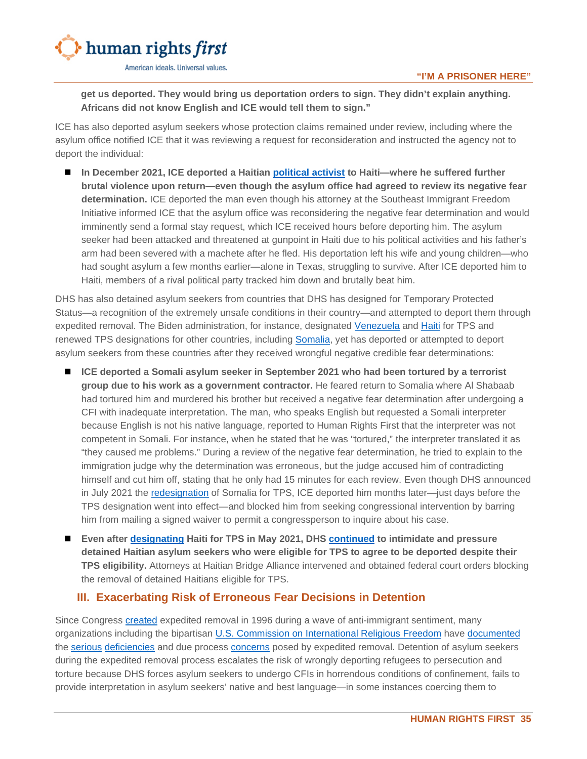**get us deported. They would bring us deportation orders to sign. They didn't explain anything. Africans did not know English and ICE would tell them to sign."**

ICE has also deported asylum seekers whose protection claims remained under review, including where the asylum office notified ICE that it was reviewing a request for reconsideration and instructed the agency not to deport the individual:

- **In December 2021, ICE deported a Haitian political activist to Haiti—where he suffered further brutal violence upon return—even though the asylum office had agreed to review its negative fear determination.** ICE deported the man even though his attorney at the Southeast Immigrant Freedom Initiative informed ICE that the asylum office was reconsidering the negative fear determination and would imminently send a formal stay request, which ICE received hours before deporting him. The asylum seeker had been attacked and threatened at gunpoint in Haiti due to his political activities and his father's arm had been severed with a machete after he fled. His deportation left his wife and young children—who had sought asylum a few months earlier—alone in Texas, struggling to survive. After ICE deported him to Haiti, members of a rival political party tracked him down and brutally beat him.

DHS has also detained asylum seekers from countries that DHS has designed for Temporary Protected Status—a recognition of the extremely unsafe conditions in their country—and attempted to deport them through expedited removal. The Biden administration, for instance, designated Venezuela and Haiti for TPS and renewed TPS designations for other countries, including Somalia, yet has deported or attempted to deport asylum seekers from these countries after they received wrongful negative credible fear determinations:

- **ICE deported a Somali asylum seeker in September 2021 who had been tortured by a terrorist group due to his work as a government contractor.** He feared return to Somalia where Al Shabaab had tortured him and murdered his brother but received a negative fear determination after undergoing a CFI with inadequate interpretation. The man, who speaks English but requested a Somali interpreter because English is not his native language, reported to Human Rights First that the interpreter was not competent in Somali. For instance, when he stated that he was "tortured," the interpreter translated it as "they caused me problems." During a review of the negative fear determination, he tried to explain to the immigration judge why the determination was erroneous, but the judge accused him of contradicting himself and cut him off, stating that he only had 15 minutes for each review. Even though DHS announced in July 2021 the redesignation of Somalia for TPS, ICE deported him months later—just days before the TPS designation went into effect—and blocked him from seeking congressional intervention by barring him from mailing a signed waiver to permit a congressperson to inquire about his case.
- **Even after designating Haiti for TPS in May 2021, DHS continued to intimidate and pressure detained Haitian asylum seekers who were eligible for TPS to agree to be deported despite their TPS eligibility.** Attorneys at Haitian Bridge Alliance intervened and obtained federal court orders blocking the removal of detained Haitians eligible for TPS.

## III. Exacerbating Risk of Erroneous Fear Decisions in Detention

Since Congress created expedited removal in 1996 during a wave of anti-immigrant sentiment, many organizations including the bipartisan U.S. Commission on International Religious Freedom have documented the serious deficiencies and due process concerns posed by expedited removal. Detention of asylum seekers during the expedited removal process escalates the risk of wrongly deporting refugees to persecution and torture because DHS forces asylum seekers to undergo CFIs in horrendous conditions of confinement, fails to provide interpretation in asylum seekers' native and best language—in some instances coercing them to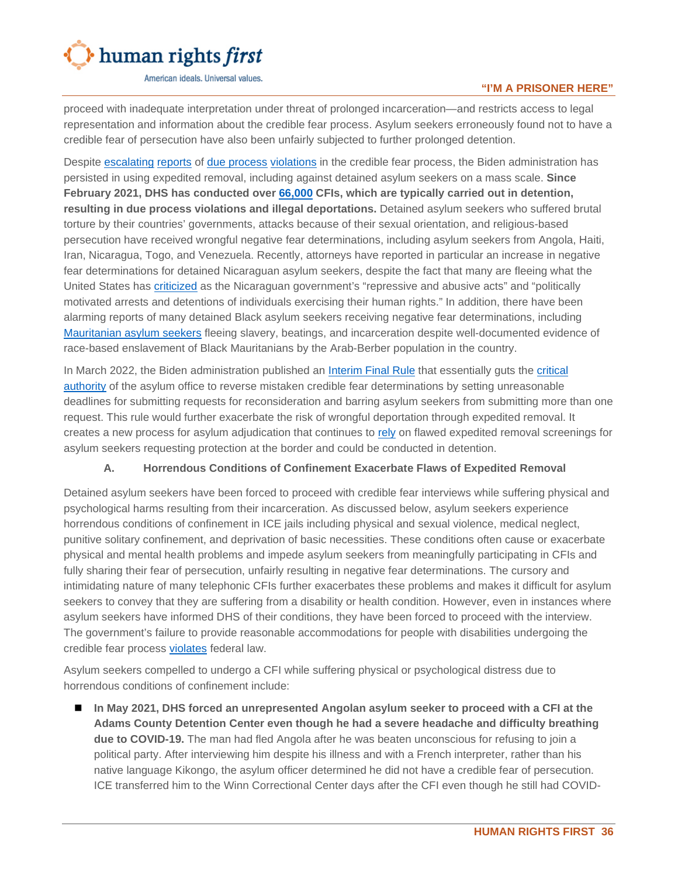proceed with inadequate interpretation under threat of prolonged incarceration—and restricts access to legal representation and information about the credible fear process. Asylum seekers erroneously found not to have a credible fear of persecution have also been unfairly subjected to further prolonged detention.

Despite escalating reports of due process violations in the credible fear process, the Biden administration has persisted in using expedited removal, including against detained asylum seekers on a mass scale. **Since February 2021, DHS has conducted over 66,000 CFIs, which are typically carried out in detention, resulting in due process violations and illegal deportations.** Detained asylum seekers who suffered brutal torture by their countries' governments, attacks because of their sexual orientation, and religious-based persecution have received wrongful negative fear determinations, including asylum seekers from Angola, Haiti, Iran, Nicaragua, Togo, and Venezuela. Recently, attorneys have reported in particular an increase in negative fear determinations for detained Nicaraguan asylum seekers, despite the fact that many are fleeing what the United States has criticized as the Nicaraguan government's "repressive and abusive acts" and "politically motivated arrests and detentions of individuals exercising their human rights." In addition, there have been alarming reports of many detained Black asylum seekers receiving negative fear determinations, including Mauritanian asylum seekers fleeing slavery, beatings, and incarceration despite well-documented evidence of race-based enslavement of Black Mauritanians by the Arab-Berber population in the country.

In March 2022, the Biden administration published an Interim Final Rule that essentially guts the critical authority of the asylum office to reverse mistaken credible fear determinations by setting unreasonable deadlines for submitting requests for reconsideration and barring asylum seekers from submitting more than one request. This rule would further exacerbate the risk of wrongful deportation through expedited removal. It creates a new process for asylum adjudication that continues to rely on flawed expedited removal screenings for asylum seekers requesting protection at the border and could be conducted in detention.

### A. Horrendous Conditions of Confinement Exacerbate Flaws of Expedited Removal

Detained asylum seekers have been forced to proceed with credible fear interviews while suffering physical and psychological harms resulting from their incarceration. As discussed below, asylum seekers experience horrendous conditions of confinement in ICE jails including physical and sexual violence, medical neglect, punitive solitary confinement, and deprivation of basic necessities. These conditions often cause or exacerbate physical and mental health problems and impede asylum seekers from meaningfully participating in CFIs and fully sharing their fear of persecution, unfairly resulting in negative fear determinations. The cursory and intimidating nature of many telephonic CFIs further exacerbates these problems and makes it difficult for asylum seekers to convey that they are suffering from a disability or health condition. However, even in instances where asylum seekers have informed DHS of their conditions, they have been forced to proceed with the interview. The government's failure to provide reasonable accommodations for people with disabilities undergoing the credible fear process violates federal law.

Asylum seekers compelled to undergo a CFI while suffering physical or psychological distress due to horrendous conditions of confinement include:

- **In May 2021, DHS forced an unrepresented Angolan asylum seeker to proceed with a CFI at the Adams County Detention Center even though he had a severe headache and difficulty breathing due to COVID-19.** The man had fled Angola after he was beaten unconscious for refusing to join a political party. After interviewing him despite his illness and with a French interpreter, rather than his native language Kikongo, the asylum officer determined he did not have a credible fear of persecution. ICE transferred him to the Winn Correctional Center days after the CFI even though he still had COVID-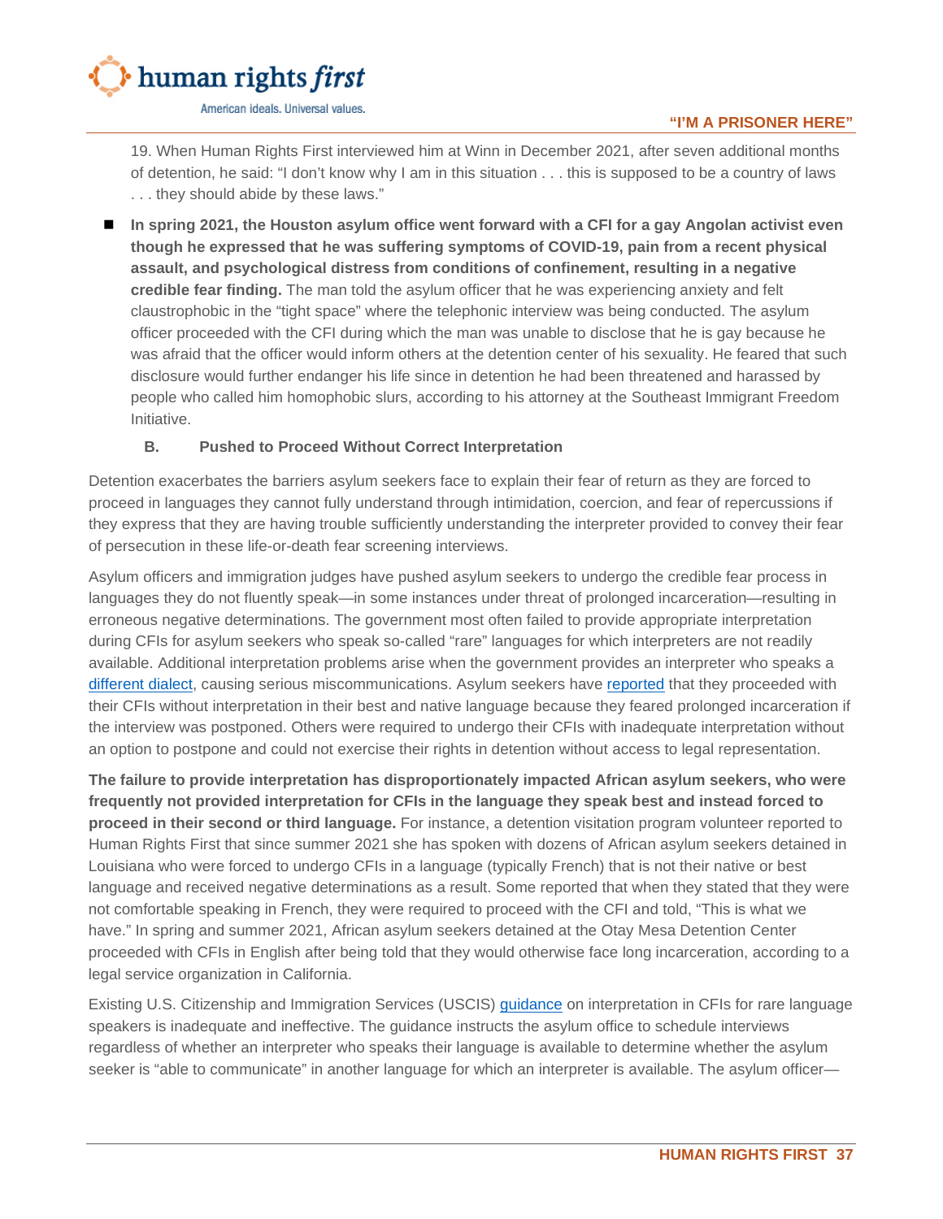19. When Human Rights First interviewed him at Winn in December 2021, after seven additional months of detention, he said: "I don't know why I am in this situation . . . this is supposed to be a country of laws . . . they should abide by these laws."

- **In spring 2021, the Houston asylum office went forward with a CFI for a gay Angolan activist even though he expressed that he was suffering symptoms of COVID-19, pain from a recent physical assault, and psychological distress from conditions of confinement, resulting in a negative credible fear finding.** The man told the asylum officer that he was experiencing anxiety and felt claustrophobic in the "tight space" where the telephonic interview was being conducted. The asylum officer proceeded with the CFI during which the man was unable to disclose that he is gay because he was afraid that the officer would inform others at the detention center of his sexuality. He feared that such disclosure would further endanger his life since in detention he had been threatened and harassed by people who called him homophobic slurs, according to his attorney at the Southeast Immigrant Freedom Initiative.

### B. Pushed to Proceed Without Correct Interpretation

Detention exacerbates the barriers asylum seekers face to explain their fear of return as they are forced to proceed in languages they cannot fully understand through intimidation, coercion, and fear of repercussions if they express that they are having trouble sufficiently understanding the interpreter provided to convey their fear of persecution in these life-or-death fear screening interviews.

Asylum officers and immigration judges have pushed asylum seekers to undergo the credible fear process in languages they do not fluently speak—in some instances under threat of prolonged incarceration—resulting in erroneous negative determinations. The government most often failed to provide appropriate interpretation during CFIs for asylum seekers who speak so-called "rare" languages for which interpreters are not readily available. Additional interpretation problems arise when the government provides an interpreter who speaks a different dialect, causing serious miscommunications. Asylum seekers have reported that they proceeded with their CFIs without interpretation in their best and native language because they feared prolonged incarceration if the interview was postponed. Others were required to undergo their CFIs with inadequate interpretation without an option to postpone and could not exercise their rights in detention without access to legal representation.

**The failure to provide interpretation has disproportionately impacted African asylum seekers, who were frequently not provided interpretation for CFIs in the language they speak best and instead forced to proceed in their second or third language.** For instance, a detention visitation program volunteer reported to Human Rights First that since summer 2021 she has spoken with dozens of African asylum seekers detained in Louisiana who were forced to undergo CFIs in a language (typically French) that is not their native or best language and received negative determinations as a result. Some reported that when they stated that they were not comfortable speaking in French, they were required to proceed with the CFI and told, "This is what we have." In spring and summer 2021, African asylum seekers detained at the Otay Mesa Detention Center proceeded with CFIs in English after being told that they would otherwise face long incarceration, according to a legal service organization in California.

Existing U.S. Citizenship and Immigration Services (USCIS) guidance on interpretation in CFIs for rare language speakers is inadequate and ineffective. The guidance instructs the asylum office to schedule interviews regardless of whether an interpreter who speaks their language is available to determine whether the asylum seeker is "able to communicate" in another language for which an interpreter is available. The asylum officer—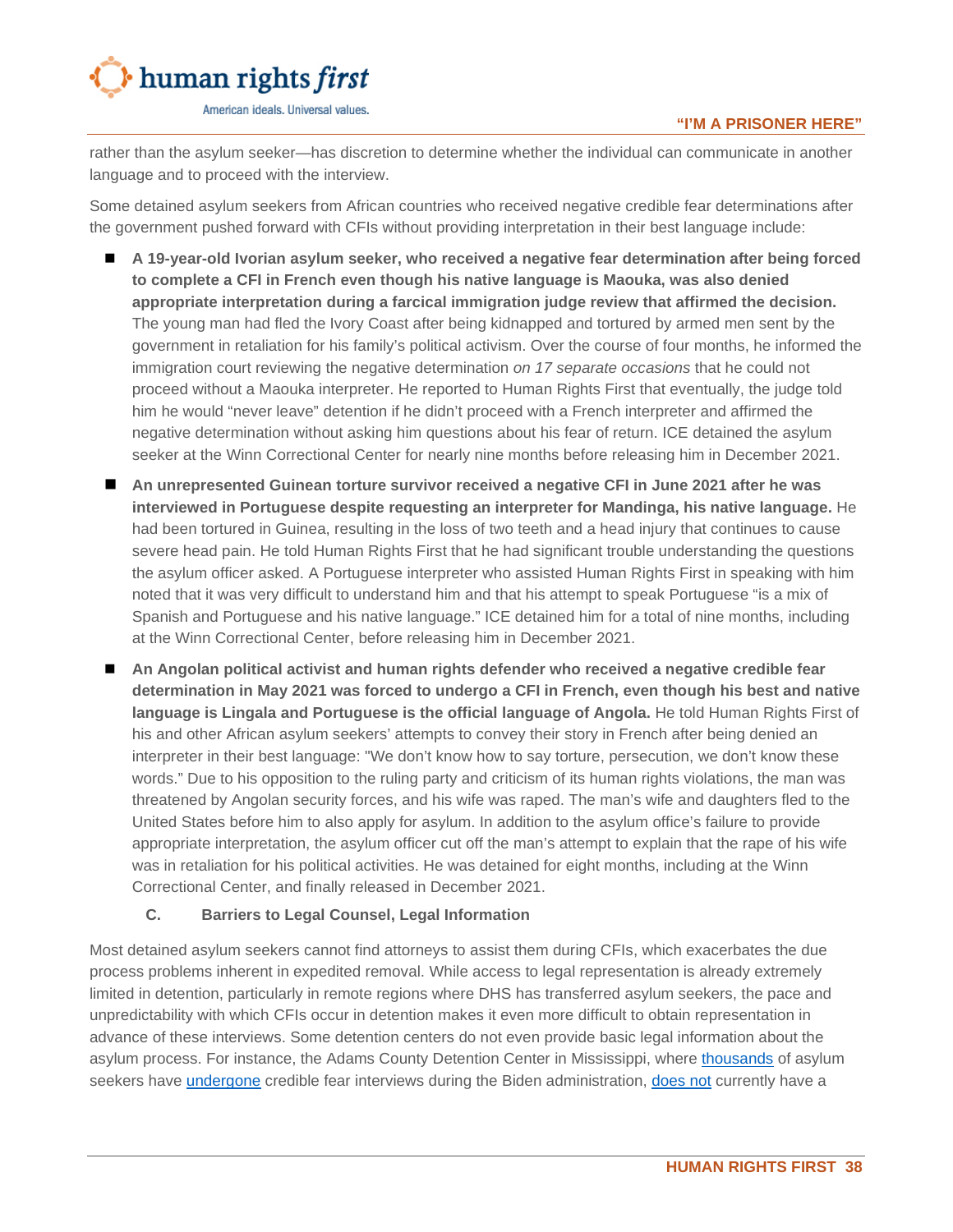rather than the asylum seeker—has discretion to determine whether the individual can communicate in another language and to proceed with the interview.

Some detained asylum seekers from African countries who received negative credible fear determinations after the government pushed forward with CFIs without providing interpretation in their best language include:

- **A 19-year-old Ivorian asylum seeker, who received a negative fear determination after being forced to complete a CFI in French even though his native language is Maouka, was also denied appropriate interpretation during a farcical immigration judge review that affirmed the decision.** The young man had fled the Ivory Coast after being kidnapped and tortured by armed men sent by the government in retaliation for his family's political activism. Over the course of four months, he informed the immigration court reviewing the negative determination *on 17 separate occasions* that he could not proceed without a Maouka interpreter. He reported to Human Rights First that eventually, the judge told him he would "never leave" detention if he didn't proceed with a French interpreter and affirmed the negative determination without asking him questions about his fear of return. ICE detained the asylum seeker at the Winn Correctional Center for nearly nine months before releasing him in December 2021.
- **An unrepresented Guinean torture survivor received a negative CFI in June 2021 after he was interviewed in Portuguese despite requesting an interpreter for Mandinga, his native language.** He had been tortured in Guinea, resulting in the loss of two teeth and a head injury that continues to cause severe head pain. He told Human Rights First that he had significant trouble understanding the questions the asylum officer asked. A Portuguese interpreter who assisted Human Rights First in speaking with him noted that it was very difficult to understand him and that his attempt to speak Portuguese "is a mix of Spanish and Portuguese and his native language." ICE detained him for a total of nine months, including at the Winn Correctional Center, before releasing him in December 2021.
- **An Angolan political activist and human rights defender who received a negative credible fear determination in May 2021 was forced to undergo a CFI in French, even though his best and native language is Lingala and Portuguese is the official language of Angola.** He told Human Rights First of his and other African asylum seekers' attempts to convey their story in French after being denied an interpreter in their best language: "We don't know how to say torture, persecution, we don't know these words." Due to his opposition to the ruling party and criticism of its human rights violations, the man was threatened by Angolan security forces, and his wife was raped. The man's wife and daughters fled to the United States before him to also apply for asylum. In addition to the asylum office's failure to provide appropriate interpretation, the asylum officer cut off the man's attempt to explain that the rape of his wife was in retaliation for his political activities. He was detained for eight months, including at the Winn Correctional Center, and finally released in December 2021.

### C. Barriers to Legal Counsel, Legal Information

Most detained asylum seekers cannot find attorneys to assist them during CFIs, which exacerbates the due process problems inherent in expedited removal. While access to legal representation is already extremely limited in detention, particularly in remote regions where DHS has transferred asylum seekers, the pace and unpredictability with which CFIs occur in detention makes it even more difficult to obtain representation in advance of these interviews. Some detention centers do not even provide basic legal information about the asylum process. For instance, the Adams County Detention Center in Mississippi, where thousands of asylum seekers have undergone credible fear interviews during the Biden administration, does not currently have a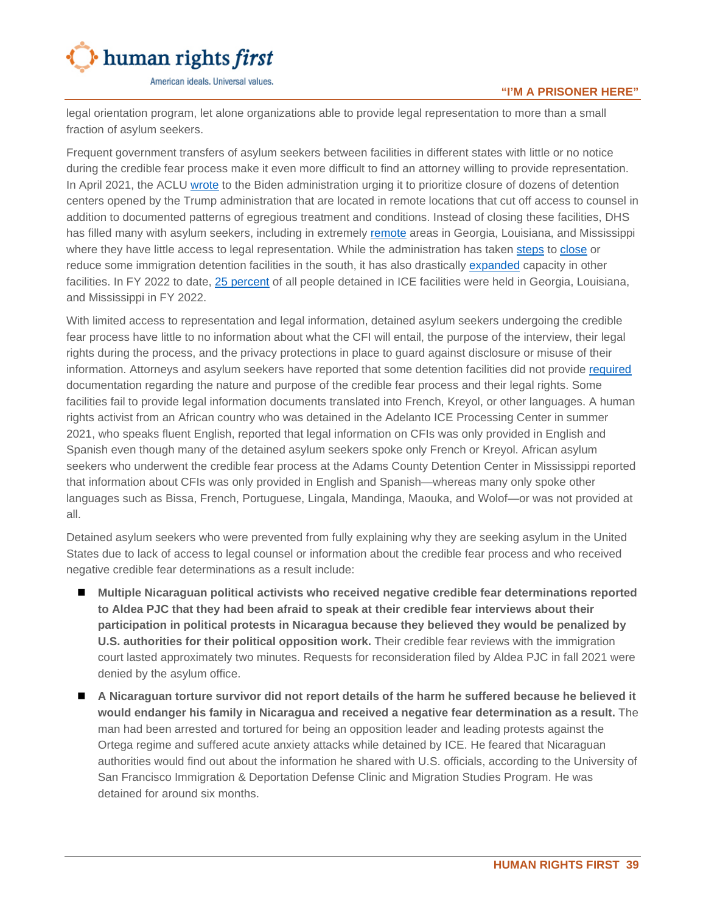legal orientation program, let alone organizations able to provide legal representation to more than a small fraction of asylum seekers.

Frequent government transfers of asylum seekers between facilities in different states with little or no notice during the credible fear process make it even more difficult to find an attorney willing to provide representation. In April 2021, the ACLU wrote to the Biden administration urging it to prioritize closure of dozens of detention centers opened by the Trump administration that are located in remote locations that cut off access to counsel in addition to documented patterns of egregious treatment and conditions. Instead of closing these facilities, DHS has filled many with asylum seekers, including in extremely remote areas in Georgia, Louisiana, and Mississippi where they have little access to legal representation. While the administration has taken steps to close or reduce some immigration detention facilities in the south, it has also drastically expanded capacity in other facilities. In FY 2022 to date, 25 percent of all people detained in ICE facilities were held in Georgia, Louisiana, and Mississippi in FY 2022.

With limited access to representation and legal information, detained asylum seekers undergoing the credible fear process have little to no information about what the CFI will entail, the purpose of the interview, their legal rights during the process, and the privacy protections in place to guard against disclosure or misuse of their information. Attorneys and asylum seekers have reported that some detention facilities did not provide required documentation regarding the nature and purpose of the credible fear process and their legal rights. Some facilities fail to provide legal information documents translated into French, Kreyol, or other languages. A human rights activist from an African country who was detained in the Adelanto ICE Processing Center in summer 2021, who speaks fluent English, reported that legal information on CFIs was only provided in English and Spanish even though many of the detained asylum seekers spoke only French or Kreyol. African asylum seekers who underwent the credible fear process at the Adams County Detention Center in Mississippi reported that information about CFIs was only provided in English and Spanish—whereas many only spoke other languages such as Bissa, French, Portuguese, Lingala, Mandinga, Maouka, and Wolof—or was not provided at all.

Detained asylum seekers who were prevented from fully explaining why they are seeking asylum in the United States due to lack of access to legal counsel or information about the credible fear process and who received negative credible fear determinations as a result include:

- **Multiple Nicaraguan political activists who received negative credible fear determinations reported to Aldea PJC that they had been afraid to speak at their credible fear interviews about their participation in political protests in Nicaragua because they believed they would be penalized by U.S. authorities for their political opposition work.** Their credible fear reviews with the immigration court lasted approximately two minutes. Requests for reconsideration filed by Aldea PJC in fall 2021 were denied by the asylum office.
- **A Nicaraguan torture survivor did not report details of the harm he suffered because he believed it would endanger his family in Nicaragua and received a negative fear determination as a result.** The man had been arrested and tortured for being an opposition leader and leading protests against the Ortega regime and suffered acute anxiety attacks while detained by ICE. He feared that Nicaraguan authorities would find out about the information he shared with U.S. officials, according to the University of San Francisco Immigration & Deportation Defense Clinic and Migration Studies Program. He was detained for around six months.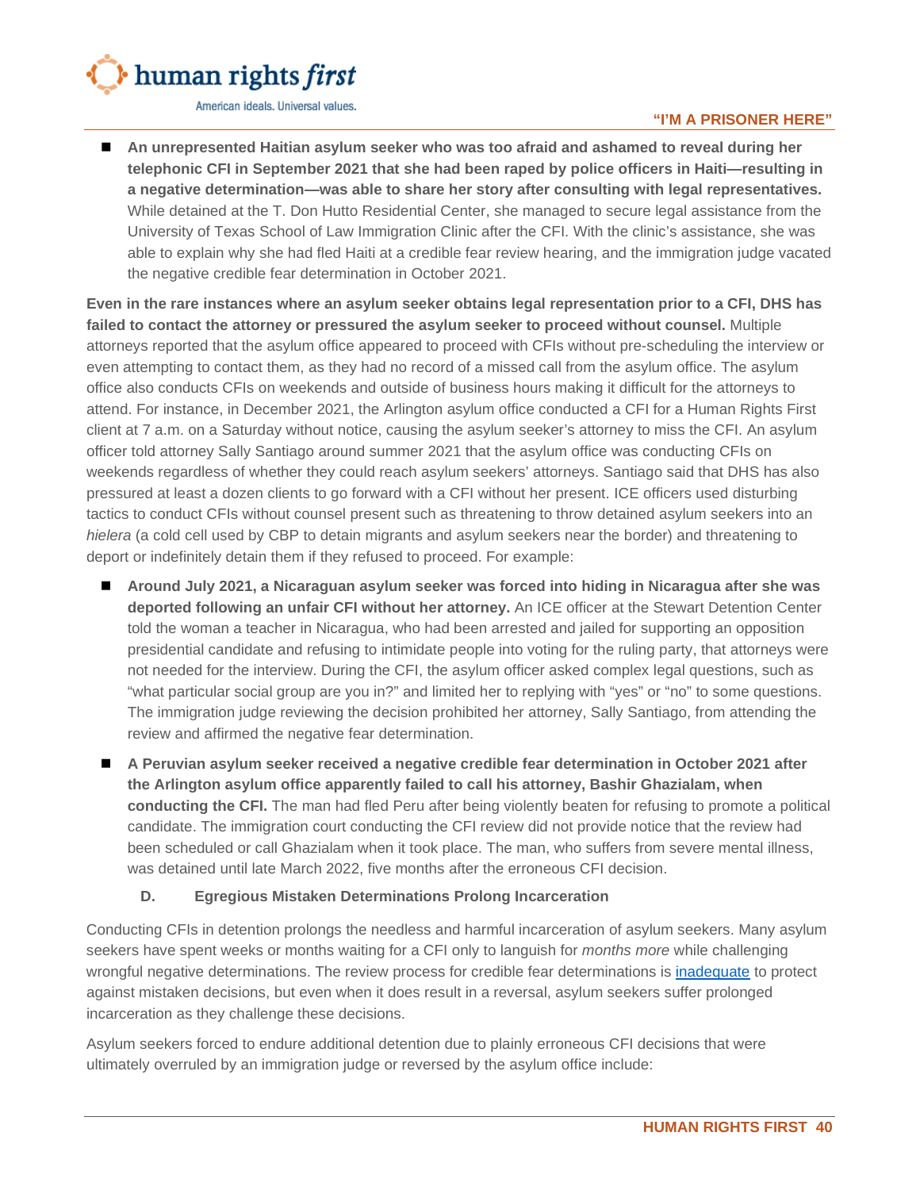- **An unrepresented Haitian asylum seeker who was too afraid and ashamed to reveal during her telephonic CFI in September 2021 that she had been raped by police officers in Haiti—resulting in a negative determination—was able to share her story after consulting with legal representatives.** While detained at the T. Don Hutto Residential Center, she managed to secure legal assistance from the University of Texas School of Law Immigration Clinic after the CFI. With the clinic's assistance, she was able to explain why she had fled Haiti at a credible fear review hearing, and the immigration judge vacated the negative credible fear determination in October 2021.

**Even in the rare instances where an asylum seeker obtains legal representation prior to a CFI, DHS has failed to contact the attorney or pressured the asylum seeker to proceed without counsel.** Multiple attorneys reported that the asylum office appeared to proceed with CFIs without pre-scheduling the interview or even attempting to contact them, as they had no record of a missed call from the asylum office. The asylum office also conducts CFIs on weekends and outside of business hours making it difficult for the attorneys to attend. For instance, in December 2021, the Arlington asylum office conducted a CFI for a Human Rights First client at 7 a.m. on a Saturday without notice, causing the asylum seeker's attorney to miss the CFI. An asylum officer told attorney Sally Santiago around summer 2021 that the asylum office was conducting CFIs on weekends regardless of whether they could reach asylum seekers' attorneys. Santiago said that DHS has also pressured at least a dozen clients to go forward with a CFI without her present. ICE officers used disturbing tactics to conduct CFIs without counsel present such as threatening to throw detained asylum seekers into an *hielera* (a cold cell used by CBP to detain migrants and asylum seekers near the border) and threatening to deport or indefinitely detain them if they refused to proceed. For example:

- **Around July 2021, a Nicaraguan asylum seeker was forced into hiding in Nicaragua after she was deported following an unfair CFI without her attorney.** An ICE officer at the Stewart Detention Center told the woman a teacher in Nicaragua, who had been arrested and jailed for supporting an opposition presidential candidate and refusing to intimidate people into voting for the ruling party, that attorneys were not needed for the interview. During the CFI, the asylum officer asked complex legal questions, such as "what particular social group are you in?" and limited her to replying with "yes" or "no" to some questions. The immigration judge reviewing the decision prohibited her attorney, Sally Santiago, from attending the review and affirmed the negative fear determination.
- **A Peruvian asylum seeker received a negative credible fear determination in October 2021 after the Arlington asylum office apparently failed to call his attorney, Bashir Ghazialam, when conducting the CFI.** The man had fled Peru after being violently beaten for refusing to promote a political candidate. The immigration court conducting the CFI review did not provide notice that the review had been scheduled or call Ghazialam when it took place. The man, who suffers from severe mental illness, was detained until late March 2022, five months after the erroneous CFI decision.

### D. Egregious Mistaken Determinations Prolong Incarceration

Conducting CFIs in detention prolongs the needless and harmful incarceration of asylum seekers. Many asylum seekers have spent weeks or months waiting for a CFI only to languish for *months more* while challenging wrongful negative determinations. The review process for credible fear determinations is inadequate to protect against mistaken decisions, but even when it does result in a reversal, asylum seekers suffer prolonged incarceration as they challenge these decisions.

Asylum seekers forced to endure additional detention due to plainly erroneous CFI decisions that were ultimately overruled by an immigration judge or reversed by the asylum office include: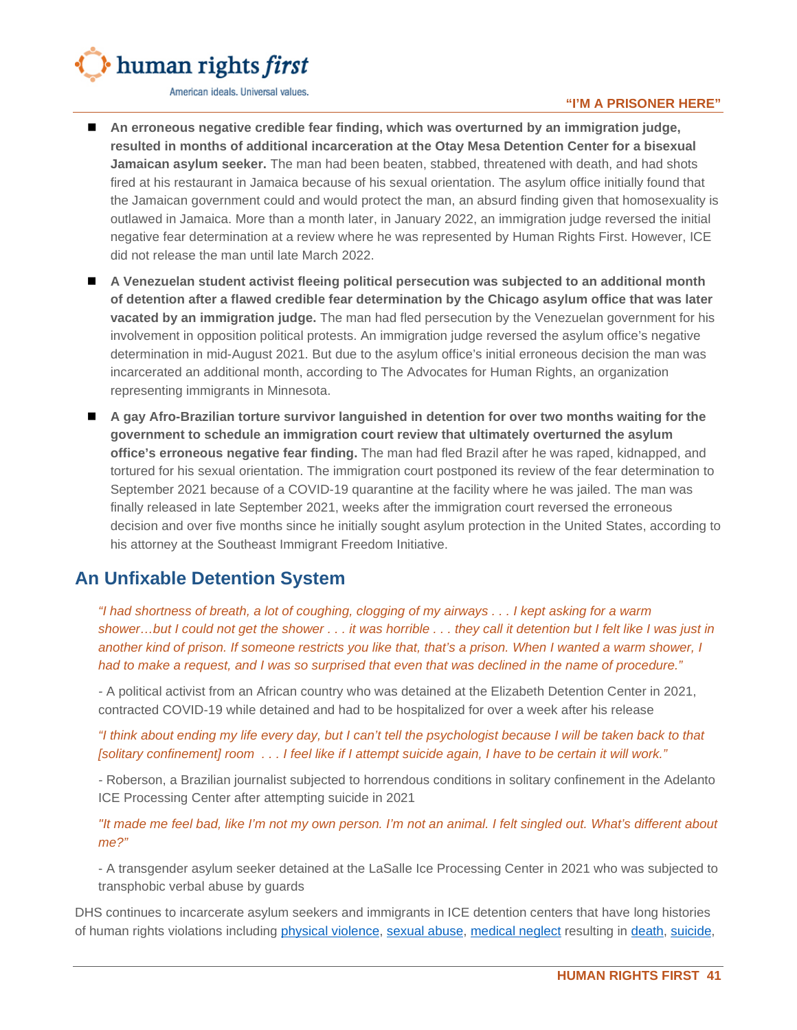- **An erroneous negative credible fear finding, which was overturned by an immigration judge, resulted in months of additional incarceration at the Otay Mesa Detention Center for a bisexual Jamaican asylum seeker.** The man had been beaten, stabbed, threatened with death, and had shots fired at his restaurant in Jamaica because of his sexual orientation. The asylum office initially found that the Jamaican government could and would protect the man, an absurd finding given that homosexuality is outlawed in Jamaica. More than a month later, in January 2022, an immigration judge reversed the initial negative fear determination at a review where he was represented by Human Rights First. However, ICE did not release the man until late March 2022.

- **A Venezuelan student activist fleeing political persecution was subjected to an additional month of detention after a flawed credible fear determination by the Chicago asylum office that was later vacated by an immigration judge.** The man had fled persecution by the Venezuelan government for his involvement in opposition political protests. An immigration judge reversed the asylum office's negative determination in mid-August 2021. But due to the asylum office's initial erroneous decision the man was incarcerated an additional month, according to The Advocates for Human Rights, an organization representing immigrants in Minnesota.

- **A gay Afro-Brazilian torture survivor languished in detention for over two months waiting for the government to schedule an immigration court review that ultimately overturned the asylum office's erroneous negative fear finding.** The man had fled Brazil after he was raped, kidnapped, and tortured for his sexual orientation. The immigration court postponed its review of the fear determination to September 2021 because of a COVID-19 quarantine at the facility where he was jailed. The man was finally released in late September 2021, weeks after the immigration court reversed the erroneous decision and over five months since he initially sought asylum protection in the United States, according to his attorney at the Southeast Immigrant Freedom Initiative.

## An Unfixable Detention System

*"I had shortness of breath, a lot of coughing, clogging of my airways . . . I kept asking for a warm shower…but I could not get the shower . . . it was horrible . . . they call it detention but I felt like I was just in another kind of prison. If someone restricts you like that, that's a prison. When I wanted a warm shower, I had to make a request, and I was so surprised that even that was declined in the name of procedure."*

\- A political activist from an African country who was detained at the Elizabeth Detention Center in 2021, contracted COVID-19 while detained and had to be hospitalized for over a week after his release

*"I think about ending my life every day, but I can't tell the psychologist because I will be taken back to that [solitary confinement] room . . . I feel like if I attempt suicide again, I have to be certain it will work."*

\- Roberson, a Brazilian journalist subjected to horrendous conditions in solitary confinement in the Adelanto ICE Processing Center after attempting suicide in 2021

*"It made me feel bad, like I'm not my own person. I'm not an animal. I felt singled out. What's different about me?"*

\- A transgender asylum seeker detained at the LaSalle Ice Processing Center in 2021 who was subjected to transphobic verbal abuse by guards

DHS continues to incarcerate asylum seekers and immigrants in ICE detention centers that have long histories of human rights violations including physical violence, sexual abuse, medical neglect resulting in death, suicide,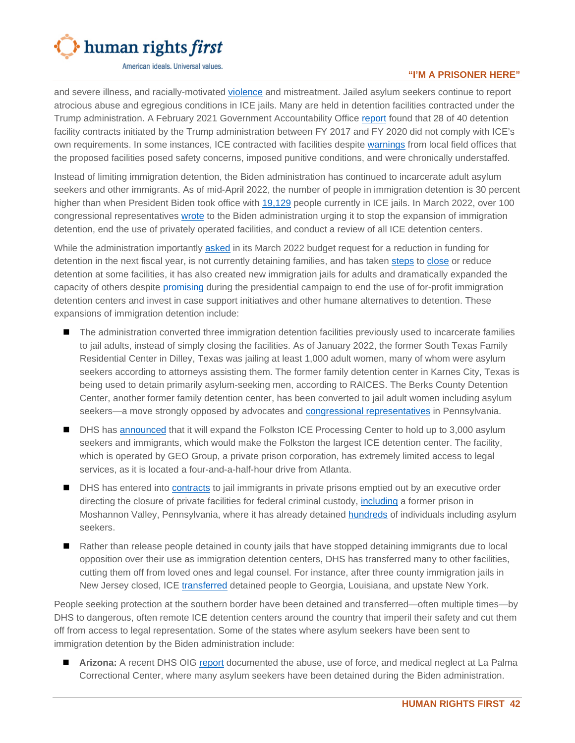and severe illness, and racially-motivated violence and mistreatment. Jailed asylum seekers continue to report atrocious abuse and egregious conditions in ICE jails. Many are held in detention facilities contracted under the Trump administration. A February 2021 Government Accountability Office report found that 28 of 40 detention facility contracts initiated by the Trump administration between FY 2017 and FY 2020 did not comply with ICE's own requirements. In some instances, ICE contracted with facilities despite warnings from local field offices that the proposed facilities posed safety concerns, imposed punitive conditions, and were chronically understaffed.

Instead of limiting immigration detention, the Biden administration has continued to incarcerate adult asylum seekers and other immigrants. As of mid-April 2022, the number of people in immigration detention is 30 percent higher than when President Biden took office with 19,129 people currently in ICE jails. In March 2022, over 100 congressional representatives wrote to the Biden administration urging it to stop the expansion of immigration detention, end the use of privately operated facilities, and conduct a review of all ICE detention centers.

While the administration importantly asked in its March 2022 budget request for a reduction in funding for detention in the next fiscal year, is not currently detaining families, and has taken steps to close or reduce detention at some facilities, it has also created new immigration jails for adults and dramatically expanded the capacity of others despite promising during the presidential campaign to end the use of for-profit immigration detention centers and invest in case support initiatives and other humane alternatives to detention. These expansions of immigration detention include:

- The administration converted three immigration detention facilities previously used to incarcerate families to jail adults, instead of simply closing the facilities. As of January 2022, the former South Texas Family Residential Center in Dilley, Texas was jailing at least 1,000 adult women, many of whom were asylum seekers according to attorneys assisting them. The former family detention center in Karnes City, Texas is being used to detain primarily asylum-seeking men, according to RAICES. The Berks County Detention Center, another former family detention center, has been converted to jail adult women including asylum seekers—a move strongly opposed by advocates and congressional representatives in Pennsylvania.
- DHS has announced that it will expand the Folkston ICE Processing Center to hold up to 3,000 asylum seekers and immigrants, which would make the Folkston the largest ICE detention center. The facility, which is operated by GEO Group, a private prison corporation, has extremely limited access to legal services, as it is located a four-and-a-half-hour drive from Atlanta.
- DHS has entered into contracts to jail immigrants in private prisons emptied out by an executive order directing the closure of private facilities for federal criminal custody, including a former prison in Moshannon Valley, Pennsylvania, where it has already detained hundreds of individuals including asylum seekers.
- Rather than release people detained in county jails that have stopped detaining immigrants due to local opposition over their use as immigration detention centers, DHS has transferred many to other facilities, cutting them off from loved ones and legal counsel. For instance, after three county immigration jails in New Jersey closed, ICE transferred detained people to Georgia, Louisiana, and upstate New York.

People seeking protection at the southern border have been detained and transferred—often multiple times—by DHS to dangerous, often remote ICE detention centers around the country that imperil their safety and cut them off from access to legal representation. Some of the states where asylum seekers have been sent to immigration detention by the Biden administration include:

- **Arizona:** A recent DHS OIG report documented the abuse, use of force, and medical neglect at La Palma Correctional Center, where many asylum seekers have been detained during the Biden administration.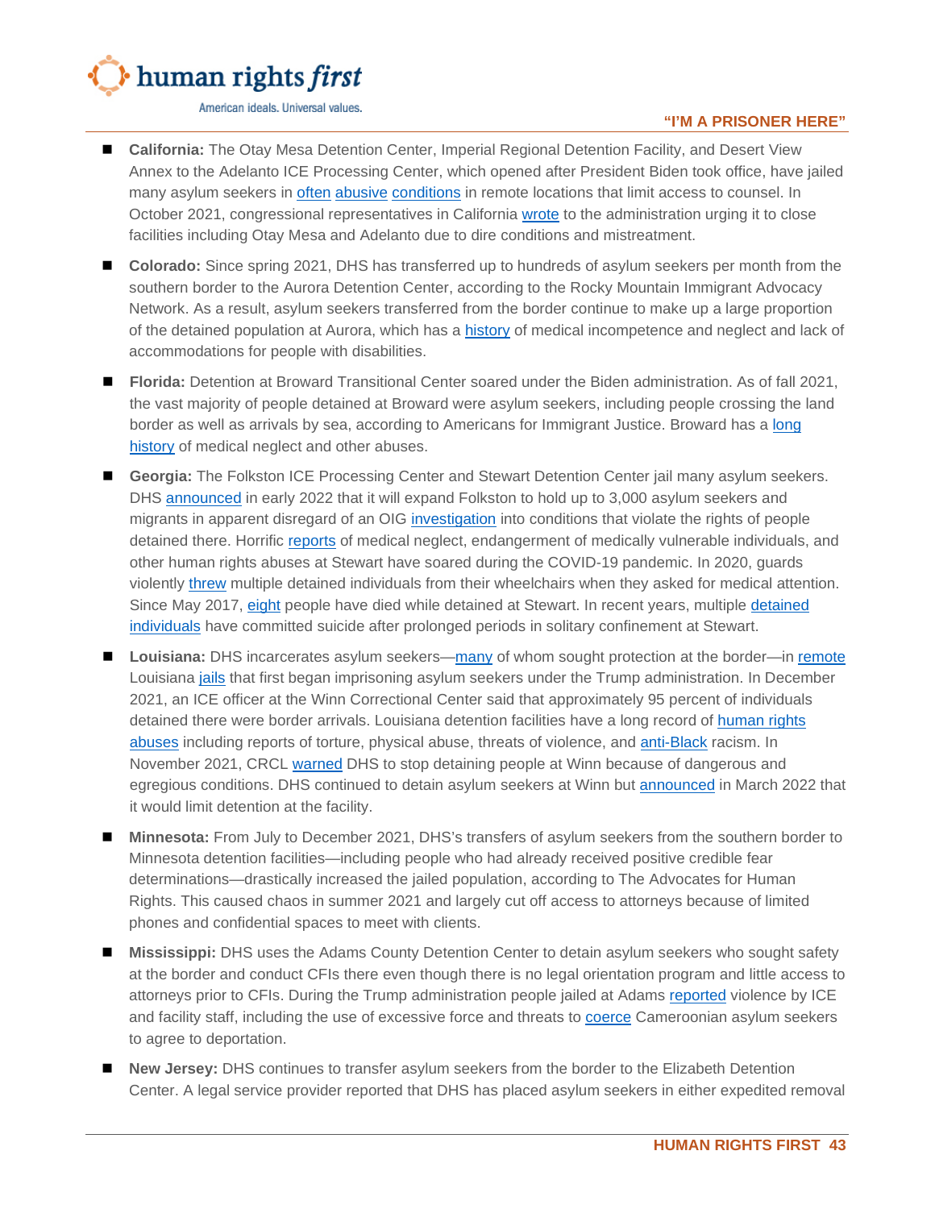- **California:** The Otay Mesa Detention Center, Imperial Regional Detention Facility, and Desert View Annex to the Adelanto ICE Processing Center, which opened after President Biden took office, have jailed many asylum seekers in often abusive conditions in remote locations that limit access to counsel. In October 2021, congressional representatives in California wrote to the administration urging it to close facilities including Otay Mesa and Adelanto due to dire conditions and mistreatment.

- **Colorado:** Since spring 2021, DHS has transferred up to hundreds of asylum seekers per month from the southern border to the Aurora Detention Center, according to the Rocky Mountain Immigrant Advocacy Network. As a result, asylum seekers transferred from the border continue to make up a large proportion of the detained population at Aurora, which has a history of medical incompetence and neglect and lack of accommodations for people with disabilities.

- **Florida:** Detention at Broward Transitional Center soared under the Biden administration. As of fall 2021, the vast majority of people detained at Broward were asylum seekers, including people crossing the land border as well as arrivals by sea, according to Americans for Immigrant Justice. Broward has a long history of medical neglect and other abuses.

- **Georgia:** The Folkston ICE Processing Center and Stewart Detention Center jail many asylum seekers. DHS announced in early 2022 that it will expand Folkston to hold up to 3,000 asylum seekers and migrants in apparent disregard of an OIG investigation into conditions that violate the rights of people detained there. Horrific reports of medical neglect, endangerment of medically vulnerable individuals, and other human rights abuses at Stewart have soared during the COVID-19 pandemic. In 2020, guards violently threw multiple detained individuals from their wheelchairs when they asked for medical attention. Since May 2017, eight people have died while detained at Stewart. In recent years, multiple detained individuals have committed suicide after prolonged periods in solitary confinement at Stewart.

- **Louisiana:** DHS incarcerates asylum seekers—many of whom sought protection at the border—in remote Louisiana jails that first began imprisoning asylum seekers under the Trump administration. In December 2021, an ICE officer at the Winn Correctional Center said that approximately 95 percent of individuals detained there were border arrivals. Louisiana detention facilities have a long record of human rights abuses including reports of torture, physical abuse, threats of violence, and anti-Black racism. In November 2021, CRCL warned DHS to stop detaining people at Winn because of dangerous and egregious conditions. DHS continued to detain asylum seekers at Winn but announced in March 2022 that it would limit detention at the facility.

- **Minnesota:** From July to December 2021, DHS's transfers of asylum seekers from the southern border to Minnesota detention facilities—including people who had already received positive credible fear determinations—drastically increased the jailed population, according to The Advocates for Human Rights. This caused chaos in summer 2021 and largely cut off access to attorneys because of limited phones and confidential spaces to meet with clients.

- **Mississippi:** DHS uses the Adams County Detention Center to detain asylum seekers who sought safety at the border and conduct CFIs there even though there is no legal orientation program and little access to attorneys prior to CFIs. During the Trump administration people jailed at Adams reported violence by ICE and facility staff, including the use of excessive force and threats to coerce Cameroonian asylum seekers to agree to deportation.

- **New Jersey:** DHS continues to transfer asylum seekers from the border to the Elizabeth Detention Center. A legal service provider reported that DHS has placed asylum seekers in either expedited removal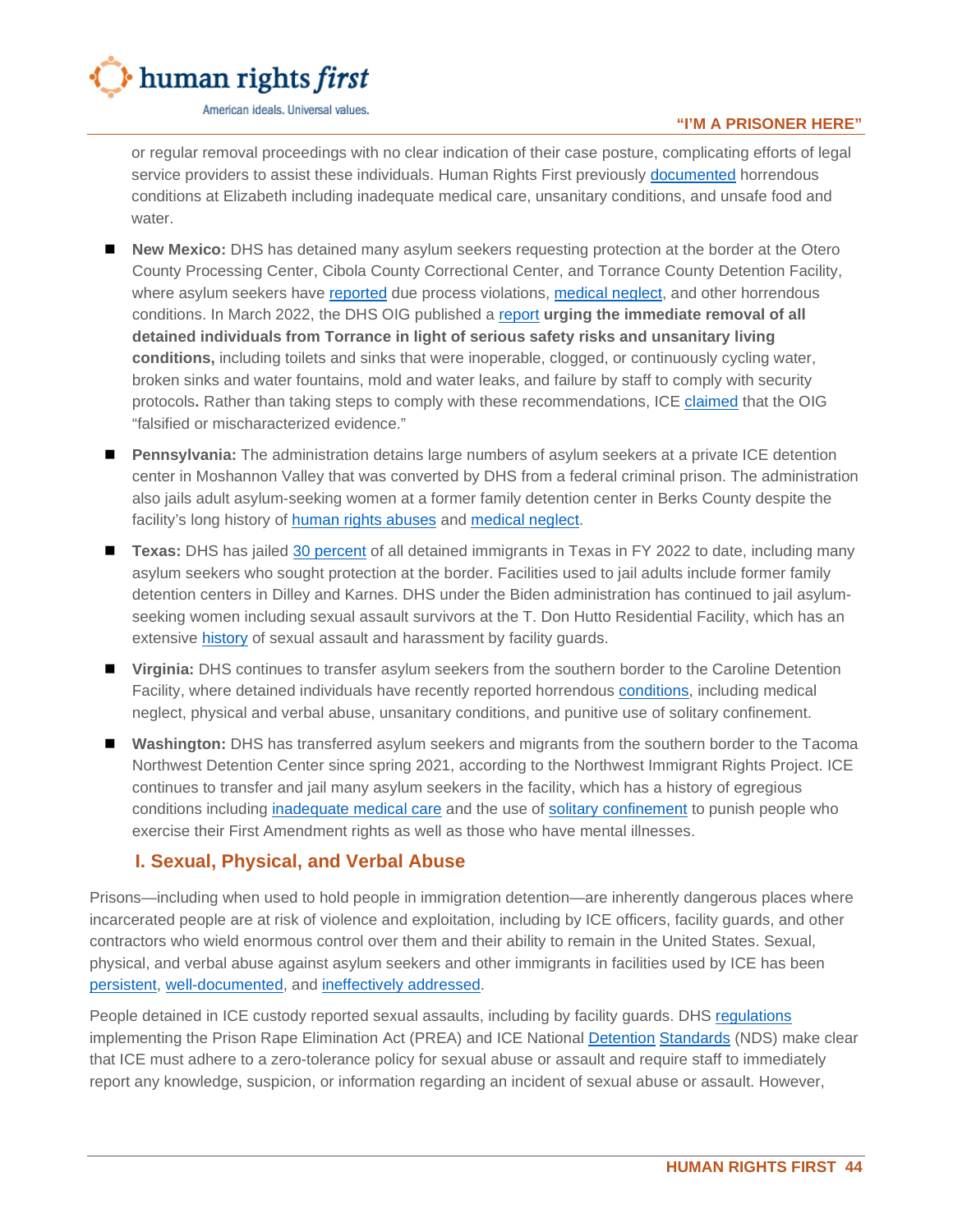or regular removal proceedings with no clear indication of their case posture, complicating efforts of legal service providers to assist these individuals. Human Rights First previously documented horrendous conditions at Elizabeth including inadequate medical care, unsanitary conditions, and unsafe food and water.

- **New Mexico:** DHS has detained many asylum seekers requesting protection at the border at the Otero County Processing Center, Cibola County Correctional Center, and Torrance County Detention Facility, where asylum seekers have reported due process violations, medical neglect, and other horrendous conditions. In March 2022, the DHS OIG published a report **urging the immediate removal of all detained individuals from Torrance in light of serious safety risks and unsanitary living conditions,** including toilets and sinks that were inoperable, clogged, or continuously cycling water, broken sinks and water fountains, mold and water leaks, and failure by staff to comply with security protocols**.** Rather than taking steps to comply with these recommendations, ICE claimed that the OIG "falsified or mischaracterized evidence."
- **Pennsylvania:** The administration detains large numbers of asylum seekers at a private ICE detention center in Moshannon Valley that was converted by DHS from a federal criminal prison. The administration also jails adult asylum-seeking women at a former family detention center in Berks County despite the facility's long history of human rights abuses and medical neglect.
- **Texas:** DHS has jailed 30 percent of all detained immigrants in Texas in FY 2022 to date, including many asylum seekers who sought protection at the border. Facilities used to jail adults include former family detention centers in Dilley and Karnes. DHS under the Biden administration has continued to jail asylum-seeking women including sexual assault survivors at the T. Don Hutto Residential Facility, which has an extensive history of sexual assault and harassment by facility guards.
- **Virginia:** DHS continues to transfer asylum seekers from the southern border to the Caroline Detention Facility, where detained individuals have recently reported horrendous conditions, including medical neglect, physical and verbal abuse, unsanitary conditions, and punitive use of solitary confinement.
- **Washington:** DHS has transferred asylum seekers and migrants from the southern border to the Tacoma Northwest Detention Center since spring 2021, according to the Northwest Immigrant Rights Project. ICE continues to transfer and jail many asylum seekers in the facility, which has a history of egregious conditions including inadequate medical care and the use of solitary confinement to punish people who exercise their First Amendment rights as well as those who have mental illnesses.

## I. Sexual, Physical, and Verbal Abuse

Prisons—including when used to hold people in immigration detention—are inherently dangerous places where incarcerated people are at risk of violence and exploitation, including by ICE officers, facility guards, and other contractors who wield enormous control over them and their ability to remain in the United States. Sexual, physical, and verbal abuse against asylum seekers and other immigrants in facilities used by ICE has been persistent, well-documented, and ineffectively addressed.

People detained in ICE custody reported sexual assaults, including by facility guards. DHS regulations implementing the Prison Rape Elimination Act (PREA) and ICE National Detention Standards (NDS) make clear that ICE must adhere to a zero-tolerance policy for sexual abuse or assault and require staff to immediately report any knowledge, suspicion, or information regarding an incident of sexual abuse or assault. However,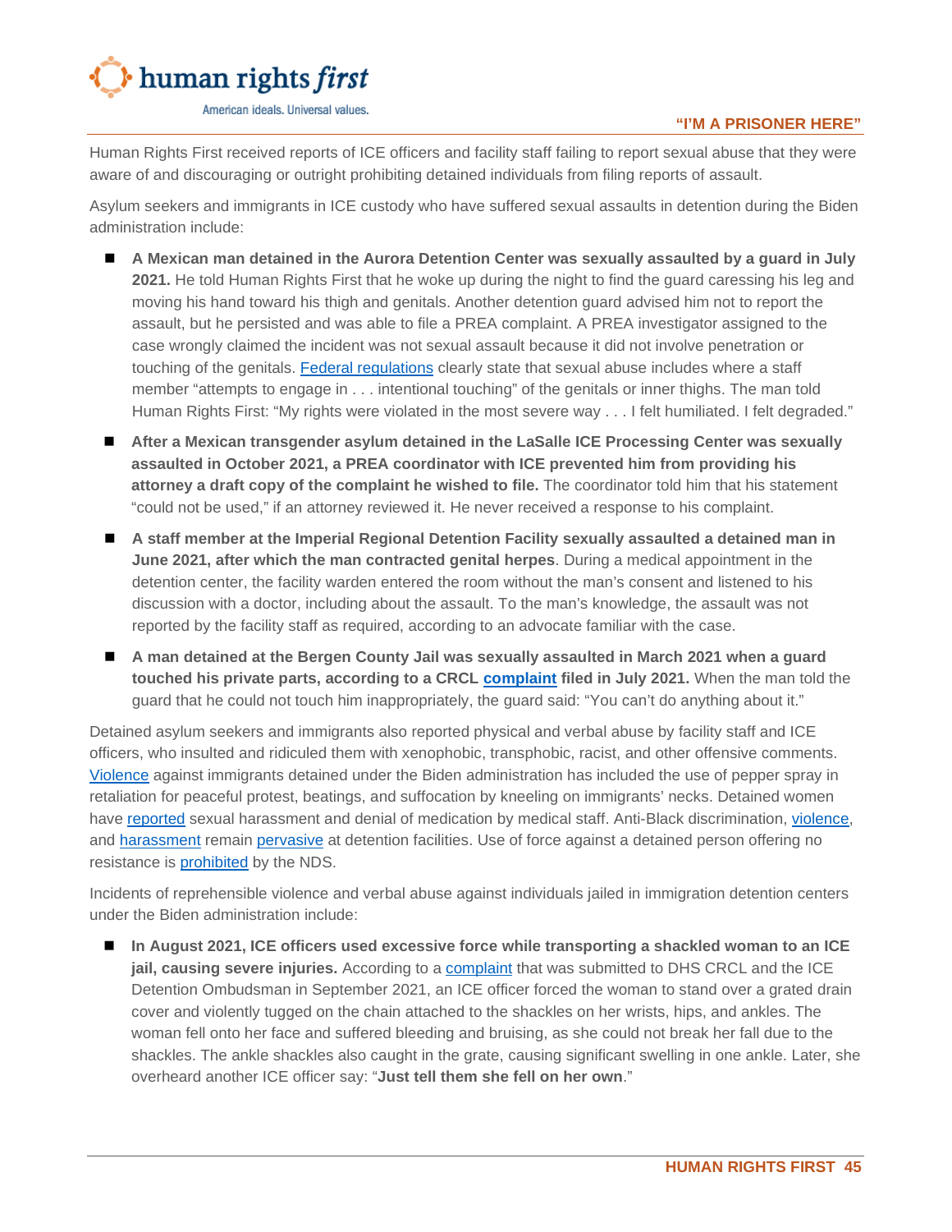Human Rights First received reports of ICE officers and facility staff failing to report sexual abuse that they were aware of and discouraging or outright prohibiting detained individuals from filing reports of assault.

Asylum seekers and immigrants in ICE custody who have suffered sexual assaults in detention during the Biden administration include:

- **A Mexican man detained in the Aurora Detention Center was sexually assaulted by a guard in July 2021.** He told Human Rights First that he woke up during the night to find the guard caressing his leg and moving his hand toward his thigh and genitals. Another detention guard advised him not to report the assault, but he persisted and was able to file a PREA complaint. A PREA investigator assigned to the case wrongly claimed the incident was not sexual assault because it did not involve penetration or touching of the genitals. Federal regulations clearly state that sexual abuse includes where a staff member "attempts to engage in . . . intentional touching" of the genitals or inner thighs. The man told Human Rights First: "My rights were violated in the most severe way . . . I felt humiliated. I felt degraded."
- **After a Mexican transgender asylum detained in the LaSalle ICE Processing Center was sexually assaulted in October 2021, a PREA coordinator with ICE prevented him from providing his attorney a draft copy of the complaint he wished to file.** The coordinator told him that his statement "could not be used," if an attorney reviewed it. He never received a response to his complaint.
- **A staff member at the Imperial Regional Detention Facility sexually assaulted a detained man in June 2021, after which the man contracted genital herpes**. During a medical appointment in the detention center, the facility warden entered the room without the man's consent and listened to his discussion with a doctor, including about the assault. To the man's knowledge, the assault was not reported by the facility staff as required, according to an advocate familiar with the case.
- **A man detained at the Bergen County Jail was sexually assaulted in March 2021 when a guard touched his private parts, according to a CRCL complaint filed in July 2021.** When the man told the guard that he could not touch him inappropriately, the guard said: "You can't do anything about it."

Detained asylum seekers and immigrants also reported physical and verbal abuse by facility staff and ICE officers, who insulted and ridiculed them with xenophobic, transphobic, racist, and other offensive comments. Violence against immigrants detained under the Biden administration has included the use of pepper spray in retaliation for peaceful protest, beatings, and suffocation by kneeling on immigrants' necks. Detained women have reported sexual harassment and denial of medication by medical staff. Anti-Black discrimination, violence, and harassment remain pervasive at detention facilities. Use of force against a detained person offering no resistance is prohibited by the NDS.

Incidents of reprehensible violence and verbal abuse against individuals jailed in immigration detention centers under the Biden administration include:

- **In August 2021, ICE officers used excessive force while transporting a shackled woman to an ICE jail, causing severe injuries.** According to a complaint that was submitted to DHS CRCL and the ICE Detention Ombudsman in September 2021, an ICE officer forced the woman to stand over a grated drain cover and violently tugged on the chain attached to the shackles on her wrists, hips, and ankles. The woman fell onto her face and suffered bleeding and bruising, as she could not break her fall due to the shackles. The ankle shackles also caught in the grate, causing significant swelling in one ankle. Later, she overheard another ICE officer say: "**Just tell them she fell on her own**."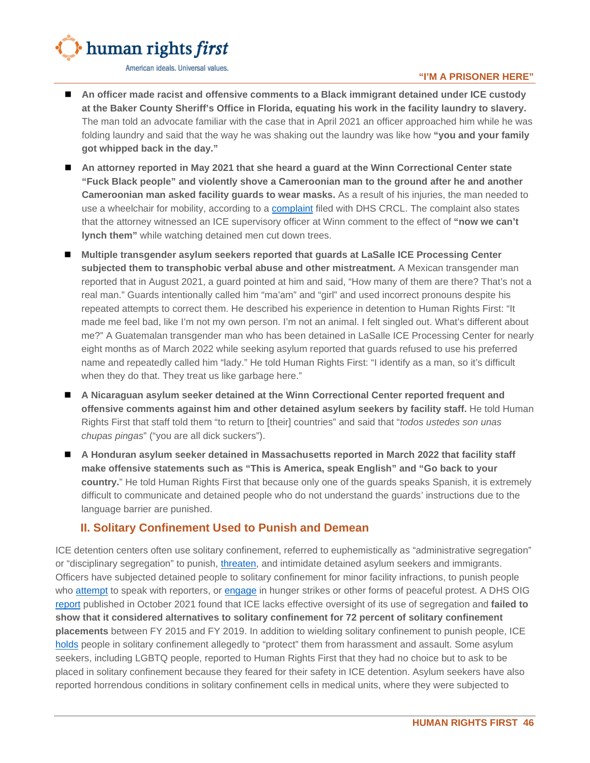- **An officer made racist and offensive comments to a Black immigrant detained under ICE custody at the Baker County Sheriff's Office in Florida, equating his work in the facility laundry to slavery.** The man told an advocate familiar with the case that in April 2021 an officer approached him while he was folding laundry and said that the way he was shaking out the laundry was like how **"you and your family got whipped back in the day."**

- **An attorney reported in May 2021 that she heard a guard at the Winn Correctional Center state "Fuck Black people" and violently shove a Cameroonian man to the ground after he and another Cameroonian man asked facility guards to wear masks.** As a result of his injuries, the man needed to use a wheelchair for mobility, according to a complaint filed with DHS CRCL. The complaint also states that the attorney witnessed an ICE supervisory officer at Winn comment to the effect of **"now we can't lynch them"** while watching detained men cut down trees.

- **Multiple transgender asylum seekers reported that guards at LaSalle ICE Processing Center subjected them to transphobic verbal abuse and other mistreatment.** A Mexican transgender man reported that in August 2021, a guard pointed at him and said, "How many of them are there? That's not a real man." Guards intentionally called him "ma'am" and "girl" and used incorrect pronouns despite his repeated attempts to correct them. He described his experience in detention to Human Rights First: "It made me feel bad, like I'm not my own person. I'm not an animal. I felt singled out. What's different about me?" A Guatemalan transgender man who has been detained in LaSalle ICE Processing Center for nearly eight months as of March 2022 while seeking asylum reported that guards refused to use his preferred name and repeatedly called him "lady." He told Human Rights First: "I identify as a man, so it's difficult when they do that. They treat us like garbage here."

- **A Nicaraguan asylum seeker detained at the Winn Correctional Center reported frequent and offensive comments against him and other detained asylum seekers by facility staff.** He told Human Rights First that staff told them "to return to [their] countries" and said that "*todos ustedes son unas chupas pingas*" ("you are all dick suckers").

- **A Honduran asylum seeker detained in Massachusetts reported in March 2022 that facility staff make offensive statements such as "This is America, speak English" and "Go back to your country."** He told Human Rights First that because only one of the guards speaks Spanish, it is extremely difficult to communicate and detained people who do not understand the guards' instructions due to the language barrier are punished.

## II. Solitary Confinement Used to Punish and Demean

ICE detention centers often use solitary confinement, referred to euphemistically as "administrative segregation" or "disciplinary segregation" to punish, threaten, and intimidate detained asylum seekers and immigrants. Officers have subjected detained people to solitary confinement for minor facility infractions, to punish people who attempt to speak with reporters, or engage in hunger strikes or other forms of peaceful protest. A DHS OIG report published in October 2021 found that ICE lacks effective oversight of its use of segregation and **failed to show that it considered alternatives to solitary confinement for 72 percent of solitary confinement placements** between FY 2015 and FY 2019. In addition to wielding solitary confinement to punish people, ICE holds people in solitary confinement allegedly to "protect" them from harassment and assault. Some asylum seekers, including LGBTQ people, reported to Human Rights First that they had no choice but to ask to be placed in solitary confinement because they feared for their safety in ICE detention. Asylum seekers have also reported horrendous conditions in solitary confinement cells in medical units, where they were subjected to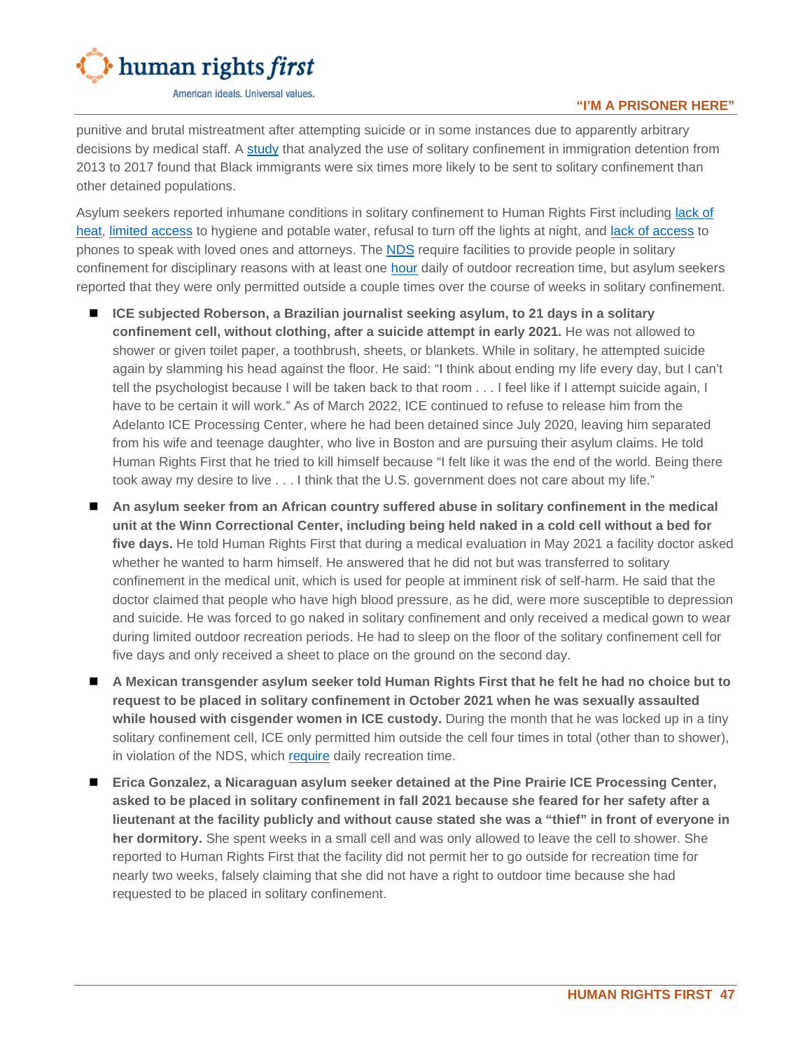punitive and brutal mistreatment after attempting suicide or in some instances due to apparently arbitrary decisions by medical staff. A study that analyzed the use of solitary confinement in immigration detention from 2013 to 2017 found that Black immigrants were six times more likely to be sent to solitary confinement than other detained populations.

Asylum seekers reported inhumane conditions in solitary confinement to Human Rights First including lack of heat, limited access to hygiene and potable water, refusal to turn off the lights at night, and lack of access to phones to speak with loved ones and attorneys. The NDS require facilities to provide people in solitary confinement for disciplinary reasons with at least one hour daily of outdoor recreation time, but asylum seekers reported that they were only permitted outside a couple times over the course of weeks in solitary confinement.

- **ICE subjected Roberson, a Brazilian journalist seeking asylum, to 21 days in a solitary confinement cell, without clothing, after a suicide attempt in early 2021.** He was not allowed to shower or given toilet paper, a toothbrush, sheets, or blankets. While in solitary, he attempted suicide again by slamming his head against the floor. He said: "I think about ending my life every day, but I can't tell the psychologist because I will be taken back to that room . . . I feel like if I attempt suicide again, I have to be certain it will work." As of March 2022, ICE continued to refuse to release him from the Adelanto ICE Processing Center, where he had been detained since July 2020, leaving him separated from his wife and teenage daughter, who live in Boston and are pursuing their asylum claims. He told Human Rights First that he tried to kill himself because "I felt like it was the end of the world. Being there took away my desire to live . . . I think that the U.S. government does not care about my life."
- **An asylum seeker from an African country suffered abuse in solitary confinement in the medical unit at the Winn Correctional Center, including being held naked in a cold cell without a bed for five days.** He told Human Rights First that during a medical evaluation in May 2021 a facility doctor asked whether he wanted to harm himself. He answered that he did not but was transferred to solitary confinement in the medical unit, which is used for people at imminent risk of self-harm. He said that the doctor claimed that people who have high blood pressure, as he did, were more susceptible to depression and suicide. He was forced to go naked in solitary confinement and only received a medical gown to wear during limited outdoor recreation periods. He had to sleep on the floor of the solitary confinement cell for five days and only received a sheet to place on the ground on the second day.
- **A Mexican transgender asylum seeker told Human Rights First that he felt he had no choice but to request to be placed in solitary confinement in October 2021 when he was sexually assaulted while housed with cisgender women in ICE custody.** During the month that he was locked up in a tiny solitary confinement cell, ICE only permitted him outside the cell four times in total (other than to shower), in violation of the NDS, which require daily recreation time.
- **Erica Gonzalez, a Nicaraguan asylum seeker detained at the Pine Prairie ICE Processing Center, asked to be placed in solitary confinement in fall 2021 because she feared for her safety after a lieutenant at the facility publicly and without cause stated she was a "thief" in front of everyone in her dormitory.** She spent weeks in a small cell and was only allowed to leave the cell to shower. She reported to Human Rights First that the facility did not permit her to go outside for recreation time for nearly two weeks, falsely claiming that she did not have a right to outdoor time because she had requested to be placed in solitary confinement.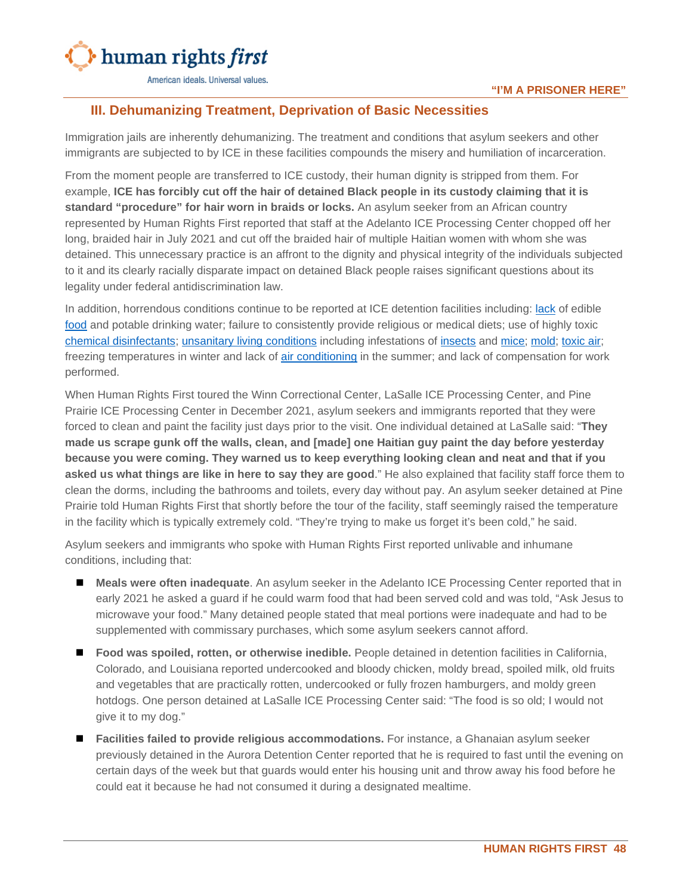## III. Dehumanizing Treatment, Deprivation of Basic Necessities

Immigration jails are inherently dehumanizing. The treatment and conditions that asylum seekers and other immigrants are subjected to by ICE in these facilities compounds the misery and humiliation of incarceration.

From the moment people are transferred to ICE custody, their human dignity is stripped from them. For example, **ICE has forcibly cut off the hair of detained Black people in its custody claiming that it is standard "procedure" for hair worn in braids or locks.** An asylum seeker from an African country represented by Human Rights First reported that staff at the Adelanto ICE Processing Center chopped off her long, braided hair in July 2021 and cut off the braided hair of multiple Haitian women with whom she was detained. This unnecessary practice is an affront to the dignity and physical integrity of the individuals subjected to it and its clearly racially disparate impact on detained Black people raises significant questions about its legality under federal antidiscrimination law.

In addition, horrendous conditions continue to be reported at ICE detention facilities including: lack of edible food and potable drinking water; failure to consistently provide religious or medical diets; use of highly toxic chemical disinfectants; unsanitary living conditions including infestations of insects and mice; mold; toxic air; freezing temperatures in winter and lack of air conditioning in the summer; and lack of compensation for work performed.

When Human Rights First toured the Winn Correctional Center, LaSalle ICE Processing Center, and Pine Prairie ICE Processing Center in December 2021, asylum seekers and immigrants reported that they were forced to clean and paint the facility just days prior to the visit. One individual detained at LaSalle said: "**They made us scrape gunk off the walls, clean, and [made] one Haitian guy paint the day before yesterday because you were coming. They warned us to keep everything looking clean and neat and that if you asked us what things are like in here to say they are good**." He also explained that facility staff force them to clean the dorms, including the bathrooms and toilets, every day without pay. An asylum seeker detained at Pine Prairie told Human Rights First that shortly before the tour of the facility, staff seemingly raised the temperature in the facility which is typically extremely cold. "They're trying to make us forget it's been cold," he said.

Asylum seekers and immigrants who spoke with Human Rights First reported unlivable and inhumane conditions, including that:

- **Meals were often inadequate**. An asylum seeker in the Adelanto ICE Processing Center reported that in early 2021 he asked a guard if he could warm food that had been served cold and was told, "Ask Jesus to microwave your food." Many detained people stated that meal portions were inadequate and had to be supplemented with commissary purchases, which some asylum seekers cannot afford.
- **Food was spoiled, rotten, or otherwise inedible.** People detained in detention facilities in California, Colorado, and Louisiana reported undercooked and bloody chicken, moldy bread, spoiled milk, old fruits and vegetables that are practically rotten, undercooked or fully frozen hamburgers, and moldy green hotdogs. One person detained at LaSalle ICE Processing Center said: "The food is so old; I would not give it to my dog."
- **Facilities failed to provide religious accommodations.** For instance, a Ghanaian asylum seeker previously detained in the Aurora Detention Center reported that he is required to fast until the evening on certain days of the week but that guards would enter his housing unit and throw away his food before he could eat it because he had not consumed it during a designated mealtime.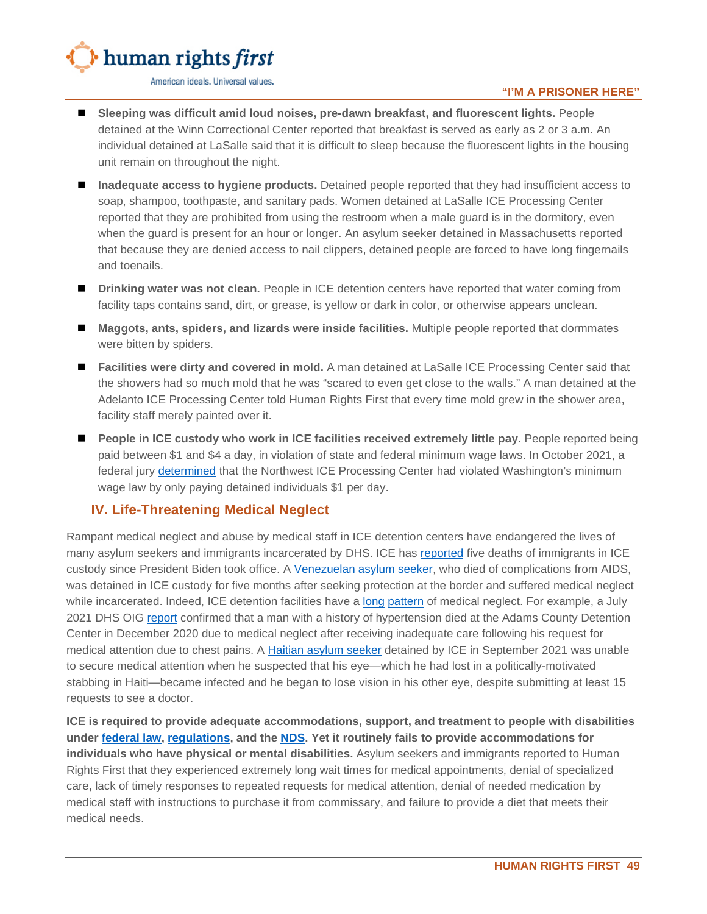- **Sleeping was difficult amid loud noises, pre-dawn breakfast, and fluorescent lights.** People detained at the Winn Correctional Center reported that breakfast is served as early as 2 or 3 a.m. An individual detained at LaSalle said that it is difficult to sleep because the fluorescent lights in the housing unit remain on throughout the night.
- **Inadequate access to hygiene products.** Detained people reported that they had insufficient access to soap, shampoo, toothpaste, and sanitary pads. Women detained at LaSalle ICE Processing Center reported that they are prohibited from using the restroom when a male guard is in the dormitory, even when the guard is present for an hour or longer. An asylum seeker detained in Massachusetts reported that because they are denied access to nail clippers, detained people are forced to have long fingernails and toenails.
- **Drinking water was not clean.** People in ICE detention centers have reported that water coming from facility taps contains sand, dirt, or grease, is yellow or dark in color, or otherwise appears unclean.
- **Maggots, ants, spiders, and lizards were inside facilities.** Multiple people reported that dormmates were bitten by spiders.
- **Facilities were dirty and covered in mold.** A man detained at LaSalle ICE Processing Center said that the showers had so much mold that he was "scared to even get close to the walls." A man detained at the Adelanto ICE Processing Center told Human Rights First that every time mold grew in the shower area, facility staff merely painted over it.
- **People in ICE custody who work in ICE facilities received extremely little pay.** People reported being paid between $1 and $4 a day, in violation of state and federal minimum wage laws. In October 2021, a federal jury determined that the Northwest ICE Processing Center had violated Washington's minimum wage law by only paying detained individuals $1 per day.

## IV. Life-Threatening Medical Neglect

Rampant medical neglect and abuse by medical staff in ICE detention centers have endangered the lives of many asylum seekers and immigrants incarcerated by DHS. ICE has reported five deaths of immigrants in ICE custody since President Biden took office. A Venezuelan asylum seeker, who died of complications from AIDS, was detained in ICE custody for five months after seeking protection at the border and suffered medical neglect while incarcerated. Indeed, ICE detention facilities have a long pattern of medical neglect. For example, a July 2021 DHS OIG report confirmed that a man with a history of hypertension died at the Adams County Detention Center in December 2020 due to medical neglect after receiving inadequate care following his request for medical attention due to chest pains. A Haitian asylum seeker detained by ICE in September 2021 was unable to secure medical attention when he suspected that his eye—which he had lost in a politically-motivated stabbing in Haiti—became infected and he began to lose vision in his other eye, despite submitting at least 15 requests to see a doctor.

**ICE is required to provide adequate accommodations, support, and treatment to people with disabilities under federal law, regulations, and the NDS. Yet it routinely fails to provide accommodations for individuals who have physical or mental disabilities.** Asylum seekers and immigrants reported to Human Rights First that they experienced extremely long wait times for medical appointments, denial of specialized care, lack of timely responses to repeated requests for medical attention, denial of needed medication by medical staff with instructions to purchase it from commissary, and failure to provide a diet that meets their medical needs.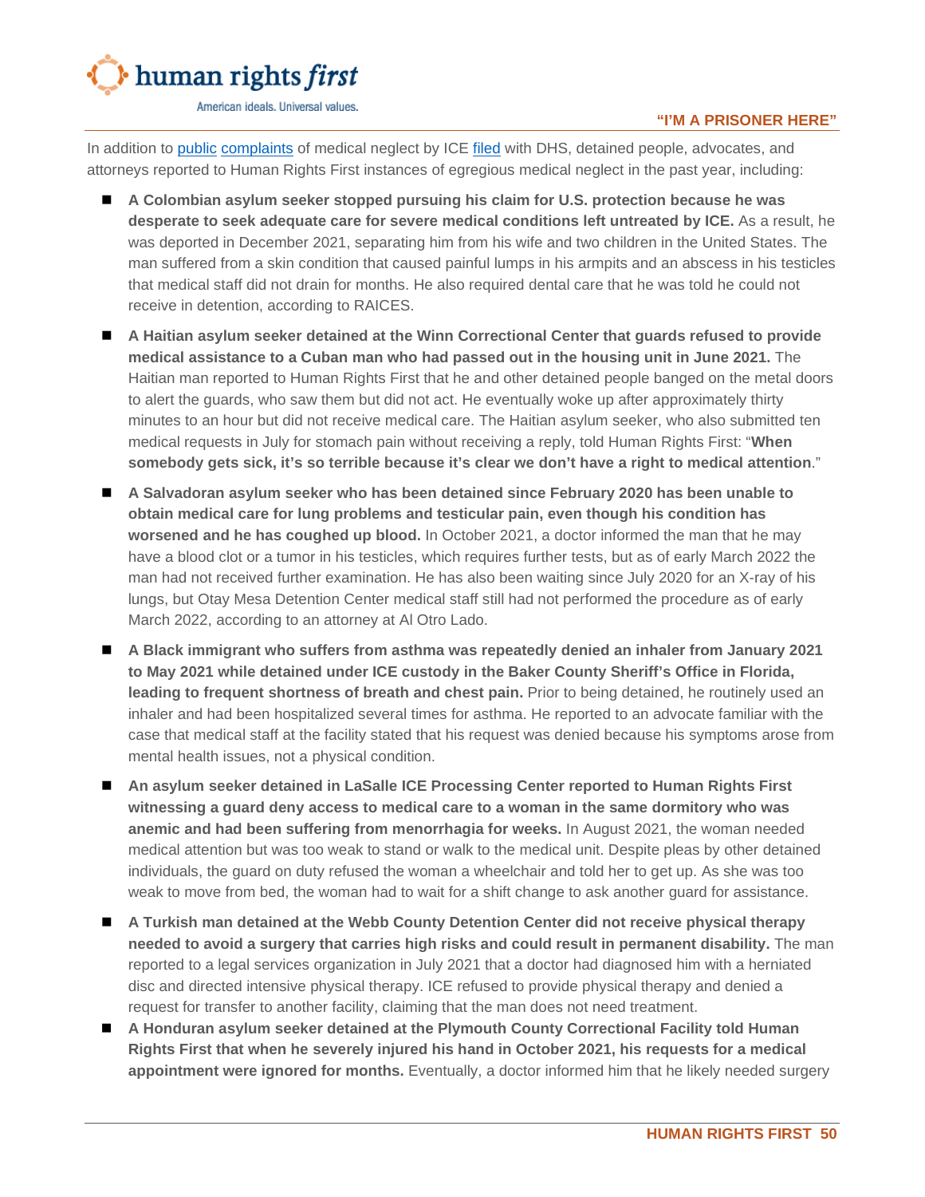In addition to public complaints of medical neglect by ICE filed with DHS, detained people, advocates, and attorneys reported to Human Rights First instances of egregious medical neglect in the past year, including:

- **A Colombian asylum seeker stopped pursuing his claim for U.S. protection because he was desperate to seek adequate care for severe medical conditions left untreated by ICE.** As a result, he was deported in December 2021, separating him from his wife and two children in the United States. The man suffered from a skin condition that caused painful lumps in his armpits and an abscess in his testicles that medical staff did not drain for months. He also required dental care that he was told he could not receive in detention, according to RAICES.

- **A Haitian asylum seeker detained at the Winn Correctional Center that guards refused to provide medical assistance to a Cuban man who had passed out in the housing unit in June 2021.** The Haitian man reported to Human Rights First that he and other detained people banged on the metal doors to alert the guards, who saw them but did not act. He eventually woke up after approximately thirty minutes to an hour but did not receive medical care. The Haitian asylum seeker, who also submitted ten medical requests in July for stomach pain without receiving a reply, told Human Rights First: "**When somebody gets sick, it's so terrible because it's clear we don't have a right to medical attention**."

- **A Salvadoran asylum seeker who has been detained since February 2020 has been unable to obtain medical care for lung problems and testicular pain, even though his condition has worsened and he has coughed up blood.** In October 2021, a doctor informed the man that he may have a blood clot or a tumor in his testicles, which requires further tests, but as of early March 2022 the man had not received further examination. He has also been waiting since July 2020 for an X-ray of his lungs, but Otay Mesa Detention Center medical staff still had not performed the procedure as of early March 2022, according to an attorney at Al Otro Lado.

- **A Black immigrant who suffers from asthma was repeatedly denied an inhaler from January 2021 to May 2021 while detained under ICE custody in the Baker County Sheriff's Office in Florida, leading to frequent shortness of breath and chest pain.** Prior to being detained, he routinely used an inhaler and had been hospitalized several times for asthma. He reported to an advocate familiar with the case that medical staff at the facility stated that his request was denied because his symptoms arose from mental health issues, not a physical condition.

- **An asylum seeker detained in LaSalle ICE Processing Center reported to Human Rights First witnessing a guard deny access to medical care to a woman in the same dormitory who was anemic and had been suffering from menorrhagia for weeks.** In August 2021, the woman needed medical attention but was too weak to stand or walk to the medical unit. Despite pleas by other detained individuals, the guard on duty refused the woman a wheelchair and told her to get up. As she was too weak to move from bed, the woman had to wait for a shift change to ask another guard for assistance.

- **A Turkish man detained at the Webb County Detention Center did not receive physical therapy needed to avoid a surgery that carries high risks and could result in permanent disability.** The man reported to a legal services organization in July 2021 that a doctor had diagnosed him with a herniated disc and directed intensive physical therapy. ICE refused to provide physical therapy and denied a request for transfer to another facility, claiming that the man does not need treatment.

- **A Honduran asylum seeker detained at the Plymouth County Correctional Facility told Human Rights First that when he severely injured his hand in October 2021, his requests for a medical appointment were ignored for months.** Eventually, a doctor informed him that he likely needed surgery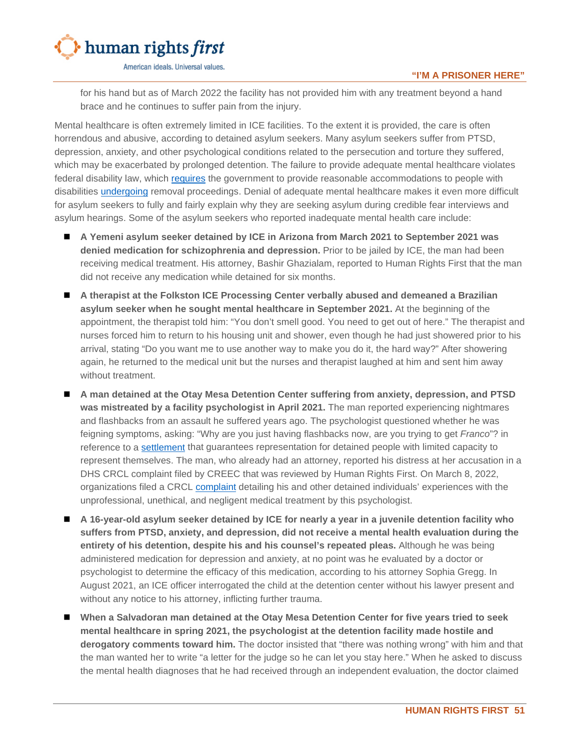for his hand but as of March 2022 the facility has not provided him with any treatment beyond a hand brace and he continues to suffer pain from the injury.

Mental healthcare is often extremely limited in ICE facilities. To the extent it is provided, the care is often horrendous and abusive, according to detained asylum seekers. Many asylum seekers suffer from PTSD, depression, anxiety, and other psychological conditions related to the persecution and torture they suffered, which may be exacerbated by prolonged detention. The failure to provide adequate mental healthcare violates federal disability law, which requires the government to provide reasonable accommodations to people with disabilities undergoing removal proceedings. Denial of adequate mental healthcare makes it even more difficult for asylum seekers to fully and fairly explain why they are seeking asylum during credible fear interviews and asylum hearings. Some of the asylum seekers who reported inadequate mental health care include:

- **A Yemeni asylum seeker detained by ICE in Arizona from March 2021 to September 2021 was denied medication for schizophrenia and depression.** Prior to be jailed by ICE, the man had been receiving medical treatment. His attorney, Bashir Ghazialam, reported to Human Rights First that the man did not receive any medication while detained for six months.
- **A therapist at the Folkston ICE Processing Center verbally abused and demeaned a Brazilian asylum seeker when he sought mental healthcare in September 2021.** At the beginning of the appointment, the therapist told him: "You don't smell good. You need to get out of here." The therapist and nurses forced him to return to his housing unit and shower, even though he had just showered prior to his arrival, stating "Do you want me to use another way to make you do it, the hard way?" After showering again, he returned to the medical unit but the nurses and therapist laughed at him and sent him away without treatment.
- **A man detained at the Otay Mesa Detention Center suffering from anxiety, depression, and PTSD was mistreated by a facility psychologist in April 2021.** The man reported experiencing nightmares and flashbacks from an assault he suffered years ago. The psychologist questioned whether he was feigning symptoms, asking: "Why are you just having flashbacks now, are you trying to get *Franco*"? in reference to a settlement that guarantees representation for detained people with limited capacity to represent themselves. The man, who already had an attorney, reported his distress at her accusation in a DHS CRCL complaint filed by CREEC that was reviewed by Human Rights First. On March 8, 2022, organizations filed a CRCL complaint detailing his and other detained individuals' experiences with the unprofessional, unethical, and negligent medical treatment by this psychologist.
- **A 16-year-old asylum seeker detained by ICE for nearly a year in a juvenile detention facility who suffers from PTSD, anxiety, and depression, did not receive a mental health evaluation during the entirety of his detention, despite his and his counsel's repeated pleas.** Although he was being administered medication for depression and anxiety, at no point was he evaluated by a doctor or psychologist to determine the efficacy of this medication, according to his attorney Sophia Gregg. In August 2021, an ICE officer interrogated the child at the detention center without his lawyer present and without any notice to his attorney, inflicting further trauma.
- **When a Salvadoran man detained at the Otay Mesa Detention Center for five years tried to seek mental healthcare in spring 2021, the psychologist at the detention facility made hostile and derogatory comments toward him.** The doctor insisted that "there was nothing wrong" with him and that the man wanted her to write "a letter for the judge so he can let you stay here." When he asked to discuss the mental health diagnoses that he had received through an independent evaluation, the doctor claimed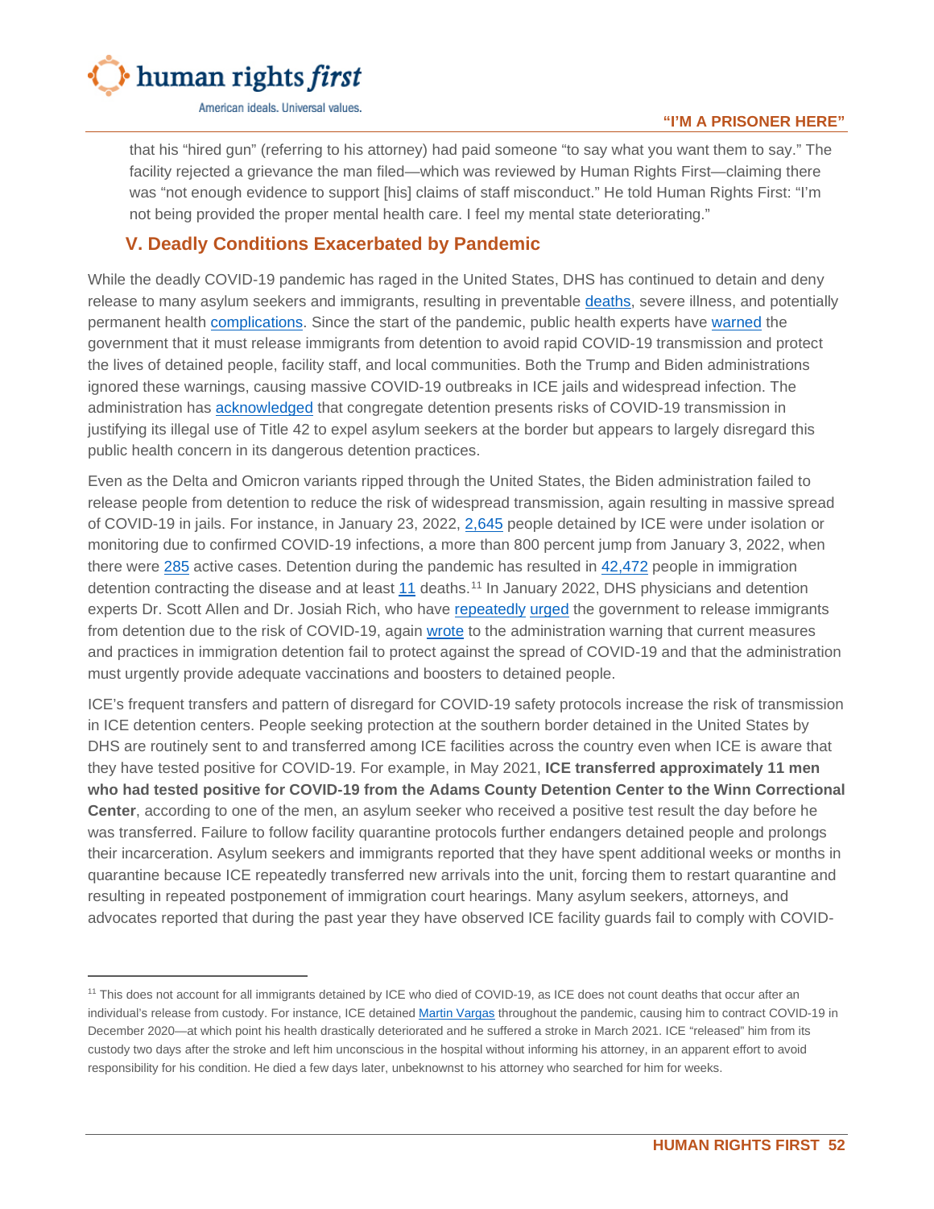that his "hired gun" (referring to his attorney) had paid someone "to say what you want them to say." The facility rejected a grievance the man filed—which was reviewed by Human Rights First—claiming there was "not enough evidence to support [his] claims of staff misconduct." He told Human Rights First: "I'm not being provided the proper mental health care. I feel my mental state deteriorating."

## V. Deadly Conditions Exacerbated by Pandemic

While the deadly COVID-19 pandemic has raged in the United States, DHS has continued to detain and deny release to many asylum seekers and immigrants, resulting in preventable deaths, severe illness, and potentially permanent health complications. Since the start of the pandemic, public health experts have warned the government that it must release immigrants from detention to avoid rapid COVID-19 transmission and protect the lives of detained people, facility staff, and local communities. Both the Trump and Biden administrations ignored these warnings, causing massive COVID-19 outbreaks in ICE jails and widespread infection. The administration has acknowledged that congregate detention presents risks of COVID-19 transmission in justifying its illegal use of Title 42 to expel asylum seekers at the border but appears to largely disregard this public health concern in its dangerous detention practices.

Even as the Delta and Omicron variants ripped through the United States, the Biden administration failed to release people from detention to reduce the risk of widespread transmission, again resulting in massive spread of COVID-19 in jails. For instance, in January 23, 2022, 2,645 people detained by ICE were under isolation or monitoring due to confirmed COVID-19 infections, a more than 800 percent jump from January 3, 2022, when there were 285 active cases. Detention during the pandemic has resulted in 42,472 people in immigration detention contracting the disease and at least 11 deaths.[11] In January 2022, DHS physicians and detention experts Dr. Scott Allen and Dr. Josiah Rich, who have repeatedly urged the government to release immigrants from detention due to the risk of COVID-19, again wrote to the administration warning that current measures and practices in immigration detention fail to protect against the spread of COVID-19 and that the administration must urgently provide adequate vaccinations and boosters to detained people.

ICE's frequent transfers and pattern of disregard for COVID-19 safety protocols increase the risk of transmission in ICE detention centers. People seeking protection at the southern border detained in the United States by DHS are routinely sent to and transferred among ICE facilities across the country even when ICE is aware that they have tested positive for COVID-19. For example, in May 2021, **ICE transferred approximately 11 men who had tested positive for COVID-19 from the Adams County Detention Center to the Winn Correctional Center**, according to one of the men, an asylum seeker who received a positive test result the day before he was transferred. Failure to follow facility quarantine protocols further endangers detained people and prolongs their incarceration. Asylum seekers and immigrants reported that they have spent additional weeks or months in quarantine because ICE repeatedly transferred new arrivals into the unit, forcing them to restart quarantine and resulting in repeated postponement of immigration court hearings. Many asylum seekers, attorneys, and advocates reported that during the past year they have observed ICE facility guards fail to comply with COVID-

[11] This does not account for all immigrants detained by ICE who died of COVID-19, as ICE does not count deaths that occur after an individual's release from custody. For instance, ICE detained Martin Vargas throughout the pandemic, causing him to contract COVID-19 in December 2020—at which point his health drastically deteriorated and he suffered a stroke in March 2021. ICE "released" him from its custody two days after the stroke and left him unconscious in the hospital without informing his attorney, in an apparent effort to avoid responsibility for his condition. He died a few days later, unbeknownst to his attorney who searched for him for weeks.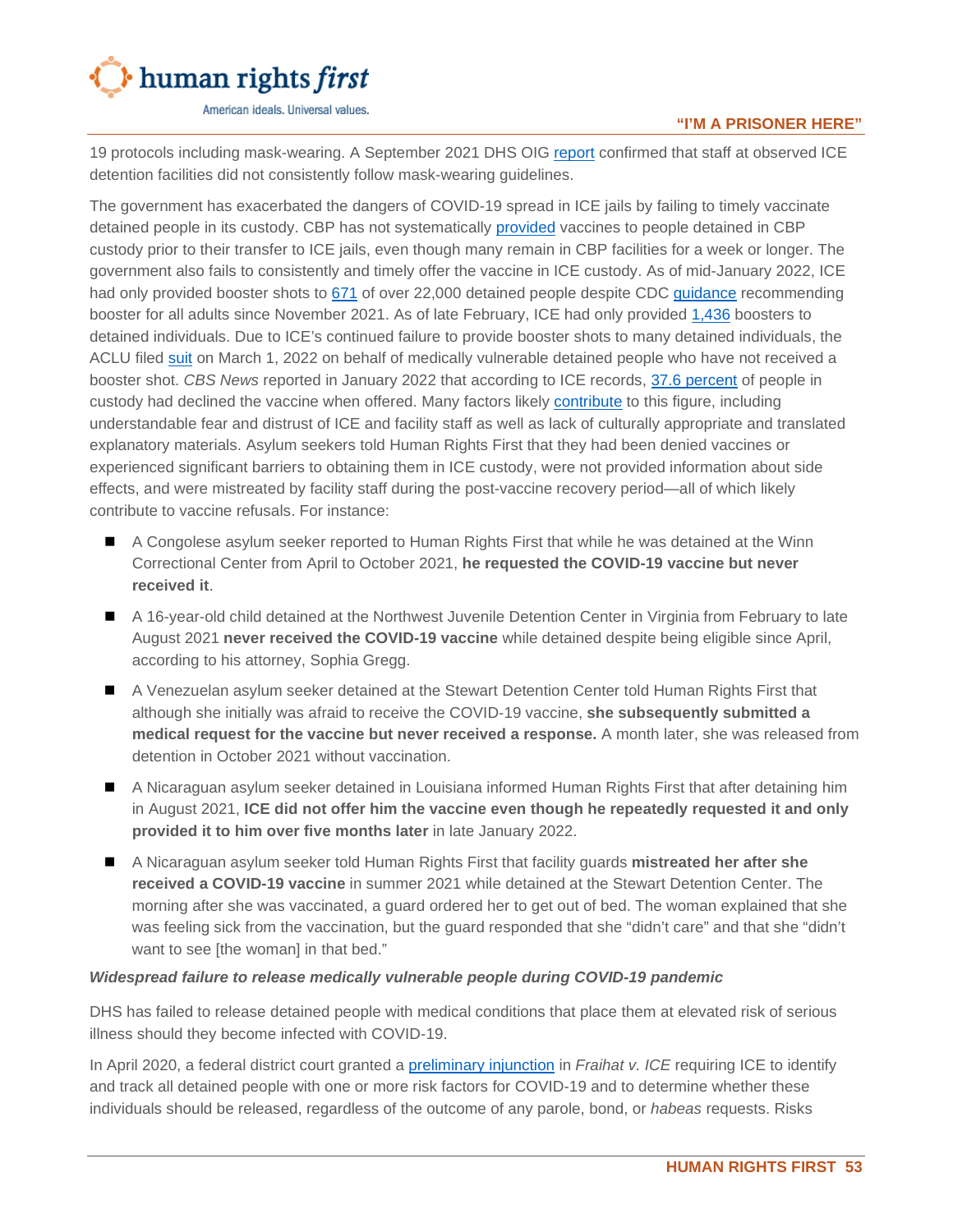19 protocols including mask-wearing. A September 2021 DHS OIG report confirmed that staff at observed ICE detention facilities did not consistently follow mask-wearing guidelines.

The government has exacerbated the dangers of COVID-19 spread in ICE jails by failing to timely vaccinate detained people in its custody. CBP has not systematically provided vaccines to people detained in CBP custody prior to their transfer to ICE jails, even though many remain in CBP facilities for a week or longer. The government also fails to consistently and timely offer the vaccine in ICE custody. As of mid-January 2022, ICE had only provided booster shots to 671 of over 22,000 detained people despite CDC guidance recommending booster for all adults since November 2021. As of late February, ICE had only provided 1,436 boosters to detained individuals. Due to ICE's continued failure to provide booster shots to many detained individuals, the ACLU filed suit on March 1, 2022 on behalf of medically vulnerable detained people who have not received a booster shot. *CBS News* reported in January 2022 that according to ICE records, 37.6 percent of people in custody had declined the vaccine when offered. Many factors likely contribute to this figure, including understandable fear and distrust of ICE and facility staff as well as lack of culturally appropriate and translated explanatory materials. Asylum seekers told Human Rights First that they had been denied vaccines or experienced significant barriers to obtaining them in ICE custody, were not provided information about side effects, and were mistreated by facility staff during the post-vaccine recovery period—all of which likely contribute to vaccine refusals. For instance:

- A Congolese asylum seeker reported to Human Rights First that while he was detained at the Winn Correctional Center from April to October 2021, **he requested the COVID-19 vaccine but never received it**.
- A 16-year-old child detained at the Northwest Juvenile Detention Center in Virginia from February to late August 2021 **never received the COVID-19 vaccine** while detained despite being eligible since April, according to his attorney, Sophia Gregg.
- A Venezuelan asylum seeker detained at the Stewart Detention Center told Human Rights First that although she initially was afraid to receive the COVID-19 vaccine, **she subsequently submitted a medical request for the vaccine but never received a response.** A month later, she was released from detention in October 2021 without vaccination.
- A Nicaraguan asylum seeker detained in Louisiana informed Human Rights First that after detaining him in August 2021, **ICE did not offer him the vaccine even though he repeatedly requested it and only provided it to him over five months later** in late January 2022.
- A Nicaraguan asylum seeker told Human Rights First that facility guards **mistreated her after she received a COVID-19 vaccine** in summer 2021 while detained at the Stewart Detention Center. The morning after she was vaccinated, a guard ordered her to get out of bed. The woman explained that she was feeling sick from the vaccination, but the guard responded that she "didn't care" and that she "didn't want to see [the woman] in that bed."

***Widespread failure to release medically vulnerable people during COVID-19 pandemic***

DHS has failed to release detained people with medical conditions that place them at elevated risk of serious illness should they become infected with COVID-19.

In April 2020, a federal district court granted a preliminary injunction in *Fraihat v. ICE* requiring ICE to identify and track all detained people with one or more risk factors for COVID-19 and to determine whether these individuals should be released, regardless of the outcome of any parole, bond, or *habeas* requests. Risks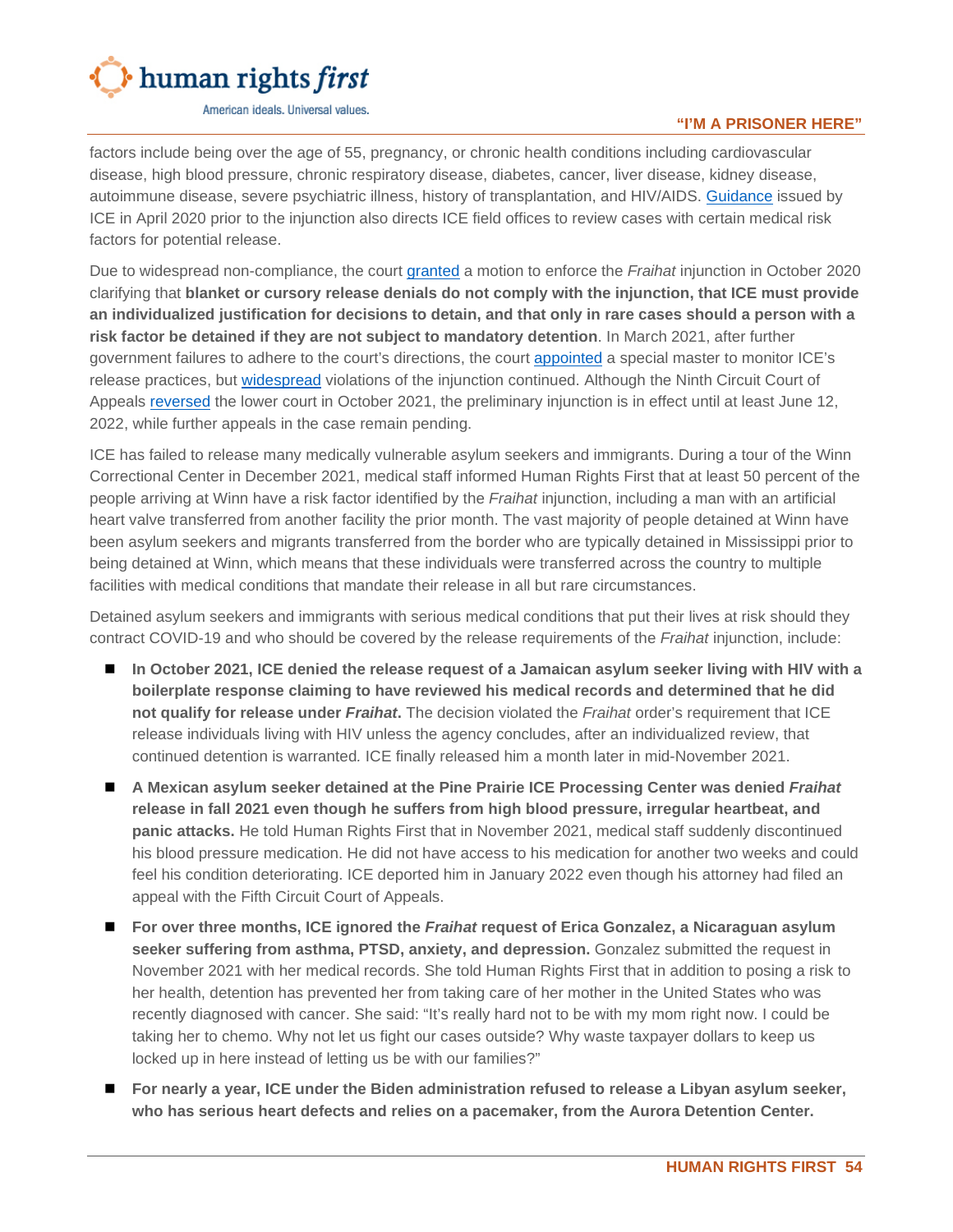factors include being over the age of 55, pregnancy, or chronic health conditions including cardiovascular disease, high blood pressure, chronic respiratory disease, diabetes, cancer, liver disease, kidney disease, autoimmune disease, severe psychiatric illness, history of transplantation, and HIV/AIDS. Guidance issued by ICE in April 2020 prior to the injunction also directs ICE field offices to review cases with certain medical risk factors for potential release.

Due to widespread non-compliance, the court granted a motion to enforce the *Fraihat* injunction in October 2020 clarifying that **blanket or cursory release denials do not comply with the injunction, that ICE must provide an individualized justification for decisions to detain, and that only in rare cases should a person with a risk factor be detained if they are not subject to mandatory detention**. In March 2021, after further government failures to adhere to the court's directions, the court appointed a special master to monitor ICE's release practices, but widespread violations of the injunction continued. Although the Ninth Circuit Court of Appeals reversed the lower court in October 2021, the preliminary injunction is in effect until at least June 12, 2022, while further appeals in the case remain pending.

ICE has failed to release many medically vulnerable asylum seekers and immigrants. During a tour of the Winn Correctional Center in December 2021, medical staff informed Human Rights First that at least 50 percent of the people arriving at Winn have a risk factor identified by the *Fraihat* injunction, including a man with an artificial heart valve transferred from another facility the prior month. The vast majority of people detained at Winn have been asylum seekers and migrants transferred from the border who are typically detained in Mississippi prior to being detained at Winn, which means that these individuals were transferred across the country to multiple facilities with medical conditions that mandate their release in all but rare circumstances.

Detained asylum seekers and immigrants with serious medical conditions that put their lives at risk should they contract COVID-19 and who should be covered by the release requirements of the *Fraihat* injunction, include:

- **In October 2021, ICE denied the release request of a Jamaican asylum seeker living with HIV with a boilerplate response claiming to have reviewed his medical records and determined that he did not qualify for release under *Fraihat*.** The decision violated the *Fraihat* order's requirement that ICE release individuals living with HIV unless the agency concludes, after an individualized review, that continued detention is warranted. ICE finally released him a month later in mid-November 2021.
- **A Mexican asylum seeker detained at the Pine Prairie ICE Processing Center was denied *Fraihat* release in fall 2021 even though he suffers from high blood pressure, irregular heartbeat, and panic attacks.** He told Human Rights First that in November 2021, medical staff suddenly discontinued his blood pressure medication. He did not have access to his medication for another two weeks and could feel his condition deteriorating. ICE deported him in January 2022 even though his attorney had filed an appeal with the Fifth Circuit Court of Appeals.
- **For over three months, ICE ignored the *Fraihat* request of Erica Gonzalez, a Nicaraguan asylum seeker suffering from asthma, PTSD, anxiety, and depression.** Gonzalez submitted the request in November 2021 with her medical records. She told Human Rights First that in addition to posing a risk to her health, detention has prevented her from taking care of her mother in the United States who was recently diagnosed with cancer. She said: "It's really hard not to be with my mom right now. I could be taking her to chemo. Why not let us fight our cases outside? Why waste taxpayer dollars to keep us locked up in here instead of letting us be with our families?"
- **For nearly a year, ICE under the Biden administration refused to release a Libyan asylum seeker, who has serious heart defects and relies on a pacemaker, from the Aurora Detention Center.**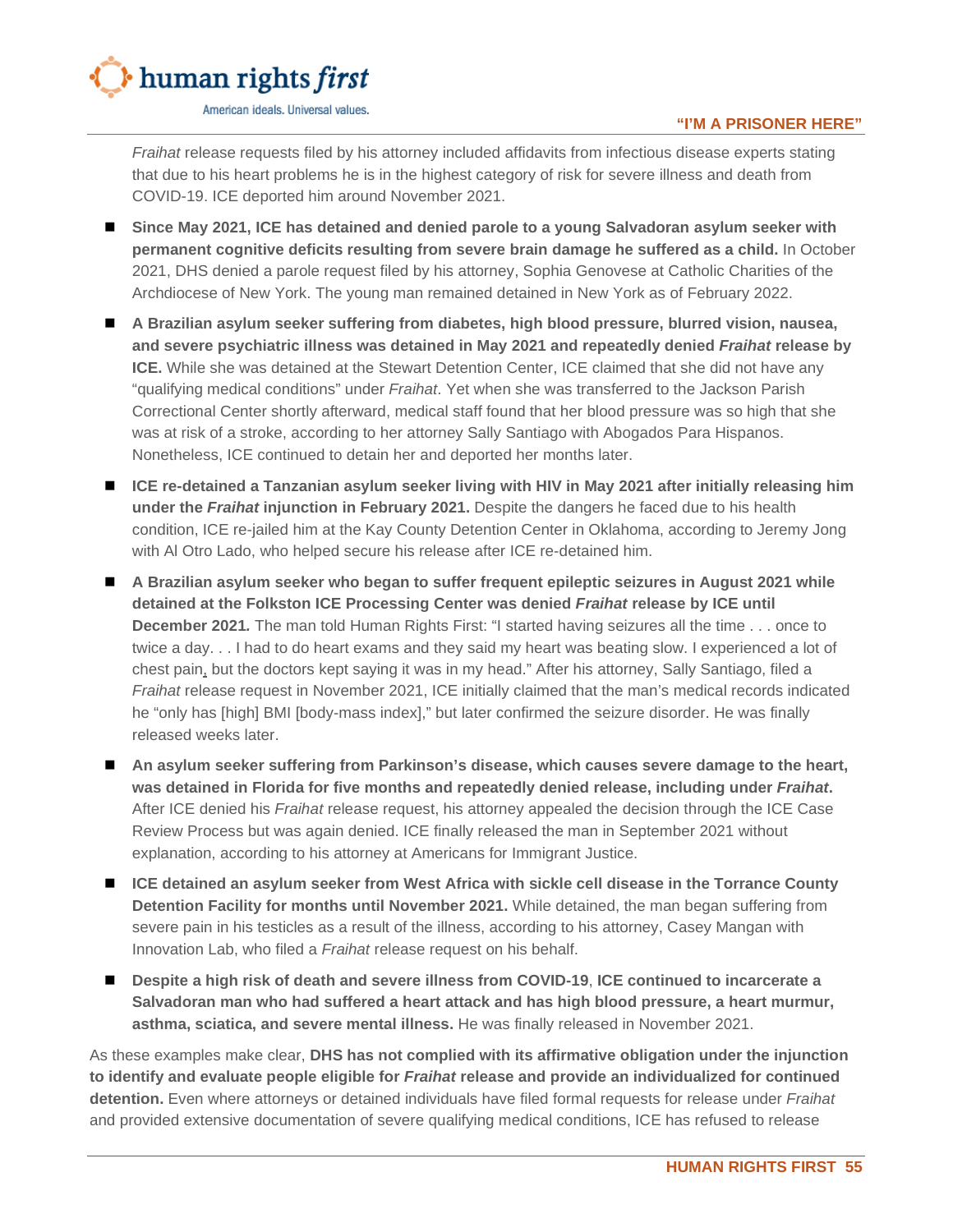*Fraihat* release requests filed by his attorney included affidavits from infectious disease experts stating that due to his heart problems he is in the highest category of risk for severe illness and death from COVID-19. ICE deported him around November 2021.

- **Since May 2021, ICE has detained and denied parole to a young Salvadoran asylum seeker with permanent cognitive deficits resulting from severe brain damage he suffered as a child.** In October 2021, DHS denied a parole request filed by his attorney, Sophia Genovese at Catholic Charities of the Archdiocese of New York. The young man remained detained in New York as of February 2022.
- **A Brazilian asylum seeker suffering from diabetes, high blood pressure, blurred vision, nausea, and severe psychiatric illness was detained in May 2021 and repeatedly denied *Fraihat* release by ICE.** While she was detained at the Stewart Detention Center, ICE claimed that she did not have any "qualifying medical conditions" under *Fraihat*. Yet when she was transferred to the Jackson Parish Correctional Center shortly afterward, medical staff found that her blood pressure was so high that she was at risk of a stroke, according to her attorney Sally Santiago with Abogados Para Hispanos. Nonetheless, ICE continued to detain her and deported her months later.
- **ICE re-detained a Tanzanian asylum seeker living with HIV in May 2021 after initially releasing him under the *Fraihat* injunction in February 2021.** Despite the dangers he faced due to his health condition, ICE re-jailed him at the Kay County Detention Center in Oklahoma, according to Jeremy Jong with Al Otro Lado, who helped secure his release after ICE re-detained him.
- **A Brazilian asylum seeker who began to suffer frequent epileptic seizures in August 2021 while detained at the Folkston ICE Processing Center was denied *Fraihat* release by ICE until December 2021.** The man told Human Rights First: "I started having seizures all the time . . . once to twice a day. . . I had to do heart exams and they said my heart was beating slow. I experienced a lot of chest pain, but the doctors kept saying it was in my head." After his attorney, Sally Santiago, filed a *Fraihat* release request in November 2021, ICE initially claimed that the man's medical records indicated he "only has [high] BMI [body-mass index]," but later confirmed the seizure disorder. He was finally released weeks later.
- **An asylum seeker suffering from Parkinson's disease, which causes severe damage to the heart, was detained in Florida for five months and repeatedly denied release, including under *Fraihat*.** After ICE denied his *Fraihat* release request, his attorney appealed the decision through the ICE Case Review Process but was again denied. ICE finally released the man in September 2021 without explanation, according to his attorney at Americans for Immigrant Justice.
- **ICE detained an asylum seeker from West Africa with sickle cell disease in the Torrance County Detention Facility for months until November 2021.** While detained, the man began suffering from severe pain in his testicles as a result of the illness, according to his attorney, Casey Mangan with Innovation Lab, who filed a *Fraihat* release request on his behalf.
- **Despite a high risk of death and severe illness from COVID-19**, **ICE continued to incarcerate a Salvadoran man who had suffered a heart attack and has high blood pressure, a heart murmur, asthma, sciatica, and severe mental illness.** He was finally released in November 2021.

As these examples make clear, **DHS has not complied with its affirmative obligation under the injunction to identify and evaluate people eligible for *Fraihat* release and provide an individualized for continued detention.** Even where attorneys or detained individuals have filed formal requests for release under *Fraihat* and provided extensive documentation of severe qualifying medical conditions, ICE has refused to release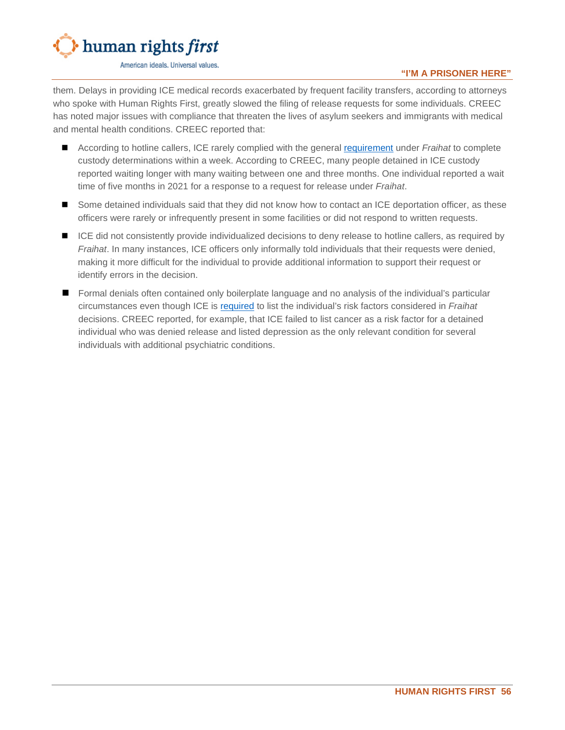them. Delays in providing ICE medical records exacerbated by frequent facility transfers, according to attorneys who spoke with Human Rights First, greatly slowed the filing of release requests for some individuals. CREEC has noted major issues with compliance that threaten the lives of asylum seekers and immigrants with medical and mental health conditions. CREEC reported that:

- According to hotline callers, ICE rarely complied with the general requirement under *Fraihat* to complete custody determinations within a week. According to CREEC, many people detained in ICE custody reported waiting longer with many waiting between one and three months. One individual reported a wait time of five months in 2021 for a response to a request for release under *Fraihat*.
- Some detained individuals said that they did not know how to contact an ICE deportation officer, as these officers were rarely or infrequently present in some facilities or did not respond to written requests.
- ICE did not consistently provide individualized decisions to deny release to hotline callers, as required by *Fraihat*. In many instances, ICE officers only informally told individuals that their requests were denied, making it more difficult for the individual to provide additional information to support their request or identify errors in the decision.
- Formal denials often contained only boilerplate language and no analysis of the individual's particular circumstances even though ICE is required to list the individual's risk factors considered in *Fraihat* decisions. CREEC reported, for example, that ICE failed to list cancer as a risk factor for a detained individual who was denied release and listed depression as the only relevant condition for several individuals with additional psychiatric conditions.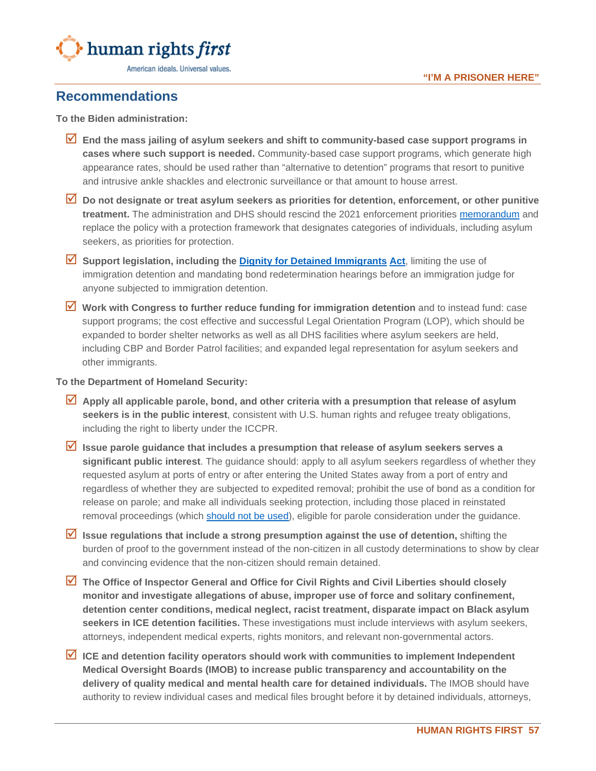## Recommendations

**To the Biden administration:**

- ☑ **End the mass jailing of asylum seekers and shift to community-based case support programs in cases where such support is needed.** Community-based case support programs, which generate high appearance rates, should be used rather than "alternative to detention" programs that resort to punitive and intrusive ankle shackles and electronic surveillance or that amount to house arrest.
- ☑ **Do not designate or treat asylum seekers as priorities for detention, enforcement, or other punitive treatment.** The administration and DHS should rescind the 2021 enforcement priorities memorandum and replace the policy with a protection framework that designates categories of individuals, including asylum seekers, as priorities for protection.
- ☑ **Support legislation, including the Dignity for Detained Immigrants Act**, limiting the use of immigration detention and mandating bond redetermination hearings before an immigration judge for anyone subjected to immigration detention.
- ☑ **Work with Congress to further reduce funding for immigration detention** and to instead fund: case support programs; the cost effective and successful Legal Orientation Program (LOP), which should be expanded to border shelter networks as well as all DHS facilities where asylum seekers are held, including CBP and Border Patrol facilities; and expanded legal representation for asylum seekers and other immigrants.

**To the Department of Homeland Security:**

- ☑ **Apply all applicable parole, bond, and other criteria with a presumption that release of asylum seekers is in the public interest**, consistent with U.S. human rights and refugee treaty obligations, including the right to liberty under the ICCPR.
- ☑ **Issue parole guidance that includes a presumption that release of asylum seekers serves a significant public interest**. The guidance should: apply to all asylum seekers regardless of whether they requested asylum at ports of entry or after entering the United States away from a port of entry and regardless of whether they are subjected to expedited removal; prohibit the use of bond as a condition for release on parole; and make all individuals seeking protection, including those placed in reinstated removal proceedings (which should not be used), eligible for parole consideration under the guidance.
- ☑ **Issue regulations that include a strong presumption against the use of detention,** shifting the burden of proof to the government instead of the non-citizen in all custody determinations to show by clear and convincing evidence that the non-citizen should remain detained.
- ☑ **The Office of Inspector General and Office for Civil Rights and Civil Liberties should closely monitor and investigate allegations of abuse, improper use of force and solitary confinement, detention center conditions, medical neglect, racist treatment, disparate impact on Black asylum seekers in ICE detention facilities.** These investigations must include interviews with asylum seekers, attorneys, independent medical experts, rights monitors, and relevant non-governmental actors.
- ☑ **ICE and detention facility operators should work with communities to implement Independent Medical Oversight Boards (IMOB) to increase public transparency and accountability on the delivery of quality medical and mental health care for detained individuals.** The IMOB should have authority to review individual cases and medical files brought before it by detained individuals, attorneys,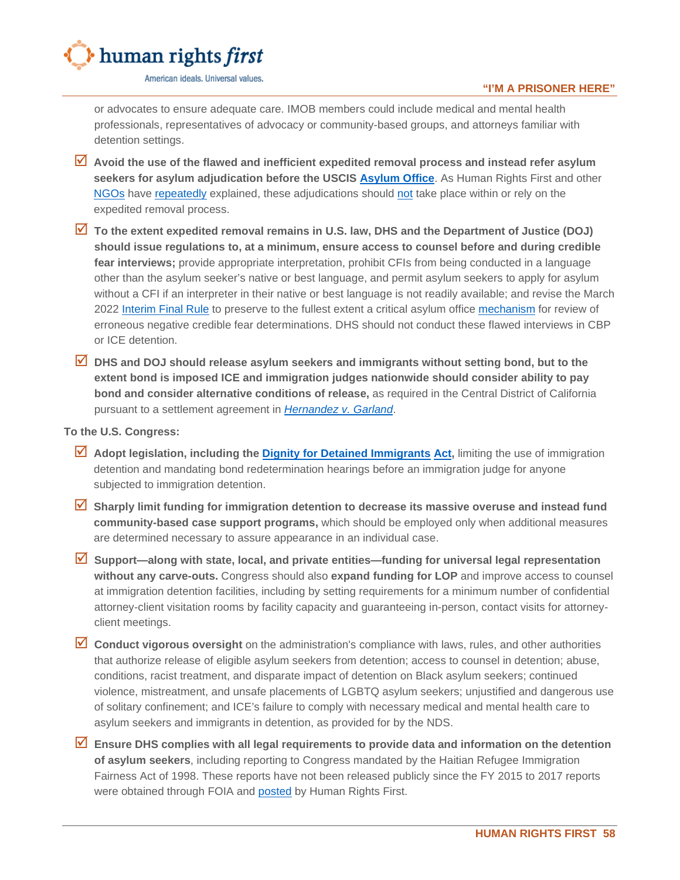or advocates to ensure adequate care. IMOB members could include medical and mental health professionals, representatives of advocacy or community-based groups, and attorneys familiar with detention settings.

- ☑ **Avoid the use of the flawed and inefficient expedited removal process and instead refer asylum seekers for asylum adjudication before the USCIS Asylum Office**. As Human Rights First and other NGOs have repeatedly explained, these adjudications should not take place within or rely on the expedited removal process.
- ☑ **To the extent expedited removal remains in U.S. law, DHS and the Department of Justice (DOJ) should issue regulations to, at a minimum, ensure access to counsel before and during credible fear interviews;** provide appropriate interpretation, prohibit CFIs from being conducted in a language other than the asylum seeker's native or best language, and permit asylum seekers to apply for asylum without a CFI if an interpreter in their native or best language is not readily available; and revise the March 2022 Interim Final Rule to preserve to the fullest extent a critical asylum office mechanism for review of erroneous negative credible fear determinations. DHS should not conduct these flawed interviews in CBP or ICE detention.
- ☑ **DHS and DOJ should release asylum seekers and immigrants without setting bond, but to the extent bond is imposed ICE and immigration judges nationwide should consider ability to pay bond and consider alternative conditions of release,** as required in the Central District of California pursuant to a settlement agreement in *Hernandez v. Garland*.

**To the U.S. Congress:**

- ☑ **Adopt legislation, including the Dignity for Detained Immigrants Act,** limiting the use of immigration detention and mandating bond redetermination hearings before an immigration judge for anyone subjected to immigration detention.
- ☑ **Sharply limit funding for immigration detention to decrease its massive overuse and instead fund community-based case support programs,** which should be employed only when additional measures are determined necessary to assure appearance in an individual case.
- ☑ **Support—along with state, local, and private entities—funding for universal legal representation without any carve-outs.** Congress should also **expand funding for LOP** and improve access to counsel at immigration detention facilities, including by setting requirements for a minimum number of confidential attorney-client visitation rooms by facility capacity and guaranteeing in-person, contact visits for attorney-client meetings.
- ☑ **Conduct vigorous oversight** on the administration's compliance with laws, rules, and other authorities that authorize release of eligible asylum seekers from detention; access to counsel in detention; abuse, conditions, racist treatment, and disparate impact of detention on Black asylum seekers; continued violence, mistreatment, and unsafe placements of LGBTQ asylum seekers; unjustified and dangerous use of solitary confinement; and ICE's failure to comply with necessary medical and mental health care to asylum seekers and immigrants in detention, as provided for by the NDS.
- ☑ **Ensure DHS complies with all legal requirements to provide data and information on the detention of asylum seekers**, including reporting to Congress mandated by the Haitian Refugee Immigration Fairness Act of 1998. These reports have not been released publicly since the FY 2015 to 2017 reports were obtained through FOIA and posted by Human Rights First.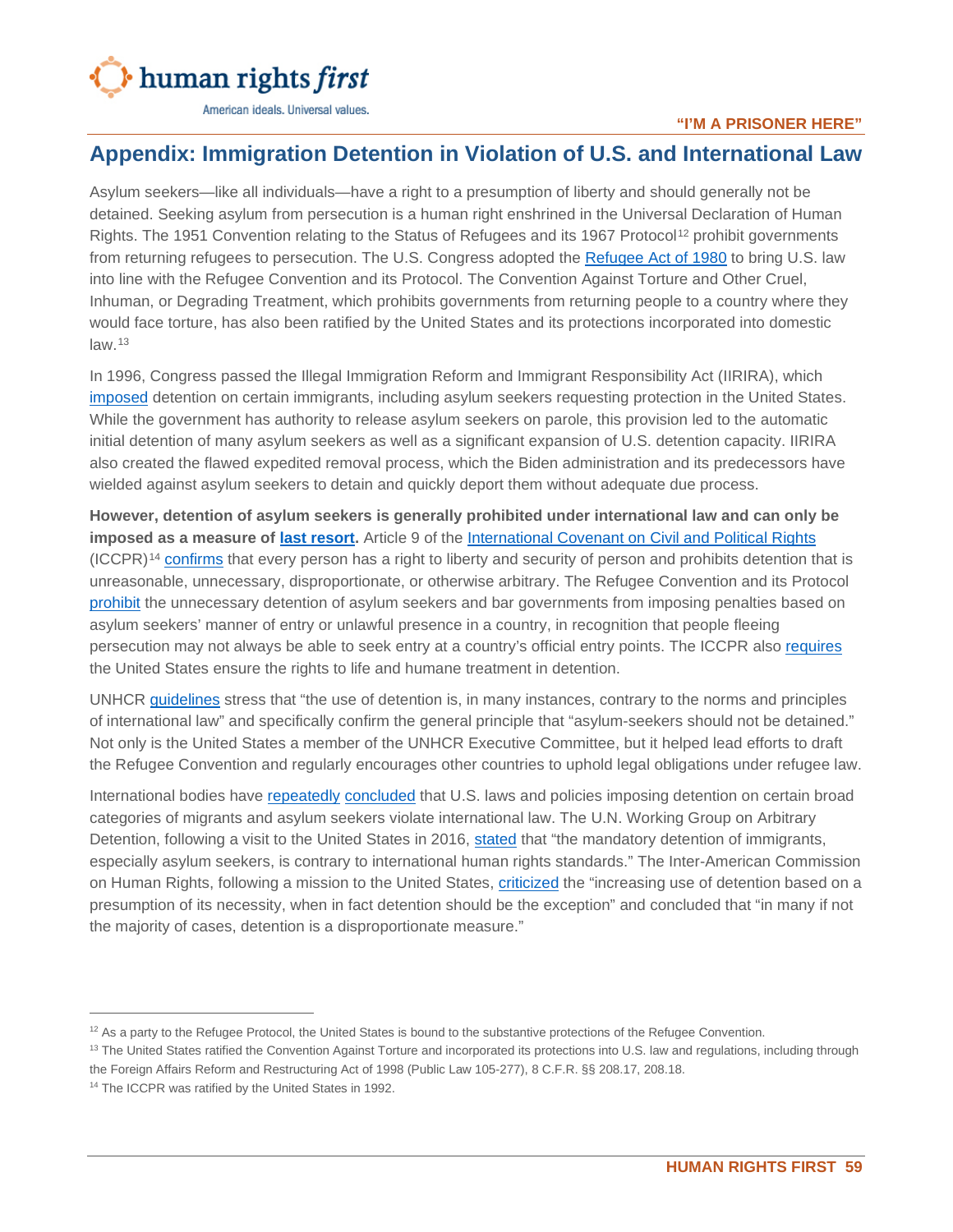## Appendix: Immigration Detention in Violation of U.S. and International Law

Asylum seekers—like all individuals—have a right to a presumption of liberty and should generally not be detained. Seeking asylum from persecution is a human right enshrined in the Universal Declaration of Human Rights. The 1951 Convention relating to the Status of Refugees and its 1967 Protocol[12] prohibit governments from returning refugees to persecution. The U.S. Congress adopted the Refugee Act of 1980 to bring U.S. law into line with the Refugee Convention and its Protocol. The Convention Against Torture and Other Cruel, Inhuman, or Degrading Treatment, which prohibits governments from returning people to a country where they would face torture, has also been ratified by the United States and its protections incorporated into domestic law.[13]

In 1996, Congress passed the Illegal Immigration Reform and Immigrant Responsibility Act (IIRIRA), which imposed detention on certain immigrants, including asylum seekers requesting protection in the United States. While the government has authority to release asylum seekers on parole, this provision led to the automatic initial detention of many asylum seekers as well as a significant expansion of U.S. detention capacity. IIRIRA also created the flawed expedited removal process, which the Biden administration and its predecessors have wielded against asylum seekers to detain and quickly deport them without adequate due process.

**However, detention of asylum seekers is generally prohibited under international law and can only be imposed as a measure of last resort.** Article 9 of the International Covenant on Civil and Political Rights (ICCPR)[14] confirms that every person has a right to liberty and security of person and prohibits detention that is unreasonable, unnecessary, disproportionate, or otherwise arbitrary. The Refugee Convention and its Protocol prohibit the unnecessary detention of asylum seekers and bar governments from imposing penalties based on asylum seekers' manner of entry or unlawful presence in a country, in recognition that people fleeing persecution may not always be able to seek entry at a country's official entry points. The ICCPR also requires the United States ensure the rights to life and humane treatment in detention.

UNHCR guidelines stress that "the use of detention is, in many instances, contrary to the norms and principles of international law" and specifically confirm the general principle that "asylum-seekers should not be detained." Not only is the United States a member of the UNHCR Executive Committee, but it helped lead efforts to draft the Refugee Convention and regularly encourages other countries to uphold legal obligations under refugee law.

International bodies have repeatedly concluded that U.S. laws and policies imposing detention on certain broad categories of migrants and asylum seekers violate international law. The U.N. Working Group on Arbitrary Detention, following a visit to the United States in 2016, stated that "the mandatory detention of immigrants, especially asylum seekers, is contrary to international human rights standards." The Inter-American Commission on Human Rights, following a mission to the United States, criticized the "increasing use of detention based on a presumption of its necessity, when in fact detention should be the exception" and concluded that "in many if not the majority of cases, detention is a disproportionate measure."

---

[12] As a party to the Refugee Protocol, the United States is bound to the substantive protections of the Refugee Convention.

[13] The United States ratified the Convention Against Torture and incorporated its protections into U.S. law and regulations, including through the Foreign Affairs Reform and Restructuring Act of 1998 (Public Law 105-277), 8 C.F.R. §§ 208.17, 208.18.

[14] The ICCPR was ratified by the United States in 1992.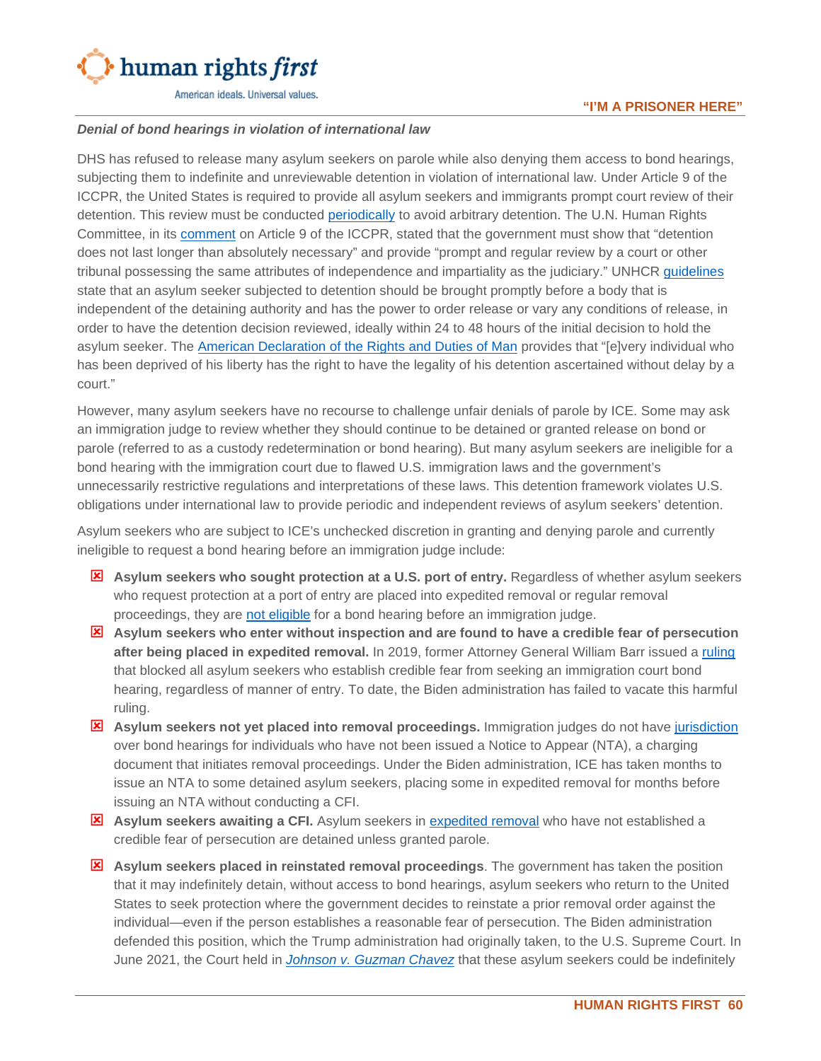***Denial of bond hearings in violation of international law***

DHS has refused to release many asylum seekers on parole while also denying them access to bond hearings, subjecting them to indefinite and unreviewable detention in violation of international law. Under Article 9 of the ICCPR, the United States is required to provide all asylum seekers and immigrants prompt court review of their detention. This review must be conducted periodically to avoid arbitrary detention. The U.N. Human Rights Committee, in its comment on Article 9 of the ICCPR, stated that the government must show that "detention does not last longer than absolutely necessary" and provide "prompt and regular review by a court or other tribunal possessing the same attributes of independence and impartiality as the judiciary." UNHCR guidelines state that an asylum seeker subjected to detention should be brought promptly before a body that is independent of the detaining authority and has the power to order release or vary any conditions of release, in order to have the detention decision reviewed, ideally within 24 to 48 hours of the initial decision to hold the asylum seeker. The American Declaration of the Rights and Duties of Man provides that "[e]very individual who has been deprived of his liberty has the right to have the legality of his detention ascertained without delay by a court."

However, many asylum seekers have no recourse to challenge unfair denials of parole by ICE. Some may ask an immigration judge to review whether they should continue to be detained or granted release on bond or parole (referred to as a custody redetermination or bond hearing). But many asylum seekers are ineligible for a bond hearing with the immigration court due to flawed U.S. immigration laws and the government's unnecessarily restrictive regulations and interpretations of these laws. This detention framework violates U.S. obligations under international law to provide periodic and independent reviews of asylum seekers' detention.

Asylum seekers who are subject to ICE's unchecked discretion in granting and denying parole and currently ineligible to request a bond hearing before an immigration judge include:

- **Asylum seekers who sought protection at a U.S. port of entry.** Regardless of whether asylum seekers who request protection at a port of entry are placed into expedited removal or regular removal proceedings, they are not eligible for a bond hearing before an immigration judge.
- **Asylum seekers who enter without inspection and are found to have a credible fear of persecution after being placed in expedited removal.** In 2019, former Attorney General William Barr issued a ruling that blocked all asylum seekers who establish credible fear from seeking an immigration court bond hearing, regardless of manner of entry. To date, the Biden administration has failed to vacate this harmful ruling.
- **Asylum seekers not yet placed into removal proceedings.** Immigration judges do not have jurisdiction over bond hearings for individuals who have not been issued a Notice to Appear (NTA), a charging document that initiates removal proceedings. Under the Biden administration, ICE has taken months to issue an NTA to some detained asylum seekers, placing some in expedited removal for months before issuing an NTA without conducting a CFI.
- **Asylum seekers awaiting a CFI.** Asylum seekers in expedited removal who have not established a credible fear of persecution are detained unless granted parole.
- **Asylum seekers placed in reinstated removal proceedings**. The government has taken the position that it may indefinitely detain, without access to bond hearings, asylum seekers who return to the United States to seek protection where the government decides to reinstate a prior removal order against the individual—even if the person establishes a reasonable fear of persecution. The Biden administration defended this position, which the Trump administration had originally taken, to the U.S. Supreme Court. In June 2021, the Court held in *Johnson v. Guzman Chavez* that these asylum seekers could be indefinitely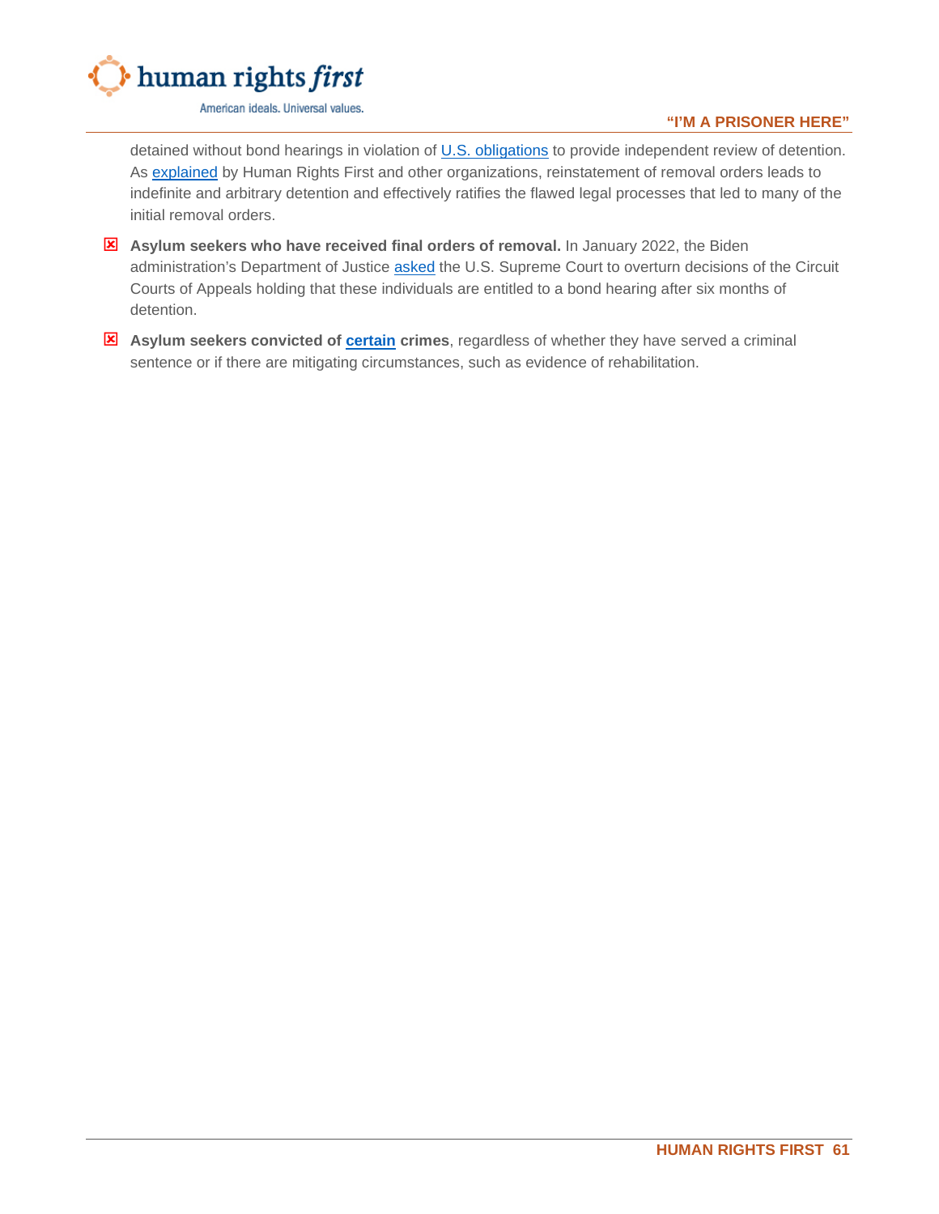detained without bond hearings in violation of U.S. obligations to provide independent review of detention. As explained by Human Rights First and other organizations, reinstatement of removal orders leads to indefinite and arbitrary detention and effectively ratifies the flawed legal processes that led to many of the initial removal orders.

- ☒ **Asylum seekers who have received final orders of removal.** In January 2022, the Biden administration's Department of Justice asked the U.S. Supreme Court to overturn decisions of the Circuit Courts of Appeals holding that these individuals are entitled to a bond hearing after six months of detention.
- ☒ **Asylum seekers convicted of certain crimes**, regardless of whether they have served a criminal sentence or if there are mitigating circumstances, such as evidence of rehabilitation.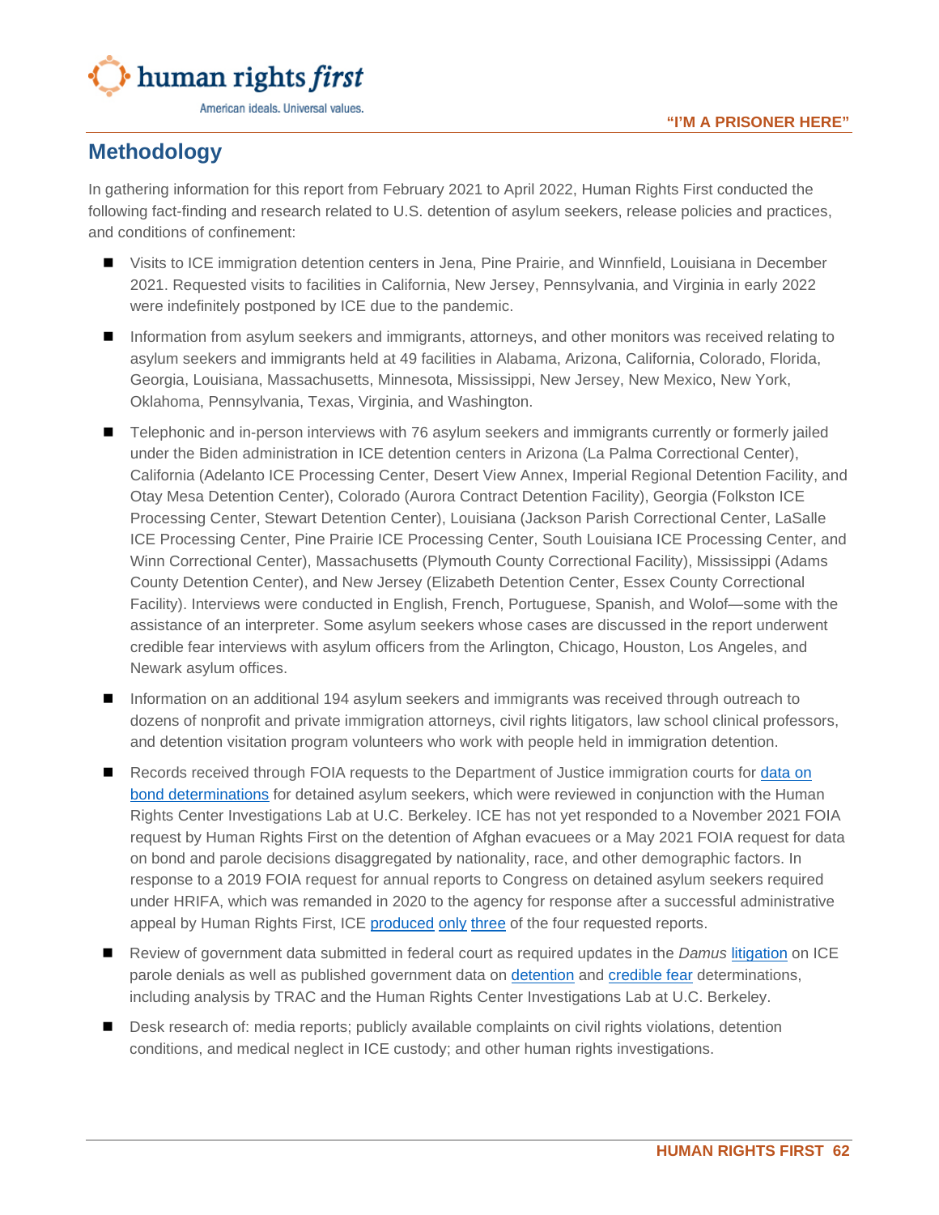## Methodology

In gathering information for this report from February 2021 to April 2022, Human Rights First conducted the following fact-finding and research related to U.S. detention of asylum seekers, release policies and practices, and conditions of confinement:

- Visits to ICE immigration detention centers in Jena, Pine Prairie, and Winnfield, Louisiana in December 2021. Requested visits to facilities in California, New Jersey, Pennsylvania, and Virginia in early 2022 were indefinitely postponed by ICE due to the pandemic.
- Information from asylum seekers and immigrants, attorneys, and other monitors was received relating to asylum seekers and immigrants held at 49 facilities in Alabama, Arizona, California, Colorado, Florida, Georgia, Louisiana, Massachusetts, Minnesota, Mississippi, New Jersey, New Mexico, New York, Oklahoma, Pennsylvania, Texas, Virginia, and Washington.
- Telephonic and in-person interviews with 76 asylum seekers and immigrants currently or formerly jailed under the Biden administration in ICE detention centers in Arizona (La Palma Correctional Center), California (Adelanto ICE Processing Center, Desert View Annex, Imperial Regional Detention Facility, and Otay Mesa Detention Center), Colorado (Aurora Contract Detention Facility), Georgia (Folkston ICE Processing Center, Stewart Detention Center), Louisiana (Jackson Parish Correctional Center, LaSalle ICE Processing Center, Pine Prairie ICE Processing Center, South Louisiana ICE Processing Center, and Winn Correctional Center), Massachusetts (Plymouth County Correctional Facility), Mississippi (Adams County Detention Center), and New Jersey (Elizabeth Detention Center, Essex County Correctional Facility). Interviews were conducted in English, French, Portuguese, Spanish, and Wolof—some with the assistance of an interpreter. Some asylum seekers whose cases are discussed in the report underwent credible fear interviews with asylum officers from the Arlington, Chicago, Houston, Los Angeles, and Newark asylum offices.
- Information on an additional 194 asylum seekers and immigrants was received through outreach to dozens of nonprofit and private immigration attorneys, civil rights litigators, law school clinical professors, and detention visitation program volunteers who work with people held in immigration detention.
- Records received through FOIA requests to the Department of Justice immigration courts for data on bond determinations for detained asylum seekers, which were reviewed in conjunction with the Human Rights Center Investigations Lab at U.C. Berkeley. ICE has not yet responded to a November 2021 FOIA request by Human Rights First on the detention of Afghan evacuees or a May 2021 FOIA request for data on bond and parole decisions disaggregated by nationality, race, and other demographic factors. In response to a 2019 FOIA request for annual reports to Congress on detained asylum seekers required under HRIFA, which was remanded in 2020 to the agency for response after a successful administrative appeal by Human Rights First, ICE produced only three of the four requested reports.
- Review of government data submitted in federal court as required updates in the *Damus* litigation on ICE parole denials as well as published government data on detention and credible fear determinations, including analysis by TRAC and the Human Rights Center Investigations Lab at U.C. Berkeley.
- Desk research of: media reports; publicly available complaints on civil rights violations, detention conditions, and medical neglect in ICE custody; and other human rights investigations.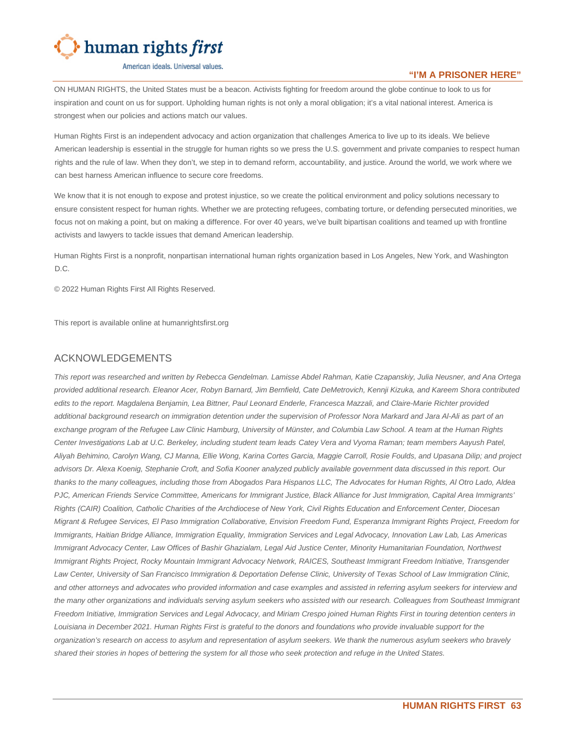ON HUMAN RIGHTS, the United States must be a beacon. Activists fighting for freedom around the globe continue to look to us for inspiration and count on us for support. Upholding human rights is not only a moral obligation; it's a vital national interest. America is strongest when our policies and actions match our values.

Human Rights First is an independent advocacy and action organization that challenges America to live up to its ideals. We believe American leadership is essential in the struggle for human rights so we press the U.S. government and private companies to respect human rights and the rule of law. When they don't, we step in to demand reform, accountability, and justice. Around the world, we work where we can best harness American influence to secure core freedoms.

We know that it is not enough to expose and protest injustice, so we create the political environment and policy solutions necessary to ensure consistent respect for human rights. Whether we are protecting refugees, combating torture, or defending persecuted minorities, we focus not on making a point, but on making a difference. For over 40 years, we've built bipartisan coalitions and teamed up with frontline activists and lawyers to tackle issues that demand American leadership.

Human Rights First is a nonprofit, nonpartisan international human rights organization based in Los Angeles, New York, and Washington D.C.

© 2022 Human Rights First All Rights Reserved.

This report is available online at humanrightsfirst.org

## ACKNOWLEDGEMENTS

*This report was researched and written by Rebecca Gendelman. Lamisse Abdel Rahman, Katie Czapanskiy, Julia Neusner, and Ana Ortega provided additional research. Eleanor Acer, Robyn Barnard, Jim Bernfield, Cate DeMetrovich, Kennji Kizuka, and Kareem Shora contributed edits to the report. Magdalena Benjamin, Lea Bittner, Paul Leonard Enderle, Francesca Mazzali, and Claire-Marie Richter provided additional background research on immigration detention under the supervision of Professor Nora Markard and Jara Al-Ali as part of an exchange program of the Refugee Law Clinic Hamburg, University of Münster, and Columbia Law School. A team at the Human Rights Center Investigations Lab at U.C. Berkeley, including student team leads Catey Vera and Vyoma Raman; team members Aayush Patel, Aliyah Behimino, Carolyn Wang, CJ Manna, Ellie Wong, Karina Cortes Garcia, Maggie Carroll, Rosie Foulds, and Upasana Dilip; and project advisors Dr. Alexa Koenig, Stephanie Croft, and Sofia Kooner analyzed publicly available government data discussed in this report. Our thanks to the many colleagues, including those from Abogados Para Hispanos LLC, The Advocates for Human Rights, Al Otro Lado, Aldea PJC, American Friends Service Committee, Americans for Immigrant Justice, Black Alliance for Just Immigration, Capital Area Immigrants' Rights (CAIR) Coalition, Catholic Charities of the Archdiocese of New York, Civil Rights Education and Enforcement Center, Diocesan Migrant & Refugee Services, El Paso Immigration Collaborative, Envision Freedom Fund, Esperanza Immigrant Rights Project, Freedom for Immigrants, Haitian Bridge Alliance, Immigration Equality, Immigration Services and Legal Advocacy, Innovation Law Lab, Las Americas Immigrant Advocacy Center, Law Offices of Bashir Ghazialam, Legal Aid Justice Center, Minority Humanitarian Foundation, Northwest Immigrant Rights Project, Rocky Mountain Immigrant Advocacy Network, RAICES, Southeast Immigrant Freedom Initiative, Transgender Law Center, University of San Francisco Immigration & Deportation Defense Clinic, University of Texas School of Law Immigration Clinic, and other attorneys and advocates who provided information and case examples and assisted in referring asylum seekers for interview and the many other organizations and individuals serving asylum seekers who assisted with our research. Colleagues from Southeast Immigrant Freedom Initiative, Immigration Services and Legal Advocacy, and Miriam Crespo joined Human Rights First in touring detention centers in Louisiana in December 2021. Human Rights First is grateful to the donors and foundations who provide invaluable support for the organization's research on access to asylum and representation of asylum seekers. We thank the numerous asylum seekers who bravely shared their stories in hopes of bettering the system for all those who seek protection and refuge in the United States.*